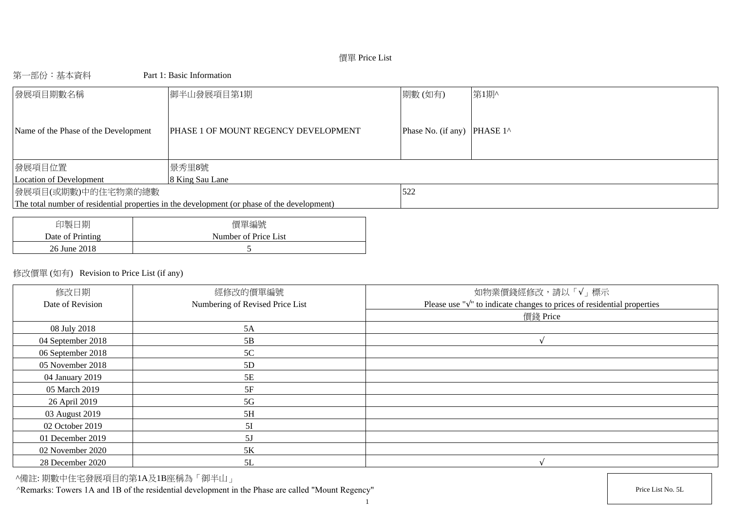# 價單 Price List

## 第一部份：基本資料 Part 1: Basic Information

| 發展項目期數名稱 Name of the Phase of the Development | 御半山發展項目第1期 PHASE 1 OF MOUNT REGENCY DEVELOPMENT | 期數 (如有) Phase No. (if any) | 第1期^ PHASE 1^ |
|---|---|---|---|
| 發展項目位置 Location of Development | 景秀里8號 8 King Sau Lane | | |
| 發展項目(或期數)中的住宅物業的總數 The total number of residential properties in the development (or phase of the development) | | 522 | |

| 印製日期 Date of Printing | 價單編號 Number of Price List |
|---|---|
| 26 June 2018 | 5 |

修改價單 (如有) Revision to Price List (if any)

| 修改日期 Date of Revision | 經修改的價單編號 Numbering of Revised Price List | 如物業價錢經修改，請以「√」標示 Please use "√" to indicate changes to prices of residential properties |
|---|---|---|
| | | 價錢 Price |
| 08 July 2018 | 5A | |
| 04 September 2018 | 5B | √ |
| 06 September 2018 | 5C | |
| 05 November 2018 | 5D | |
| 04 January 2019 | 5E | |
| 05 March 2019 | 5F | |
| 26 April 2019 | 5G | |
| 03 August 2019 | 5H | |
| 02 October 2019 | 5I | |
| 01 December 2019 | 5J | |
| 02 November 2020 | 5K | |
| 28 December 2020 | 5L | √ |

^備註: 期數中住宅發展項目的第1A及1B座稱為「御半山」

^Remarks: Towers 1A and 1B of the residential development in the Phase are called "Mount Regency"

Price List No. 5L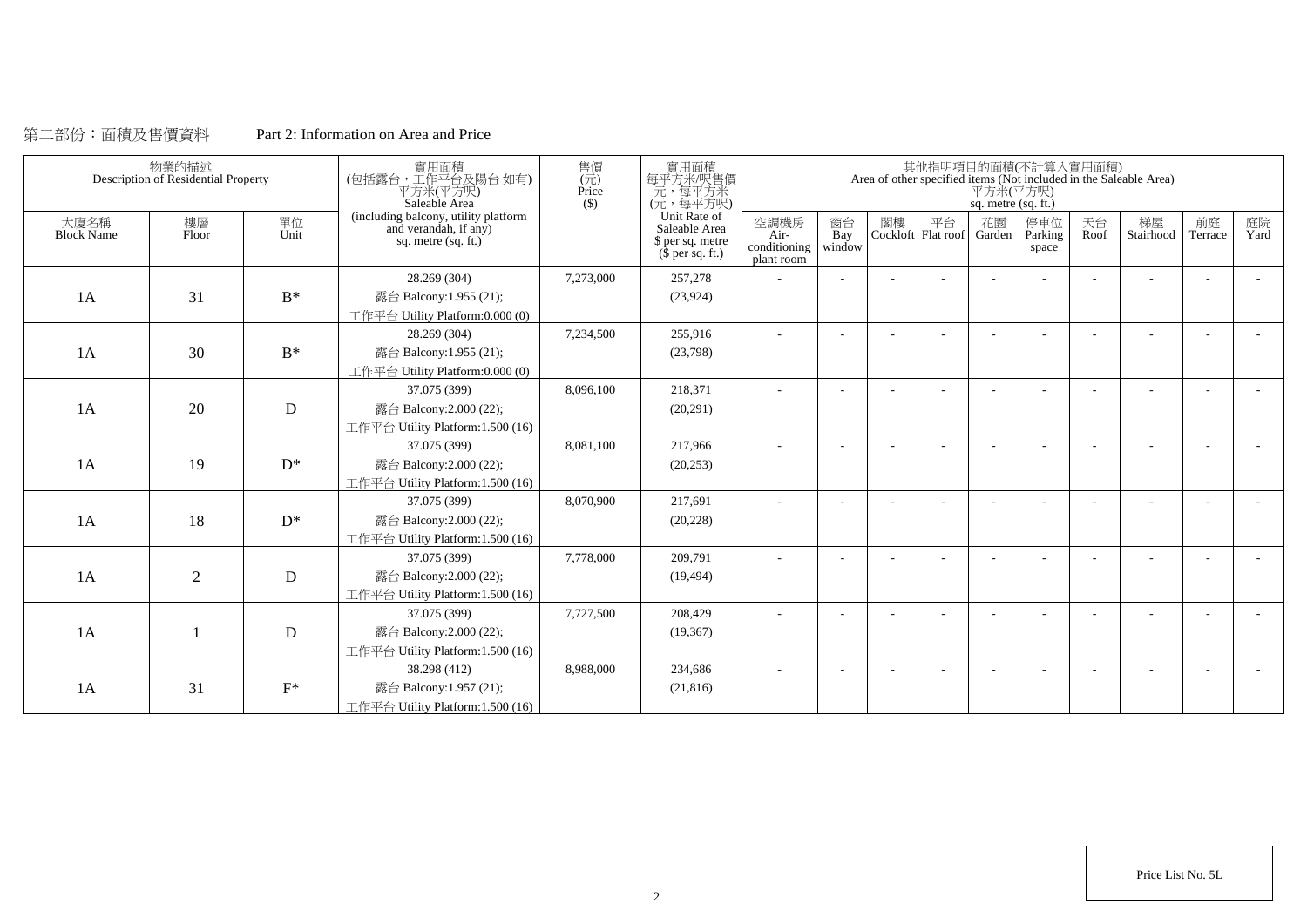第二部份：面積及售價資料　　Part 2: Information on Area and Price

| 物業的描述 Description of Residential Property | | | 實用面積 (包括露台，工作平台及陽台 如有) 平方米(平方呎) Saleable Area (including balcony, utility platform and verandah, if any) sq. metre (sq. ft.) | 售價 (元) Price ($) | 實用面積 每平方米/呎售價 元，每平方米 (元，每平方呎) Unit Rate of Saleable Area $ per sq. metre ($ per sq. ft.) | 其他指明項目的面積(不計算入實用面積) Area of other specified items (Not included in the Saleable Area) 平方米(平方呎) sq. metre (sq. ft.) | | | | | | | | | |
|---|---|---|---|---|---|---|---|---|---|---|---|---|---|---|---|
| 大廈名稱 Block Name | 樓層 Floor | 單位 Unit | | | | 空調機房 Air-conditioning plant room | 窗台 Bay window | 閣樓 Cockloft | 平台 Flat roof | 花園 Garden | 停車位 Parking space | 天台 Roof | 梯屋 Stairhood | 前庭 Terrace | 庭院 Yard |
| 1A | 31 | B* | 28.269 (304) 露台 Balcony:1.955 (21); 工作平台 Utility Platform:0.000 (0) | 7,273,000 | 257,278 (23,924) | - | - | - | - | - | - | - | - | - | - |
| 1A | 30 | B* | 28.269 (304) 露台 Balcony:1.955 (21); 工作平台 Utility Platform:0.000 (0) | 7,234,500 | 255,916 (23,798) | - | - | - | - | - | - | - | - | - | - |
| 1A | 20 | D | 37.075 (399) 露台 Balcony:2.000 (22); 工作平台 Utility Platform:1.500 (16) | 8,096,100 | 218,371 (20,291) | - | - | - | - | - | - | - | - | - | - |
| 1A | 19 | D* | 37.075 (399) 露台 Balcony:2.000 (22); 工作平台 Utility Platform:1.500 (16) | 8,081,100 | 217,966 (20,253) | - | - | - | - | - | - | - | - | - | - |
| 1A | 18 | D* | 37.075 (399) 露台 Balcony:2.000 (22); 工作平台 Utility Platform:1.500 (16) | 8,070,900 | 217,691 (20,228) | - | - | - | - | - | - | - | - | - | - |
| 1A | 2 | D | 37.075 (399) 露台 Balcony:2.000 (22); 工作平台 Utility Platform:1.500 (16) | 7,778,000 | 209,791 (19,494) | - | - | - | - | - | - | - | - | - | - |
| 1A | 1 | D | 37.075 (399) 露台 Balcony:2.000 (22); 工作平台 Utility Platform:1.500 (16) | 7,727,500 | 208,429 (19,367) | - | - | - | - | - | - | - | - | - | - |
| 1A | 31 | F* | 38.298 (412) 露台 Balcony:1.957 (21); 工作平台 Utility Platform:1.500 (16) | 8,988,000 | 234,686 (21,816) | - | - | - | - | - | - | - | - | - | - |

Price List No. 5L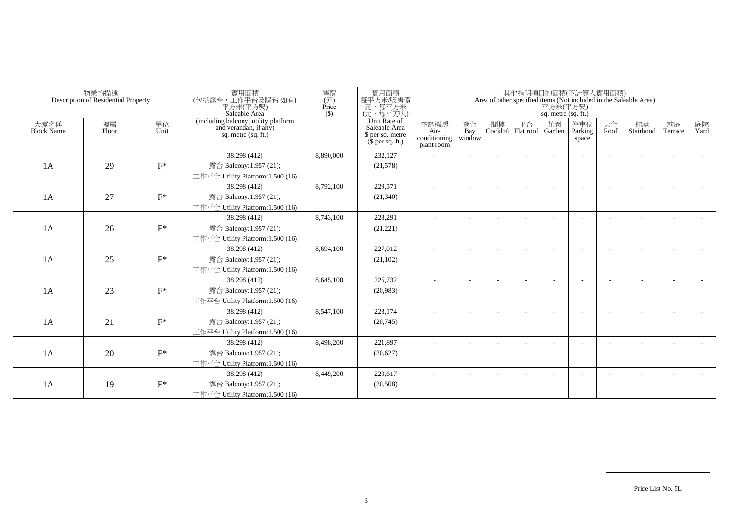| 物業的描述 Description of Residential Property | | | 實用面積 (包括露台，工作平台及陽台 如有) 平方米(平方呎) Saleable Area (including balcony, utility platform and verandah, if any) sq. metre (sq. ft.) | 售價 (元) Price ($) | 實用面積 每平方米/呎售價 元，每平方米 (元，每平方呎) Unit Rate of Saleable Area $ per sq. metre ($ per sq. ft.) | 其他指明項目的面積(不計算入實用面積) Area of other specified items (Not included in the Saleable Area) 平方米(平方呎) sq. metre (sq. ft.) | | | | | | | | | |
|---|---|---|---|---|---|---|---|---|---|---|---|---|---|---|---|
| 大廈名稱 Block Name | 樓層 Floor | 單位 Unit | | | | 空調機房 Air-conditioning plant room | 窗台 Bay window | 閣樓 Cockloft | 平台 Flat roof | 花園 Garden | 停車位 Parking space | 天台 Roof | 梯屋 Stairhood | 前庭 Terrace | 庭院 Yard |
| 1A | 29 | F* | 38.298 (412) 露台 Balcony:1.957 (21); 工作平台 Utility Platform:1.500 (16) | 8,890,000 | 232,127 (21,578) | - | - | - | - | - | - | - | - | - | - |
| 1A | 27 | F* | 38.298 (412) 露台 Balcony:1.957 (21); 工作平台 Utility Platform:1.500 (16) | 8,792,100 | 229,571 (21,340) | - | - | - | - | - | - | - | - | - | - |
| 1A | 26 | F* | 38.298 (412) 露台 Balcony:1.957 (21); 工作平台 Utility Platform:1.500 (16) | 8,743,100 | 228,291 (21,221) | - | - | - | - | - | - | - | - | - | - |
| 1A | 25 | F* | 38.298 (412) 露台 Balcony:1.957 (21); 工作平台 Utility Platform:1.500 (16) | 8,694,100 | 227,012 (21,102) | - | - | - | - | - | - | - | - | - | - |
| 1A | 23 | F* | 38.298 (412) 露台 Balcony:1.957 (21); 工作平台 Utility Platform:1.500 (16) | 8,645,100 | 225,732 (20,983) | - | - | - | - | - | - | - | - | - | - |
| 1A | 21 | F* | 38.298 (412) 露台 Balcony:1.957 (21); 工作平台 Utility Platform:1.500 (16) | 8,547,100 | 223,174 (20,745) | - | - | - | - | - | - | - | - | - | - |
| 1A | 20 | F* | 38.298 (412) 露台 Balcony:1.957 (21); 工作平台 Utility Platform:1.500 (16) | 8,498,200 | 221,897 (20,627) | - | - | - | - | - | - | - | - | - | - |
| 1A | 19 | F* | 38.298 (412) 露台 Balcony:1.957 (21); 工作平台 Utility Platform:1.500 (16) | 8,449,200 | 220,617 (20,508) | - | - | - | - | - | - | - | - | - | - |

Price List No. 5L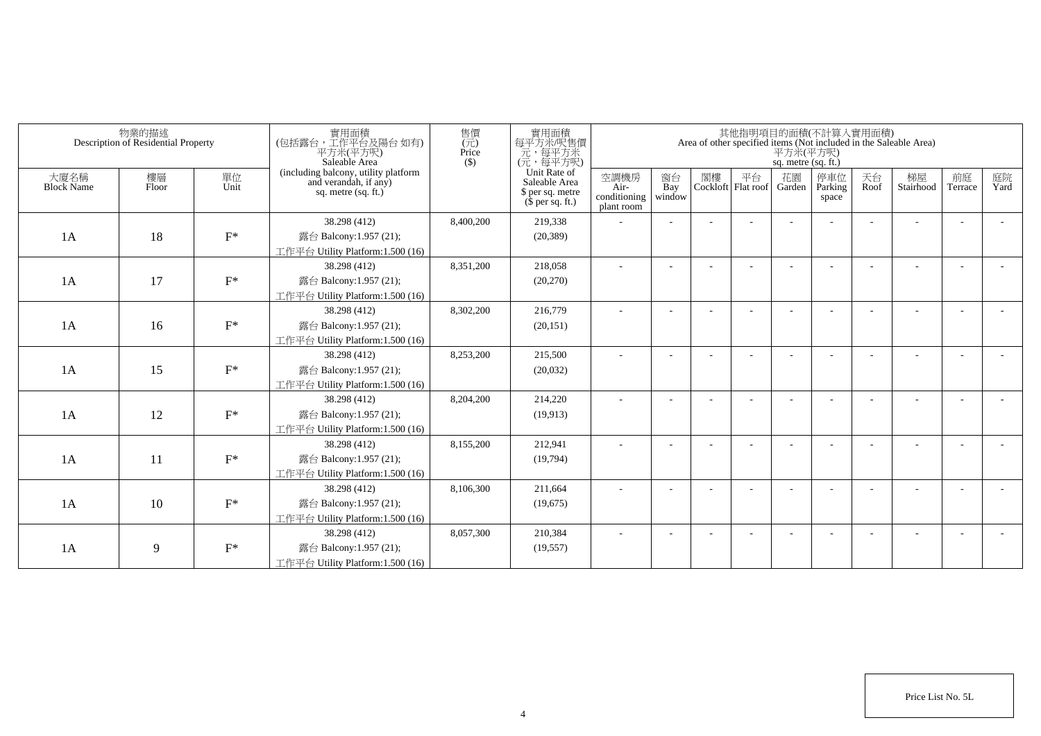| 物業的描述 Description of Residential Property | | | 實用面積 (包括露台，工作平台及陽台 如有) 平方米(平方呎) Saleable Area (including balcony, utility platform and verandah, if any) sq. metre (sq. ft.) | 售價 (元) Price ($) | 實用面積 每平方米/呎售價 元，每平方米 (元，每平方呎) Unit Rate of Saleable Area $ per sq. metre ($ per sq. ft.) | 其他指明項目的面積(不計算入實用面積) Area of other specified items (Not included in the Saleable Area) 平方米(平方呎) sq. metre (sq. ft.) | | | | | | | | | |
|---|---|---|---|---|---|---|---|---|---|---|---|---|---|---|---|
| 大廈名稱 Block Name | 樓層 Floor | 單位 Unit | | | | 空調機房 Air-conditioning plant room | 窗台 Bay window | 閣樓 Cockloft | 平台 Flat roof | 花園 Garden | 停車位 Parking space | 天台 Roof | 梯屋 Stairhood | 前庭 Terrace | 庭院 Yard |
| 1A | 18 | F* | 38.298 (412) 露台 Balcony:1.957 (21); 工作平台 Utility Platform:1.500 (16) | 8,400,200 | 219,338 (20,389) | - | - | - | - | - | - | - | - | - | - |
| 1A | 17 | F* | 38.298 (412) 露台 Balcony:1.957 (21); 工作平台 Utility Platform:1.500 (16) | 8,351,200 | 218,058 (20,270) | - | - | - | - | - | - | - | - | - | - |
| 1A | 16 | F* | 38.298 (412) 露台 Balcony:1.957 (21); 工作平台 Utility Platform:1.500 (16) | 8,302,200 | 216,779 (20,151) | - | - | - | - | - | - | - | - | - | - |
| 1A | 15 | F* | 38.298 (412) 露台 Balcony:1.957 (21); 工作平台 Utility Platform:1.500 (16) | 8,253,200 | 215,500 (20,032) | - | - | - | - | - | - | - | - | - | - |
| 1A | 12 | F* | 38.298 (412) 露台 Balcony:1.957 (21); 工作平台 Utility Platform:1.500 (16) | 8,204,200 | 214,220 (19,913) | - | - | - | - | - | - | - | - | - | - |
| 1A | 11 | F* | 38.298 (412) 露台 Balcony:1.957 (21); 工作平台 Utility Platform:1.500 (16) | 8,155,200 | 212,941 (19,794) | - | - | - | - | - | - | - | - | - | - |
| 1A | 10 | F* | 38.298 (412) 露台 Balcony:1.957 (21); 工作平台 Utility Platform:1.500 (16) | 8,106,300 | 211,664 (19,675) | - | - | - | - | - | - | - | - | - | - |
| 1A | 9 | F* | 38.298 (412) 露台 Balcony:1.957 (21); 工作平台 Utility Platform:1.500 (16) | 8,057,300 | 210,384 (19,557) | - | - | - | - | - | - | - | - | - | - |

Price List No. 5L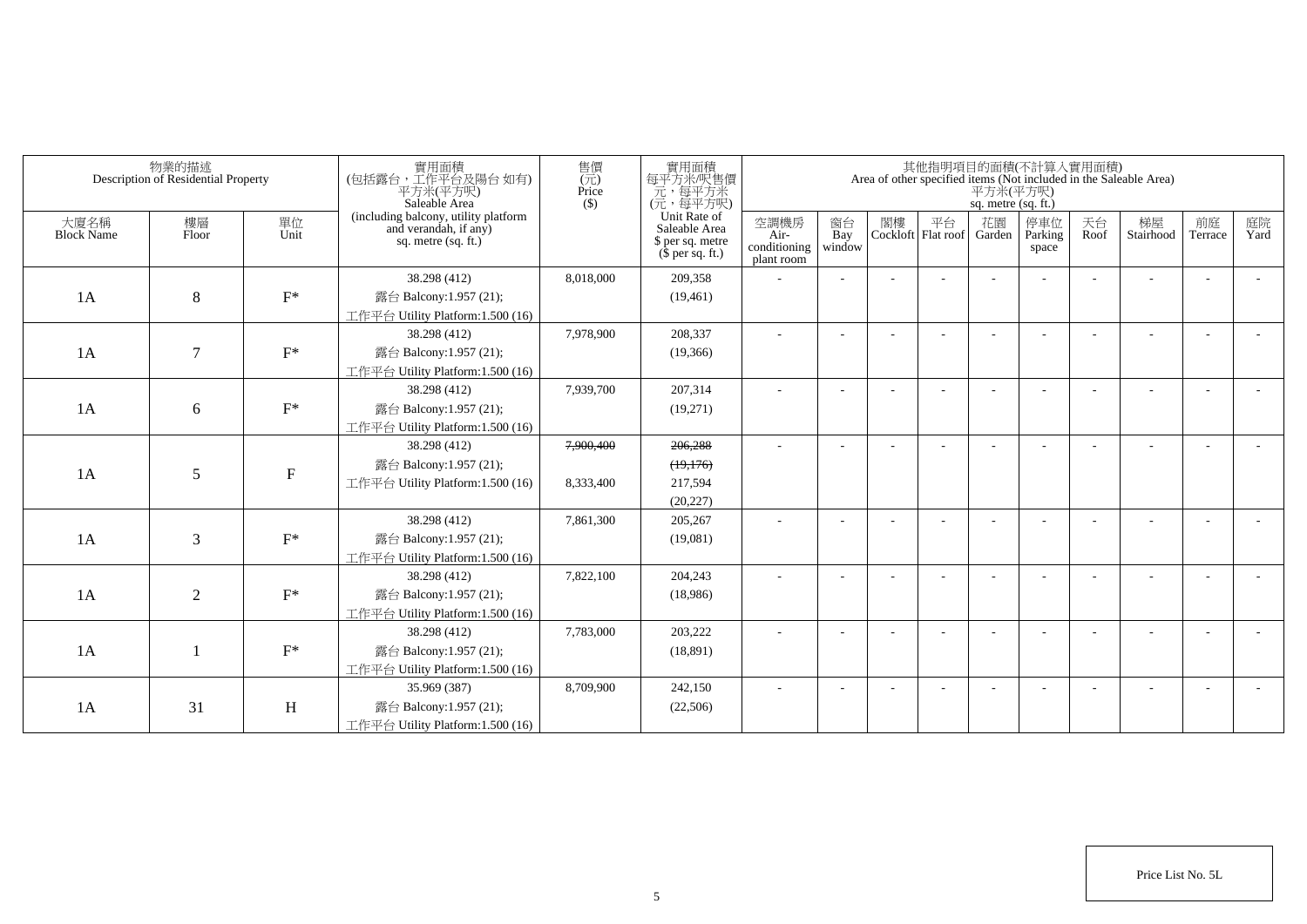| 物業的描述 Description of Residential Property | | | 實用面積 (包括露台，工作平台及陽台 如有) 平方米(平方呎) Saleable Area (including balcony, utility platform and verandah, if any) sq. metre (sq. ft.) | 售價 (元) Price ($) | 實用面積 每平方米/呎售價 元，每平方米 (元，每平方呎) Unit Rate of Saleable Area $ per sq. metre ($ per sq. ft.) | 其他指明項目的面積(不計算入實用面積) Area of other specified items (Not included in the Saleable Area) 平方米(平方呎) sq. metre (sq. ft.) | | | | | | | | | |
|---|---|---|---|---|---|---|---|---|---|---|---|---|---|---|---|
| 大廈名稱 Block Name | 樓層 Floor | 單位 Unit | | | | 空調機房 Air-conditioning plant room | 窗台 Bay window | 閣樓 Cockloft | 平台 Flat roof | 花園 Garden | 停車位 Parking space | 天台 Roof | 梯屋 Stairhood | 前庭 Terrace | 庭院 Yard |
| 1A | 8 | F* | 38.298 (412) 露台 Balcony:1.957 (21); 工作平台 Utility Platform:1.500 (16) | 8,018,000 | 209,358 (19,461) | - | - | - | - | - | - | - | - | - | - |
| 1A | 7 | F* | 38.298 (412) 露台 Balcony:1.957 (21); 工作平台 Utility Platform:1.500 (16) | 7,978,900 | 208,337 (19,366) | - | - | - | - | - | - | - | - | - | - |
| 1A | 6 | F* | 38.298 (412) 露台 Balcony:1.957 (21); 工作平台 Utility Platform:1.500 (16) | 7,939,700 | 207,314 (19,271) | - | - | - | - | - | - | - | - | - | - |
| 1A | 5 | F | 38.298 (412) 露台 Balcony:1.957 (21); 工作平台 Utility Platform:1.500 (16) | ~~7,900,400~~ 8,333,400 | ~~206,288~~ ~~(19,176)~~ 217,594 (20,227) | - | - | - | - | - | - | - | - | - | - |
| 1A | 3 | F* | 38.298 (412) 露台 Balcony:1.957 (21); 工作平台 Utility Platform:1.500 (16) | 7,861,300 | 205,267 (19,081) | - | - | - | - | - | - | - | - | - | - |
| 1A | 2 | F* | 38.298 (412) 露台 Balcony:1.957 (21); 工作平台 Utility Platform:1.500 (16) | 7,822,100 | 204,243 (18,986) | - | - | - | - | - | - | - | - | - | - |
| 1A | 1 | F* | 38.298 (412) 露台 Balcony:1.957 (21); 工作平台 Utility Platform:1.500 (16) | 7,783,000 | 203,222 (18,891) | - | - | - | - | - | - | - | - | - | - |
| 1A | 31 | H | 35.969 (387) 露台 Balcony:1.957 (21); 工作平台 Utility Platform:1.500 (16) | 8,709,900 | 242,150 (22,506) | - | - | - | - | - | - | - | - | - | - |

Price List No. 5L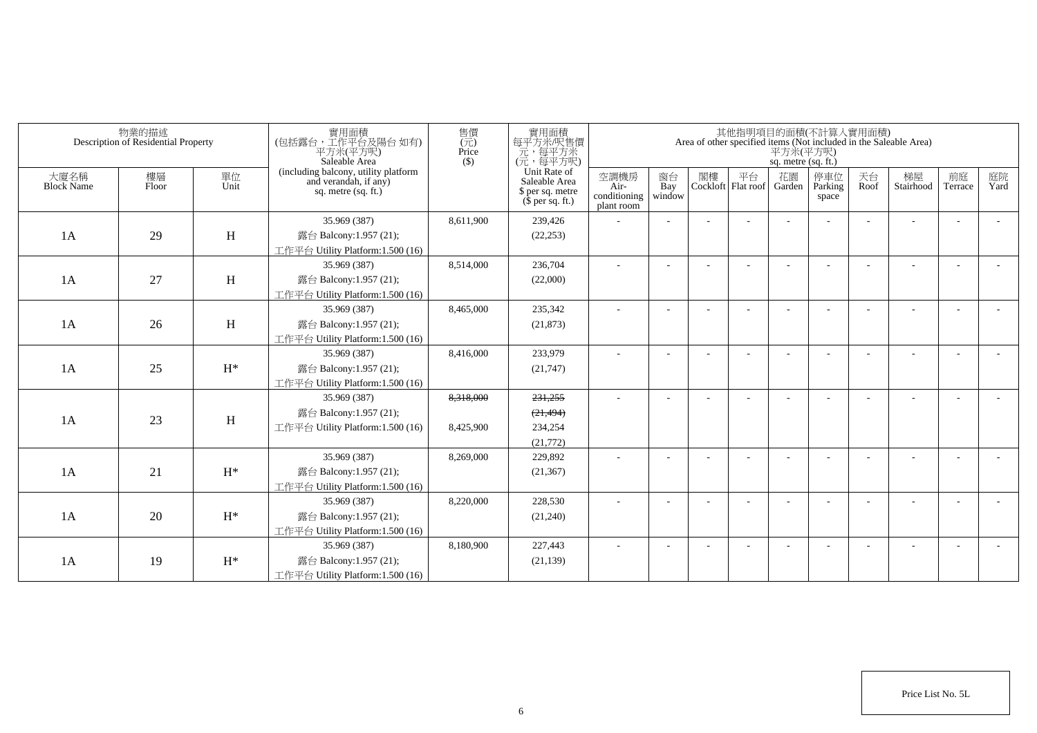| 物業的描述 Description of Residential Property | | | 實用面積 (包括露台，工作平台及陽台 如有) 平方米(平方呎) Saleable Area (including balcony, utility platform and verandah, if any) sq. metre (sq. ft.) | 售價 (元) Price ($) | 實用面積 每平方米/呎售價 元，每平方米 (元，每平方呎) Unit Rate of Saleable Area $ per sq. metre ($ per sq. ft.) | 其他指明項目的面積(不計算入實用面積) Area of other specified items (Not included in the Saleable Area) 平方米(平方呎) sq. metre (sq. ft.) | | | | | | | | | |
|---|---|---|---|---|---|---|---|---|---|---|---|---|---|---|---|
| 大廈名稱 Block Name | 樓層 Floor | 單位 Unit | | | | 空調機房 Air-conditioning plant room | 窗台 Bay window | 閣樓 Cockloft | 平台 Flat roof | 花園 Garden | 停車位 Parking space | 天台 Roof | 梯屋 Stairhood | 前庭 Terrace | 庭院 Yard |
| 1A | 29 | H | 35.969 (387)<br>露台 Balcony:1.957 (21);<br>工作平台 Utility Platform:1.500 (16) | 8,611,900 | 239,426<br>(22,253) | - | - | - | - | - | - | - | - | - | - |
| 1A | 27 | H | 35.969 (387)<br>露台 Balcony:1.957 (21);<br>工作平台 Utility Platform:1.500 (16) | 8,514,000 | 236,704<br>(22,000) | - | - | - | - | - | - | - | - | - | - |
| 1A | 26 | H | 35.969 (387)<br>露台 Balcony:1.957 (21);<br>工作平台 Utility Platform:1.500 (16) | 8,465,000 | 235,342<br>(21,873) | - | - | - | - | - | - | - | - | - | - |
| 1A | 25 | H* | 35.969 (387)<br>露台 Balcony:1.957 (21);<br>工作平台 Utility Platform:1.500 (16) | 8,416,000 | 233,979<br>(21,747) | - | - | - | - | - | - | - | - | - | - |
| 1A | 23 | H | 35.969 (387)<br>露台 Balcony:1.957 (21);<br>工作平台 Utility Platform:1.500 (16) | ~~8,318,000~~<br>8,425,900 | ~~231,255~~<br>~~(21,494)~~<br>234,254<br>(21,772) | - | - | - | - | - | - | - | - | - | - |
| 1A | 21 | H* | 35.969 (387)<br>露台 Balcony:1.957 (21);<br>工作平台 Utility Platform:1.500 (16) | 8,269,000 | 229,892<br>(21,367) | - | - | - | - | - | - | - | - | - | - |
| 1A | 20 | H* | 35.969 (387)<br>露台 Balcony:1.957 (21);<br>工作平台 Utility Platform:1.500 (16) | 8,220,000 | 228,530<br>(21,240) | - | - | - | - | - | - | - | - | - | - |
| 1A | 19 | H* | 35.969 (387)<br>露台 Balcony:1.957 (21);<br>工作平台 Utility Platform:1.500 (16) | 8,180,900 | 227,443<br>(21,139) | - | - | - | - | - | - | - | - | - | - |

Price List No. 5L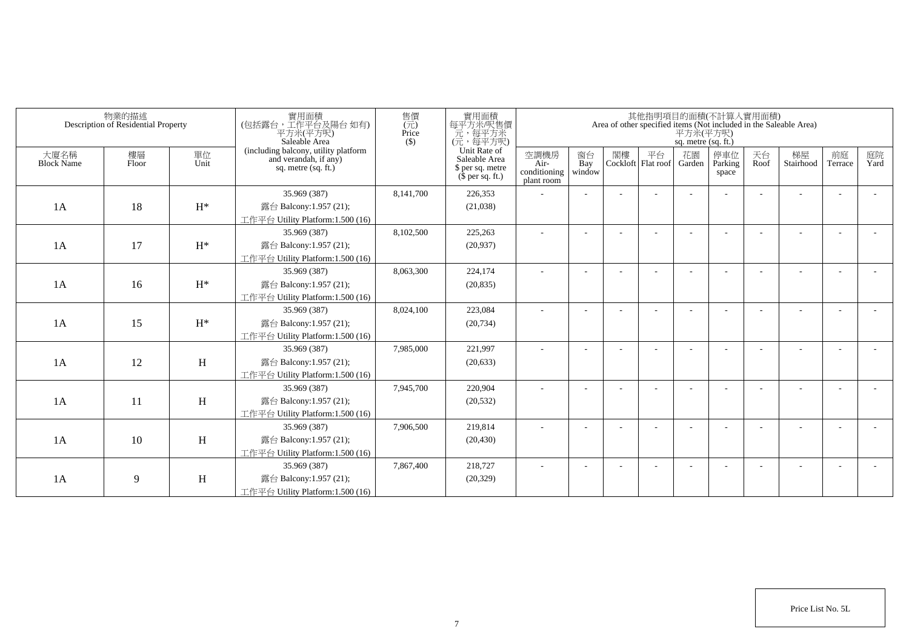| 物業的描述 Description of Residential Property | | | 實用面積 (包括露台，工作平台及陽台 如有) 平方米(平方呎) Saleable Area (including balcony, utility platform and verandah, if any) sq. metre (sq. ft.) | 售價 (元) Price ($) | 實用面積 每平方米/呎售價 元，每平方米 (元，每平方呎) Unit Rate of Saleable Area $ per sq. metre ($ per sq. ft.) | 其他指明項目的面積(不計算入實用面積) Area of other specified items (Not included in the Saleable Area) 平方米(平方呎) sq. metre (sq. ft.) | | | | | | | | | |
|---|---|---|---|---|---|---|---|---|---|---|---|---|---|---|---|
| 大廈名稱 Block Name | 樓層 Floor | 單位 Unit | | | | 空調機房 Air-conditioning plant room | 窗台 Bay window | 閣樓 Cockloft | 平台 Flat roof | 花園 Garden | 停車位 Parking space | 天台 Roof | 梯屋 Stairhood | 前庭 Terrace | 庭院 Yard |
| 1A | 18 | H* | 35.969 (387) 露台 Balcony:1.957 (21); 工作平台 Utility Platform:1.500 (16) | 8,141,700 | 226,353 (21,038) | - | - | - | - | - | - | - | - | - | - |
| 1A | 17 | H* | 35.969 (387) 露台 Balcony:1.957 (21); 工作平台 Utility Platform:1.500 (16) | 8,102,500 | 225,263 (20,937) | - | - | - | - | - | - | - | - | - | - |
| 1A | 16 | H* | 35.969 (387) 露台 Balcony:1.957 (21); 工作平台 Utility Platform:1.500 (16) | 8,063,300 | 224,174 (20,835) | - | - | - | - | - | - | - | - | - | - |
| 1A | 15 | H* | 35.969 (387) 露台 Balcony:1.957 (21); 工作平台 Utility Platform:1.500 (16) | 8,024,100 | 223,084 (20,734) | - | - | - | - | - | - | - | - | - | - |
| 1A | 12 | H | 35.969 (387) 露台 Balcony:1.957 (21); 工作平台 Utility Platform:1.500 (16) | 7,985,000 | 221,997 (20,633) | - | - | - | - | - | - | - | - | - | - |
| 1A | 11 | H | 35.969 (387) 露台 Balcony:1.957 (21); 工作平台 Utility Platform:1.500 (16) | 7,945,700 | 220,904 (20,532) | - | - | - | - | - | - | - | - | - | - |
| 1A | 10 | H | 35.969 (387) 露台 Balcony:1.957 (21); 工作平台 Utility Platform:1.500 (16) | 7,906,500 | 219,814 (20,430) | - | - | - | - | - | - | - | - | - | - |
| 1A | 9 | H | 35.969 (387) 露台 Balcony:1.957 (21); 工作平台 Utility Platform:1.500 (16) | 7,867,400 | 218,727 (20,329) | - | - | - | - | - | - | - | - | - | - |

Price List No. 5L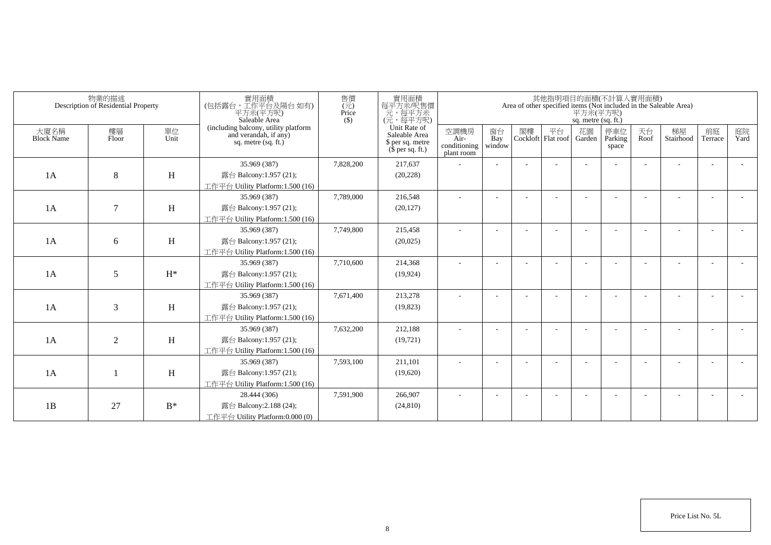| 物業的描述 Description of Residential Property | | | 實用面積 (包括露台，工作平台及陽台 如有) 平方米(平方呎) Saleable Area (including balcony, utility platform and verandah, if any) sq. metre (sq. ft.) | 售價 (元) Price ($) | 實用面積 每平方米/呎售價 元，每平方米 (元，每平方呎) Unit Rate of Saleable Area $ per sq. metre ($ per sq. ft.) | 其他指明項目的面積(不計算入實用面積) Area of other specified items (Not included in the Saleable Area) 平方米(平方呎) sq. metre (sq. ft.) | | | | | | | | | |
|---|---|---|---|---|---|---|---|---|---|---|---|---|---|---|---|
| 大廈名稱 Block Name | 樓層 Floor | 單位 Unit | | | | 空調機房 Air-conditioning plant room | 窗台 Bay window | 閣樓 Cockloft | 平台 Flat roof | 花園 Garden | 停車位 Parking space | 天台 Roof | 梯屋 Stairhood | 前庭 Terrace | 庭院 Yard |
| 1A | 8 | H | 35.969 (387) 露台 Balcony:1.957 (21); 工作平台 Utility Platform:1.500 (16) | 7,828,200 | 217,637 (20,228) | - | - | - | - | - | - | - | - | - | - |
| 1A | 7 | H | 35.969 (387) 露台 Balcony:1.957 (21); 工作平台 Utility Platform:1.500 (16) | 7,789,000 | 216,548 (20,127) | - | - | - | - | - | - | - | - | - | - |
| 1A | 6 | H | 35.969 (387) 露台 Balcony:1.957 (21); 工作平台 Utility Platform:1.500 (16) | 7,749,800 | 215,458 (20,025) | - | - | - | - | - | - | - | - | - | - |
| 1A | 5 | H* | 35.969 (387) 露台 Balcony:1.957 (21); 工作平台 Utility Platform:1.500 (16) | 7,710,600 | 214,368 (19,924) | - | - | - | - | - | - | - | - | - | - |
| 1A | 3 | H | 35.969 (387) 露台 Balcony:1.957 (21); 工作平台 Utility Platform:1.500 (16) | 7,671,400 | 213,278 (19,823) | - | - | - | - | - | - | - | - | - | - |
| 1A | 2 | H | 35.969 (387) 露台 Balcony:1.957 (21); 工作平台 Utility Platform:1.500 (16) | 7,632,200 | 212,188 (19,721) | - | - | - | - | - | - | - | - | - | - |
| 1A | 1 | H | 35.969 (387) 露台 Balcony:1.957 (21); 工作平台 Utility Platform:1.500 (16) | 7,593,100 | 211,101 (19,620) | - | - | - | - | - | - | - | - | - | - |
| 1B | 27 | B* | 28.444 (306) 露台 Balcony:2.188 (24); 工作平台 Utility Platform:0.000 (0) | 7,591,900 | 266,907 (24,810) | - | - | - | - | - | - | - | - | - | - |

Price List No. 5L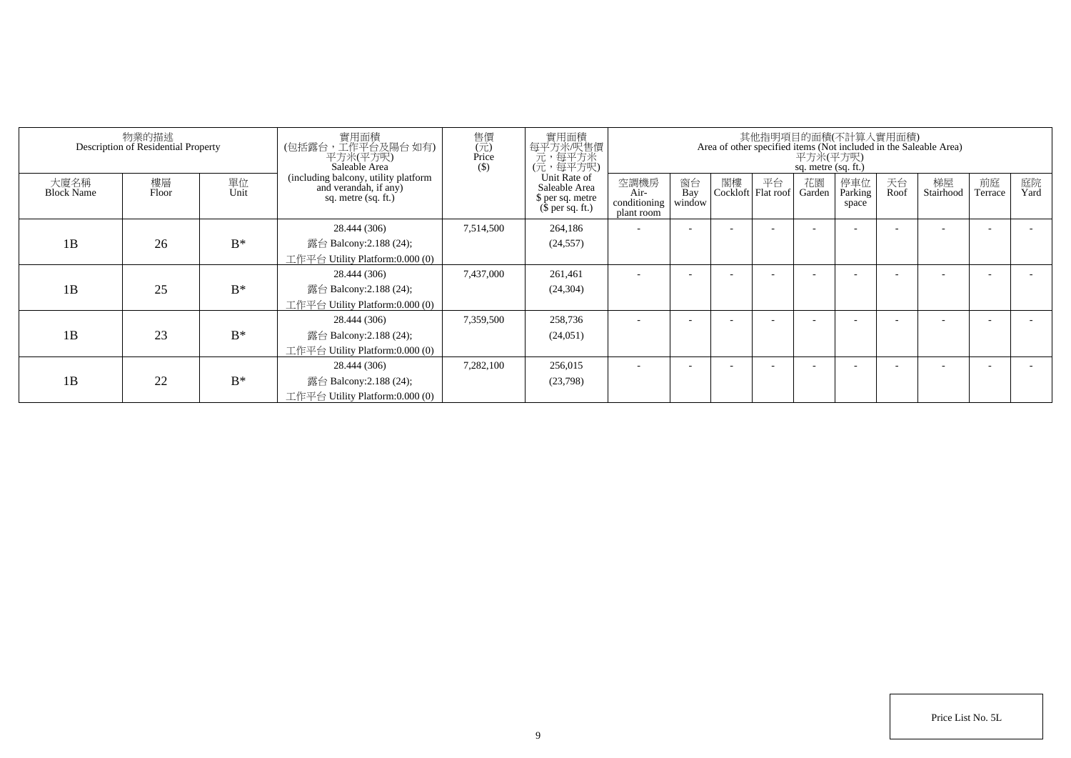| 物業的描述 Description of Residential Property | | | 實用面積 (包括露台，工作平台及陽台 如有) 平方米(平方呎) Saleable Area (including balcony, utility platform and verandah, if any) sq. metre (sq. ft.) | 售價 (元) Price ($) | 實用面積 每平方米/呎售價 元，每平方米 (元，每平方呎) Unit Rate of Saleable Area $ per sq. metre ($ per sq. ft.) | 其他指明項目的面積(不計算入實用面積) Area of other specified items (Not included in the Saleable Area) 平方米(平方呎) sq. metre (sq. ft.) | | | | | | | | | |
|---|---|---|---|---|---|---|---|---|---|---|---|---|---|---|---|
| 大廈名稱 Block Name | 樓層 Floor | 單位 Unit | | | | 空調機房 Air-conditioning plant room | 窗台 Bay window | 閣樓 Cockloft | 平台 Flat roof | 花園 Garden | 停車位 Parking space | 天台 Roof | 梯屋 Stairhood | 前庭 Terrace | 庭院 Yard |
| 1B | 26 | B* | 28.444 (306) 露台 Balcony:2.188 (24); 工作平台 Utility Platform:0.000 (0) | 7,514,500 | 264,186 (24,557) | - | - | - | - | - | - | - | - | - | - |
| 1B | 25 | B* | 28.444 (306) 露台 Balcony:2.188 (24); 工作平台 Utility Platform:0.000 (0) | 7,437,000 | 261,461 (24,304) | - | - | - | - | - | - | - | - | - | - |
| 1B | 23 | B* | 28.444 (306) 露台 Balcony:2.188 (24); 工作平台 Utility Platform:0.000 (0) | 7,359,500 | 258,736 (24,051) | - | - | - | - | - | - | - | - | - | - |
| 1B | 22 | B* | 28.444 (306) 露台 Balcony:2.188 (24); 工作平台 Utility Platform:0.000 (0) | 7,282,100 | 256,015 (23,798) | - | - | - | - | - | - | - | - | - | - |

Price List No. 5L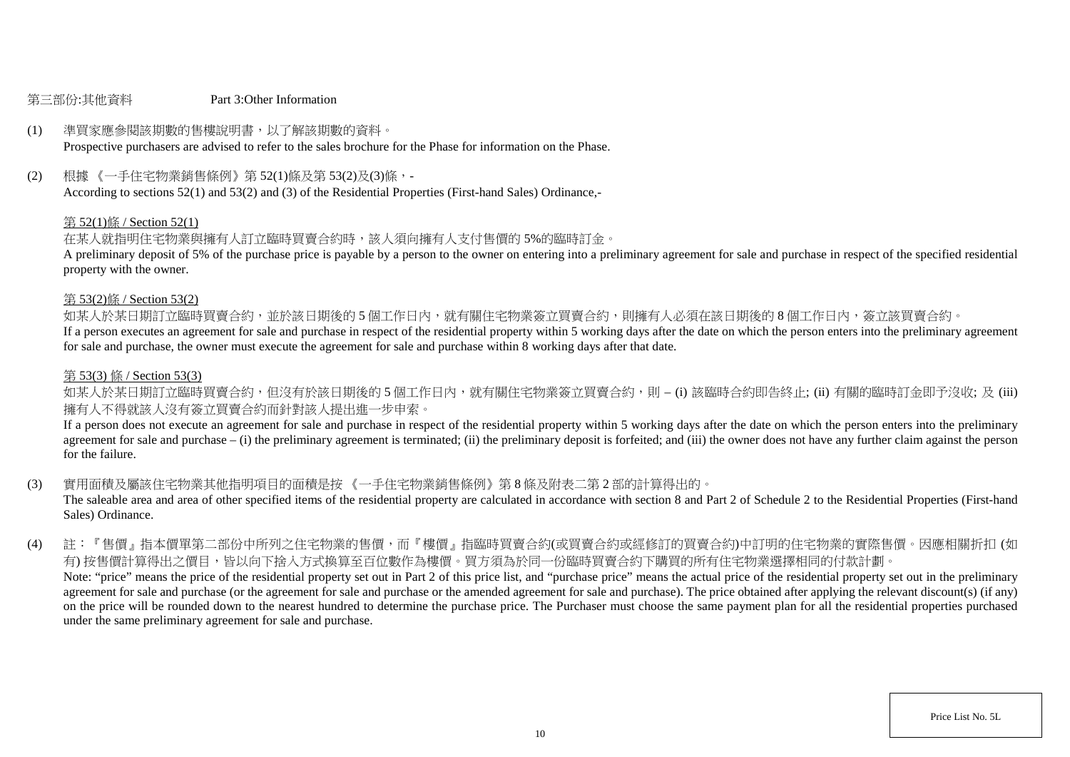第三部份:其他資料　　　　Part 3:Other Information

(1) 準買家應參閱該期數的售樓說明書，以了解該期數的資料。
Prospective purchasers are advised to refer to the sales brochure for the Phase for information on the Phase.

(2) 根據 《一手住宅物業銷售條例》第 52(1)條及第 53(2)及(3)條，-
According to sections 52(1) and 53(2) and (3) of the Residential Properties (First-hand Sales) Ordinance,-

第 52(1)條 / Section 52(1)

在某人就指明住宅物業與擁有人訂立臨時買賣合約時，該人須向擁有人支付售價的 5%的臨時訂金。
A preliminary deposit of 5% of the purchase price is payable by a person to the owner on entering into a preliminary agreement for sale and purchase in respect of the specified residential property with the owner.

第 53(2)條 / Section 53(2)

如某人於某日期訂立臨時買賣合約，並於該日期後的 5 個工作日內，就有關住宅物業簽立買賣合約，則擁有人必須在該日期後的 8 個工作日內，簽立該買賣合約。
If a person executes an agreement for sale and purchase in respect of the residential property within 5 working days after the date on which the person enters into the preliminary agreement for sale and purchase, the owner must execute the agreement for sale and purchase within 8 working days after that date.

第 53(3) 條 / Section 53(3)

如某人於某日期訂立臨時買賣合約，但沒有於該日期後的 5 個工作日內，就有關住宅物業簽立買賣合約，則 – (i) 該臨時合約即告終止; (ii) 有關的臨時訂金即予沒收; 及 (iii) 擁有人不得就該人沒有簽立買賣合約而針對該人提出進一步申索。
If a person does not execute an agreement for sale and purchase in respect of the residential property within 5 working days after the date on which the person enters into the preliminary agreement for sale and purchase – (i) the preliminary agreement is terminated; (ii) the preliminary deposit is forfeited; and (iii) the owner does not have any further claim against the person for the failure.

(3) 實用面積及屬該住宅物業其他指明項目的面積是按 《一手住宅物業銷售條例》第 8 條及附表二第 2 部的計算得出的。
The saleable area and area of other specified items of the residential property are calculated in accordance with section 8 and Part 2 of Schedule 2 to the Residential Properties (First-hand Sales) Ordinance.

(4) 註：『售價』指本價單第二部份中所列之住宅物業的售價，而『樓價』指臨時買賣合約(或買賣合約或經修訂的買賣合約)中訂明的住宅物業的實際售價。因應相關折扣 (如有) 按售價計算得出之價目，皆以向下捨入方式換算至百位數作為樓價。買方須為於同一份臨時買賣合約下購買的所有住宅物業選擇相同的付款計劃。
Note: "price" means the price of the residential property set out in Part 2 of this price list, and "purchase price" means the actual price of the residential property set out in the preliminary agreement for sale and purchase (or the agreement for sale and purchase or the amended agreement for sale and purchase). The price obtained after applying the relevant discount(s) (if any) on the price will be rounded down to the nearest hundred to determine the purchase price. The Purchaser must choose the same payment plan for all the residential properties purchased under the same preliminary agreement for sale and purchase.

Price List No. 5L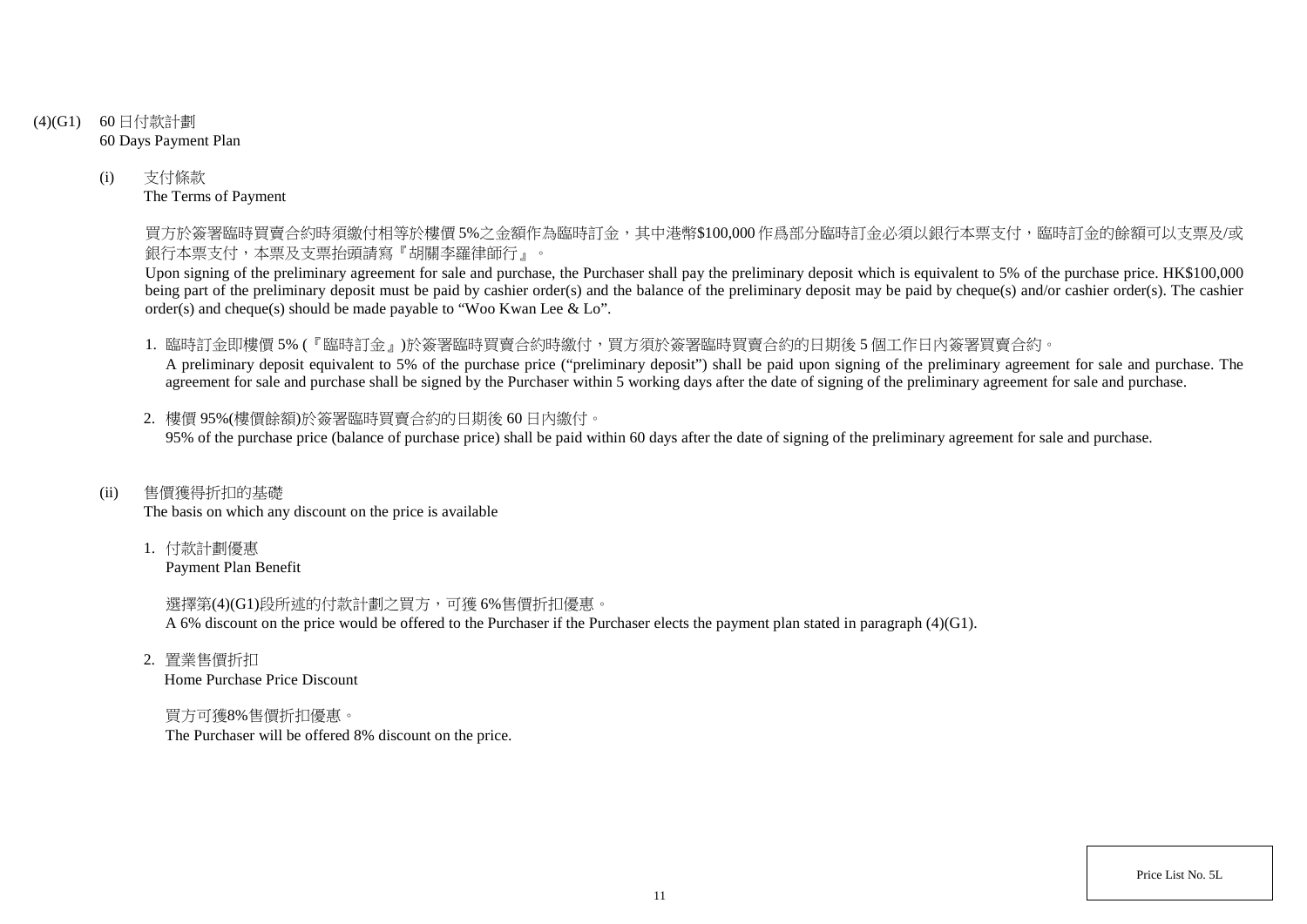(4)(G1) 60 日付款計劃
60 Days Payment Plan

(i) 支付條款
The Terms of Payment

買方於簽署臨時買賣合約時須繳付相等於樓價 5%之金額作為臨時訂金，其中港幣$100,000 作爲部分臨時訂金必須以銀行本票支付，臨時訂金的餘額可以支票及/或銀行本票支付，本票及支票抬頭請寫『胡關李羅律師行』。

Upon signing of the preliminary agreement for sale and purchase, the Purchaser shall pay the preliminary deposit which is equivalent to 5% of the purchase price. HK$100,000 being part of the preliminary deposit must be paid by cashier order(s) and the balance of the preliminary deposit may be paid by cheque(s) and/or cashier order(s). The cashier order(s) and cheque(s) should be made payable to "Woo Kwan Lee & Lo".

1. 臨時訂金即樓價 5% (『臨時訂金』)於簽署臨時買賣合約時繳付，買方須於簽署臨時買賣合約的日期後 5 個工作日內簽署買賣合約。
A preliminary deposit equivalent to 5% of the purchase price ("preliminary deposit") shall be paid upon signing of the preliminary agreement for sale and purchase. The agreement for sale and purchase shall be signed by the Purchaser within 5 working days after the date of signing of the preliminary agreement for sale and purchase.

2. 樓價 95%(樓價餘額)於簽署臨時買賣合約的日期後 60 日內繳付。
95% of the purchase price (balance of purchase price) shall be paid within 60 days after the date of signing of the preliminary agreement for sale and purchase.

(ii) 售價獲得折扣的基礎
The basis on which any discount on the price is available

1. 付款計劃優惠
Payment Plan Benefit

選擇第(4)(G1)段所述的付款計劃之買方，可獲 6%售價折扣優惠。
A 6% discount on the price would be offered to the Purchaser if the Purchaser elects the payment plan stated in paragraph (4)(G1).

2. 置業售價折扣
Home Purchase Price Discount

買方可獲8%售價折扣優惠。
The Purchaser will be offered 8% discount on the price.

Price List No. 5L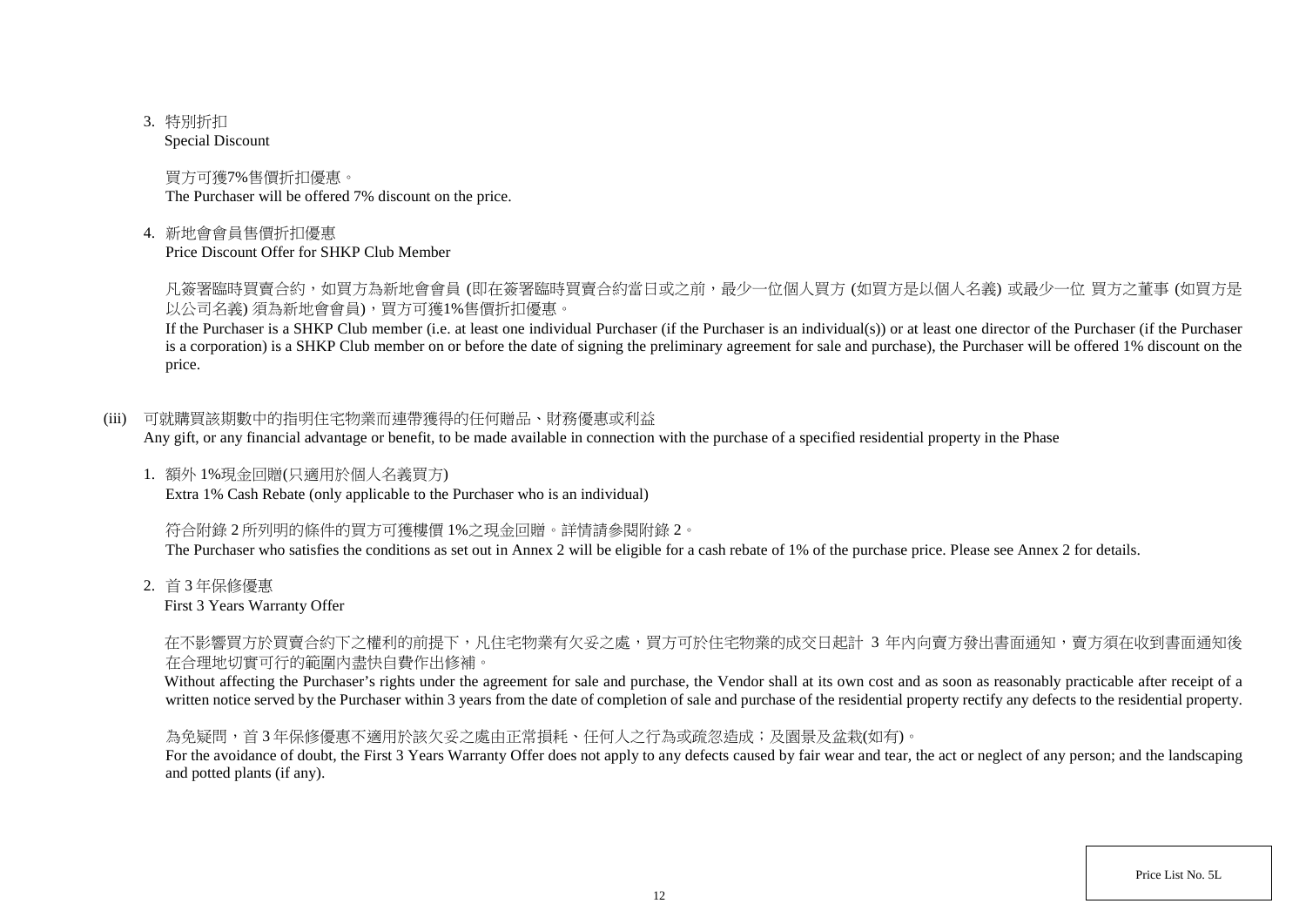3. 特別折扣
   Special Discount

   買方可獲7%售價折扣優惠。
   The Purchaser will be offered 7% discount on the price.

4. 新地會會員售價折扣優惠
   Price Discount Offer for SHKP Club Member

   凡簽署臨時買賣合約，如買方為新地會會員 (即在簽署臨時買賣合約當日或之前，最少一位個人買方 (如買方是以個人名義) 或最少一位 買方之董事 (如買方是以公司名義) 須為新地會會員)，買方可獲1%售價折扣優惠。
   If the Purchaser is a SHKP Club member (i.e. at least one individual Purchaser (if the Purchaser is an individual(s)) or at least one director of the Purchaser (if the Purchaser is a corporation) is a SHKP Club member on or before the date of signing the preliminary agreement for sale and purchase), the Purchaser will be offered 1% discount on the price.

(iii) 可就購買該期數中的指明住宅物業而連帶獲得的任何贈品、財務優惠或利益
Any gift, or any financial advantage or benefit, to be made available in connection with the purchase of a specified residential property in the Phase

1. 額外 1%現金回贈(只適用於個人名義買方)
   Extra 1% Cash Rebate (only applicable to the Purchaser who is an individual)

   符合附錄 2 所列明的條件的買方可獲樓價 1%之現金回贈。詳情請參閱附錄 2。
   The Purchaser who satisfies the conditions as set out in Annex 2 will be eligible for a cash rebate of 1% of the purchase price. Please see Annex 2 for details.

2. 首 3 年保修優惠
   First 3 Years Warranty Offer

   在不影響買方於買賣合約下之權利的前提下，凡住宅物業有欠妥之處，買方可於住宅物業的成交日起計 3 年內向賣方發出書面通知，賣方須在收到書面通知後在合理地切實可行的範圍內盡快自費作出修補。
   Without affecting the Purchaser's rights under the agreement for sale and purchase, the Vendor shall at its own cost and as soon as reasonably practicable after receipt of a written notice served by the Purchaser within 3 years from the date of completion of sale and purchase of the residential property rectify any defects to the residential property.

   為免疑問，首 3 年保修優惠不適用於該欠妥之處由正常損耗、任何人之行為或疏忽造成；及園景及盆栽(如有)。
   For the avoidance of doubt, the First 3 Years Warranty Offer does not apply to any defects caused by fair wear and tear, the act or neglect of any person; and the landscaping and potted plants (if any).

Price List No. 5L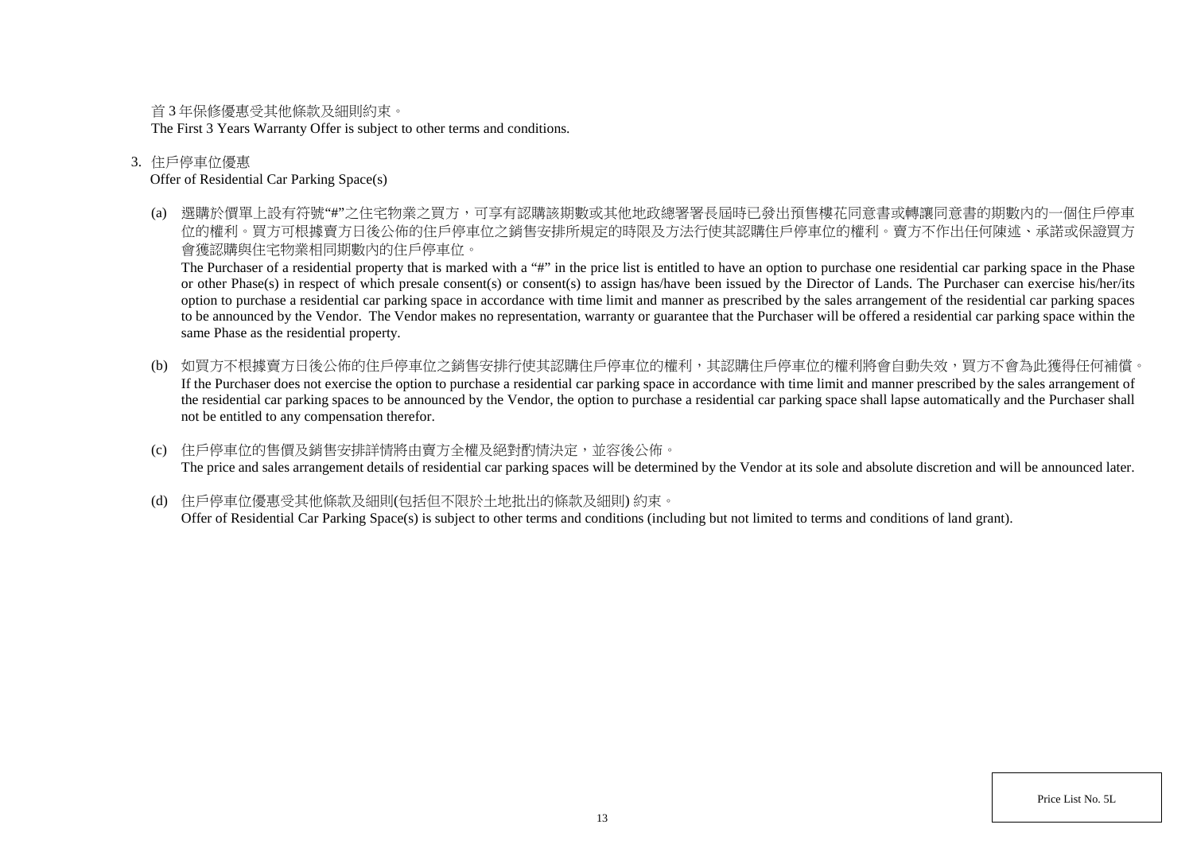首 3 年保修優惠受其他條款及細則約束。
The First 3 Years Warranty Offer is subject to other terms and conditions.

3. 住戶停車位優惠
Offer of Residential Car Parking Space(s)

(a) 選購於價單上設有符號"#"之住宅物業之買方，可享有認購該期數或其他地政總署署長屆時已發出預售樓花同意書或轉讓同意書的期數內的一個住戶停車位的權利。買方可根據賣方日後公佈的住戶停車位之銷售安排所規定的時限及方法行使其認購住戶停車位的權利。賣方不作出任何陳述、承諾或保證買方會獲認購與住宅物業相同期數內的住戶停車位。
The Purchaser of a residential property that is marked with a "#" in the price list is entitled to have an option to purchase one residential car parking space in the Phase or other Phase(s) in respect of which presale consent(s) or consent(s) to assign has/have been issued by the Director of Lands. The Purchaser can exercise his/her/its option to purchase a residential car parking space in accordance with time limit and manner as prescribed by the sales arrangement of the residential car parking spaces to be announced by the Vendor. The Vendor makes no representation, warranty or guarantee that the Purchaser will be offered a residential car parking space within the same Phase as the residential property.

(b) 如買方不根據賣方日後公佈的住戶停車位之銷售安排行使其認購住戶停車位的權利，其認購住戶停車位的權利將會自動失效，買方不會為此獲得任何補償。
If the Purchaser does not exercise the option to purchase a residential car parking space in accordance with time limit and manner prescribed by the sales arrangement of the residential car parking spaces to be announced by the Vendor, the option to purchase a residential car parking space shall lapse automatically and the Purchaser shall not be entitled to any compensation therefor.

(c) 住戶停車位的售價及銷售安排詳情將由賣方全權及絕對酌情決定，並容後公佈。
The price and sales arrangement details of residential car parking spaces will be determined by the Vendor at its sole and absolute discretion and will be announced later.

(d) 住戶停車位優惠受其他條款及細則(包括但不限於土地批出的條款及細則) 約束。
Offer of Residential Car Parking Space(s) is subject to other terms and conditions (including but not limited to terms and conditions of land grant).

Price List No. 5L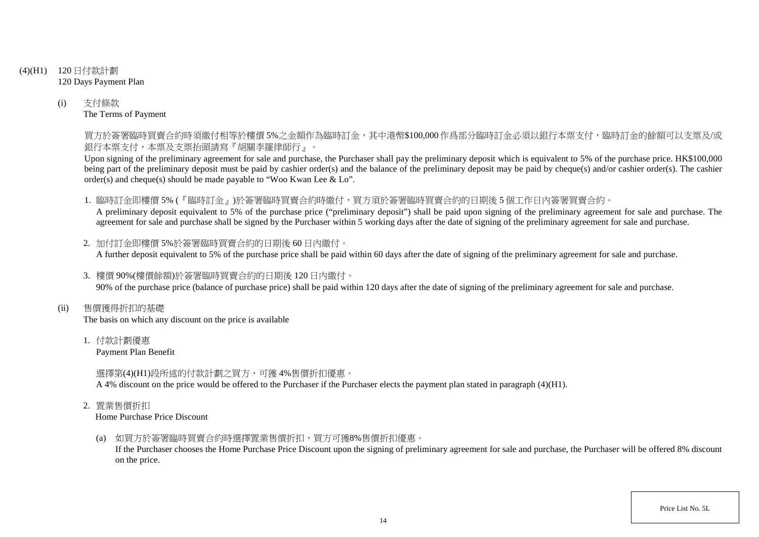(4)(H1) 120 日付款計劃
120 Days Payment Plan

(i) 支付條款
The Terms of Payment

買方於簽署臨時買賣合約時須繳付相等於樓價 5%之金額作為臨時訂金，其中港幣$100,000 作爲部分臨時訂金必須以銀行本票支付，臨時訂金的餘額可以支票及/或銀行本票支付，本票及支票抬頭請寫『胡關李羅律師行』。

Upon signing of the preliminary agreement for sale and purchase, the Purchaser shall pay the preliminary deposit which is equivalent to 5% of the purchase price. HK$100,000 being part of the preliminary deposit must be paid by cashier order(s) and the balance of the preliminary deposit may be paid by cheque(s) and/or cashier order(s). The cashier order(s) and cheque(s) should be made payable to "Woo Kwan Lee & Lo".

1. 臨時訂金即樓價 5% (『臨時訂金』)於簽署臨時買賣合約時繳付，買方須於簽署臨時買賣合約的日期後 5 個工作日內簽署買賣合約。
A preliminary deposit equivalent to 5% of the purchase price ("preliminary deposit") shall be paid upon signing of the preliminary agreement for sale and purchase. The agreement for sale and purchase shall be signed by the Purchaser within 5 working days after the date of signing of the preliminary agreement for sale and purchase.

2. 加付訂金即樓價 5%於簽署臨時買賣合約的日期後 60 日內繳付。
A further deposit equivalent to 5% of the purchase price shall be paid within 60 days after the date of signing of the preliminary agreement for sale and purchase.

3. 樓價 90%(樓價餘額)於簽署臨時買賣合約的日期後 120 日內繳付。
90% of the purchase price (balance of purchase price) shall be paid within 120 days after the date of signing of the preliminary agreement for sale and purchase.

(ii) 售價獲得折扣的基礎
The basis on which any discount on the price is available

1. 付款計劃優惠
Payment Plan Benefit

選擇第(4)(H1)段所述的付款計劃之買方，可獲 4%售價折扣優惠。
A 4% discount on the price would be offered to the Purchaser if the Purchaser elects the payment plan stated in paragraph (4)(H1).

2. 置業售價折扣
Home Purchase Price Discount

(a) 如買方於簽署臨時買賣合約時選擇置業售價折扣，買方可獲8%售價折扣優惠。
If the Purchaser chooses the Home Purchase Price Discount upon the signing of preliminary agreement for sale and purchase, the Purchaser will be offered 8% discount on the price.

Price List No. 5L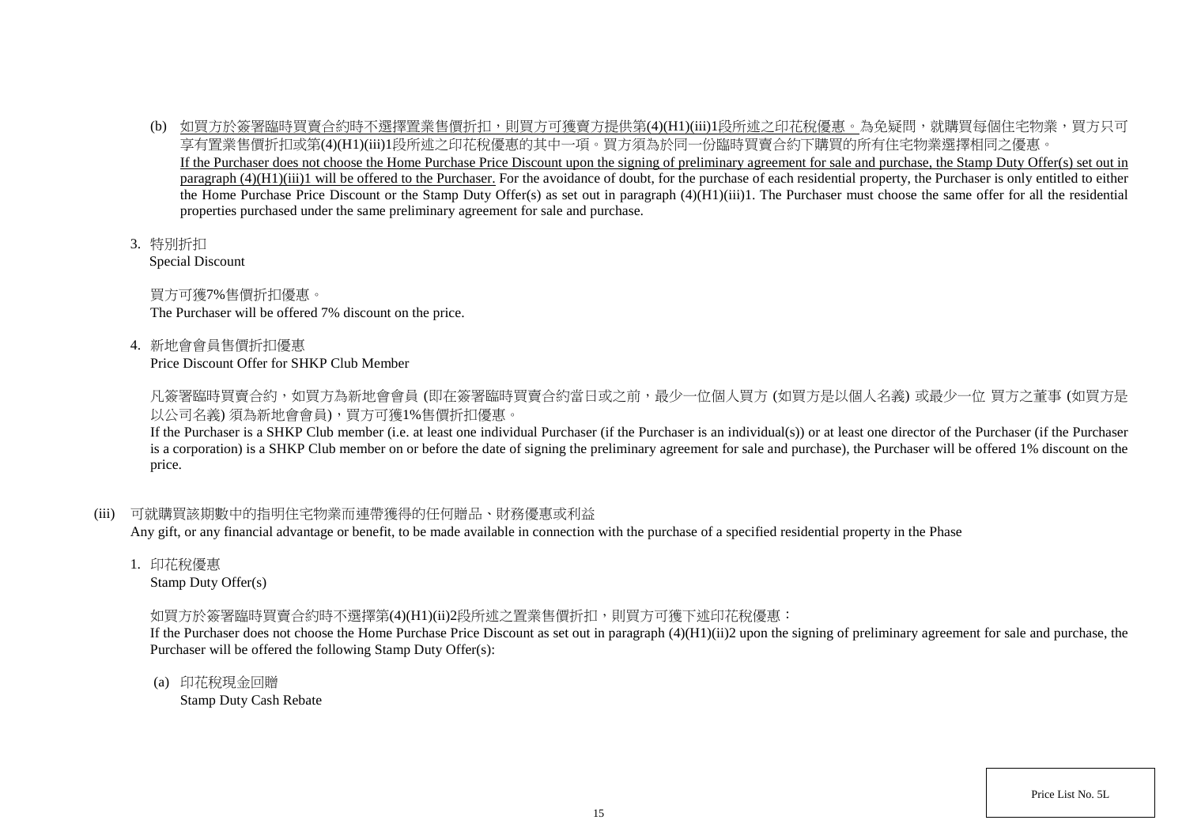(b) <u>如買方於簽署臨時買賣合約時不選擇置業售價折扣，則買方可獲賣方提供第(4)(H1)(iii)1段所述之印花稅優惠。</u>為免疑問，就購買每個住宅物業，買方只可享有置業售價折扣或第(4)(H1)(iii)1段所述之印花稅優惠的其中一項。買方須為於同一份臨時買賣合約下購買的所有住宅物業選擇相同之優惠。
<u>If the Purchaser does not choose the Home Purchase Price Discount upon the signing of preliminary agreement for sale and purchase, the Stamp Duty Offer(s) set out in paragraph (4)(H1)(iii)1 will be offered to the Purchaser.</u> For the avoidance of doubt, for the purchase of each residential property, the Purchaser is only entitled to either the Home Purchase Price Discount or the Stamp Duty Offer(s) as set out in paragraph (4)(H1)(iii)1. The Purchaser must choose the same offer for all the residential properties purchased under the same preliminary agreement for sale and purchase.

3. 特別折扣
Special Discount

買方可獲7%售價折扣優惠。
The Purchaser will be offered 7% discount on the price.

4. 新地會會員售價折扣優惠
Price Discount Offer for SHKP Club Member

凡簽署臨時買賣合約，如買方為新地會會員 (即在簽署臨時買賣合約當日或之前，最少一位個人買方 (如買方是以個人名義) 或最少一位 買方之董事 (如買方是以公司名義) 須為新地會會員)，買方可獲1%售價折扣優惠。
If the Purchaser is a SHKP Club member (i.e. at least one individual Purchaser (if the Purchaser is an individual(s)) or at least one director of the Purchaser (if the Purchaser is a corporation) is a SHKP Club member on or before the date of signing the preliminary agreement for sale and purchase), the Purchaser will be offered 1% discount on the price.

(iii) 可就購買該期數中的指明住宅物業而連帶獲得的任何贈品、財務優惠或利益
Any gift, or any financial advantage or benefit, to be made available in connection with the purchase of a specified residential property in the Phase

1. 印花稅優惠
Stamp Duty Offer(s)

如買方於簽署臨時買賣合約時不選擇第(4)(H1)(ii)2段所述之置業售價折扣，則買方可獲下述印花稅優惠：
If the Purchaser does not choose the Home Purchase Price Discount as set out in paragraph (4)(H1)(ii)2 upon the signing of preliminary agreement for sale and purchase, the Purchaser will be offered the following Stamp Duty Offer(s):

(a) 印花稅現金回贈
Stamp Duty Cash Rebate

Price List No. 5L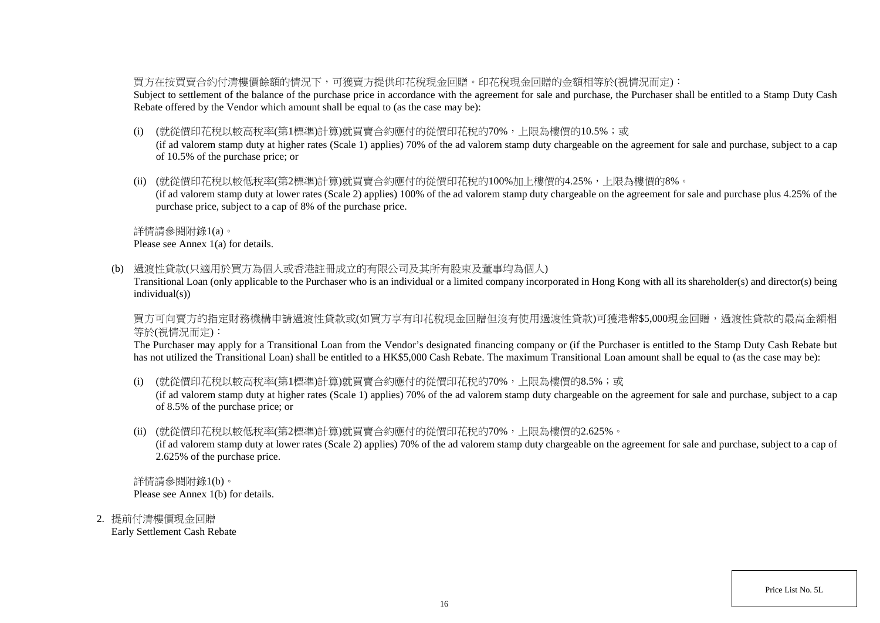買方在按買賣合約付清樓價餘額的情況下，可獲賣方提供印花稅現金回贈。印花稅現金回贈的金額相等於(視情況而定)：

Subject to settlement of the balance of the purchase price in accordance with the agreement for sale and purchase, the Purchaser shall be entitled to a Stamp Duty Cash Rebate offered by the Vendor which amount shall be equal to (as the case may be):

(i) (就從價印花稅以較高稅率(第1標準)計算)就買賣合約應付的從價印花稅的70%，上限為樓價的10.5%；或
(if ad valorem stamp duty at higher rates (Scale 1) applies) 70% of the ad valorem stamp duty chargeable on the agreement for sale and purchase, subject to a cap of 10.5% of the purchase price; or

(ii) (就從價印花稅以較低稅率(第2標準)計算)就買賣合約應付的從價印花稅的100%加上樓價的4.25%，上限為樓價的8%。
(if ad valorem stamp duty at lower rates (Scale 2) applies) 100% of the ad valorem stamp duty chargeable on the agreement for sale and purchase plus 4.25% of the purchase price, subject to a cap of 8% of the purchase price.

詳情請參閱附錄1(a)。
Please see Annex 1(a) for details.

(b) 過渡性貸款(只適用於買方為個人或香港註冊成立的有限公司及其所有股東及董事均為個人)
Transitional Loan (only applicable to the Purchaser who is an individual or a limited company incorporated in Hong Kong with all its shareholder(s) and director(s) being individual(s))

買方可向賣方的指定財務機構申請過渡性貸款或(如買方享有印花稅現金回贈但沒有使用過渡性貸款)可獲港幣$5,000現金回贈，過渡性貸款的最高金額相等於(視情況而定)：

The Purchaser may apply for a Transitional Loan from the Vendor's designated financing company or (if the Purchaser is entitled to the Stamp Duty Cash Rebate but has not utilized the Transitional Loan) shall be entitled to a HK$5,000 Cash Rebate. The maximum Transitional Loan amount shall be equal to (as the case may be):

(i) (就從價印花稅以較高稅率(第1標準)計算)就買賣合約應付的從價印花稅的70%，上限為樓價的8.5%；或
(if ad valorem stamp duty at higher rates (Scale 1) applies) 70% of the ad valorem stamp duty chargeable on the agreement for sale and purchase, subject to a cap of 8.5% of the purchase price; or

(ii) (就從價印花稅以較低稅率(第2標準)計算)就買賣合約應付的從價印花稅的70%，上限為樓價的2.625%。
(if ad valorem stamp duty at lower rates (Scale 2) applies) 70% of the ad valorem stamp duty chargeable on the agreement for sale and purchase, subject to a cap of 2.625% of the purchase price.

詳情請參閱附錄1(b)。
Please see Annex 1(b) for details.

2. 提前付清樓價現金回贈
Early Settlement Cash Rebate

Price List No. 5L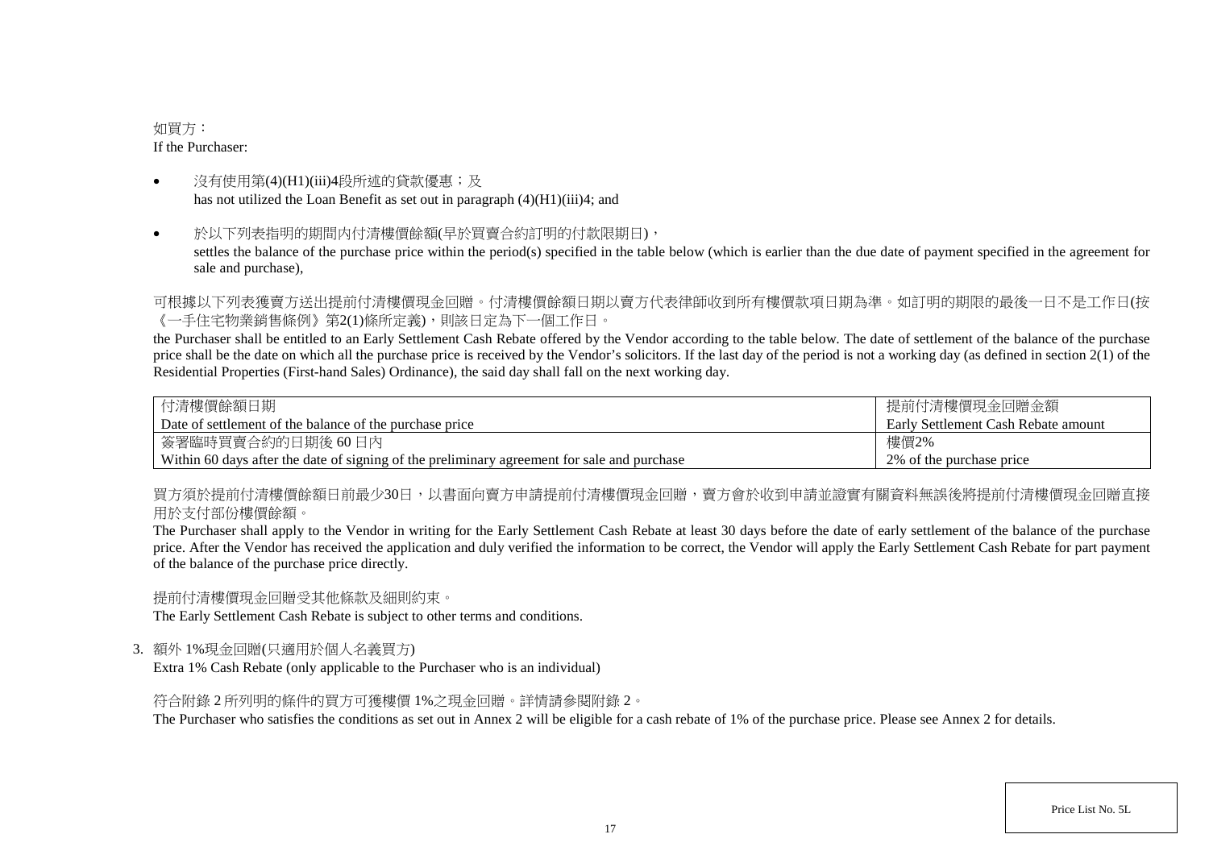如買方：
If the Purchaser:

- 沒有使用第(4)(H1)(iii)4段所述的貸款優惠；及
  has not utilized the Loan Benefit as set out in paragraph (4)(H1)(iii)4; and

- 於以下列表指明的期間內付清樓價餘額(早於買賣合約訂明的付款限期日)，
  settles the balance of the purchase price within the period(s) specified in the table below (which is earlier than the due date of payment specified in the agreement for sale and purchase),

可根據以下列表獲賣方送出提前付清樓價現金回贈。付清樓價餘額日期以賣方代表律師收到所有樓價款項日期為準。如訂明的期限的最後一日不是工作日(按《一手住宅物業銷售條例》第2(1)條所定義)，則該日定為下一個工作日。
the Purchaser shall be entitled to an Early Settlement Cash Rebate offered by the Vendor according to the table below. The date of settlement of the balance of the purchase price shall be the date on which all the purchase price is received by the Vendor's solicitors. If the last day of the period is not a working day (as defined in section 2(1) of the Residential Properties (First-hand Sales) Ordinance), the said day shall fall on the next working day.

| 付清樓價餘額日期<br>Date of settlement of the balance of the purchase price | 提前付清樓價現金回贈金額<br>Early Settlement Cash Rebate amount |
|---|---|
| 簽署臨時買賣合約的日期後 60 日內<br>Within 60 days after the date of signing of the preliminary agreement for sale and purchase | 樓價2%<br>2% of the purchase price |

買方須於提前付清樓價餘額日前最少30日，以書面向賣方申請提前付清樓價現金回贈，賣方會於收到申請並證實有關資料無誤後將提前付清樓價現金回贈直接用於支付部份樓價餘額。
The Purchaser shall apply to the Vendor in writing for the Early Settlement Cash Rebate at least 30 days before the date of early settlement of the balance of the purchase price. After the Vendor has received the application and duly verified the information to be correct, the Vendor will apply the Early Settlement Cash Rebate for part payment of the balance of the purchase price directly.

提前付清樓價現金回贈受其他條款及細則約束。
The Early Settlement Cash Rebate is subject to other terms and conditions.

3. 額外 1%現金回贈(只適用於個人名義買方)
   Extra 1% Cash Rebate (only applicable to the Purchaser who is an individual)

   符合附錄 2 所列明的條件的買方可獲樓價 1%之現金回贈。詳情請參閱附錄 2。
   The Purchaser who satisfies the conditions as set out in Annex 2 will be eligible for a cash rebate of 1% of the purchase price. Please see Annex 2 for details.

Price List No. 5L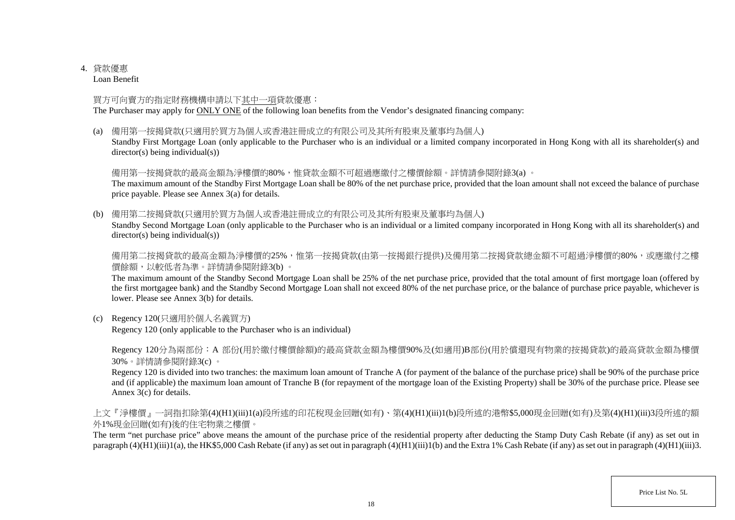4. 貸款優惠
Loan Benefit

買方可向賣方的指定財務機構申請以下<u>其中一項</u>貸款優惠：
The Purchaser may apply for <u>ONLY ONE</u> of the following loan benefits from the Vendor's designated financing company:

(a) 備用第一按揭貸款(只適用於買方為個人或香港註冊成立的有限公司及其所有股東及董事均為個人)
Standby First Mortgage Loan (only applicable to the Purchaser who is an individual or a limited company incorporated in Hong Kong with all its shareholder(s) and director(s) being individual(s))

備用第一按揭貸款的最高金額為淨樓價的80%，惟貸款金額不可超過應繳付之樓價餘額。詳情請參閱附錄3(a) 。
The maximum amount of the Standby First Mortgage Loan shall be 80% of the net purchase price, provided that the loan amount shall not exceed the balance of purchase price payable. Please see Annex 3(a) for details.

(b) 備用第二按揭貸款(只適用於買方為個人或香港註冊成立的有限公司及其所有股東及董事均為個人)
Standby Second Mortgage Loan (only applicable to the Purchaser who is an individual or a limited company incorporated in Hong Kong with all its shareholder(s) and director(s) being individual(s))

備用第二按揭貸款的最高金額為淨樓價的25%，惟第一按揭貸款(由第一按揭銀行提供)及備用第二按揭貸款總金額不可超過淨樓價的80%，或應繳付之樓價餘額，以較低者為準。詳情請參閱附錄3(b) 。
The maximum amount of the Standby Second Mortgage Loan shall be 25% of the net purchase price, provided that the total amount of first mortgage loan (offered by the first mortgagee bank) and the Standby Second Mortgage Loan shall not exceed 80% of the net purchase price, or the balance of purchase price payable, whichever is lower. Please see Annex 3(b) for details.

(c) Regency 120(只適用於個人名義買方)
Regency 120 (only applicable to the Purchaser who is an individual)

Regency 120分為兩部份：A 部份(用於繳付樓價餘額)的最高貸款金額為樓價90%及(如適用)B部份(用於償還現有物業的按揭貸款)的最高貸款金額為樓價30%。詳情請參閱附錄3(c) 。
Regency 120 is divided into two tranches: the maximum loan amount of Tranche A (for payment of the balance of the purchase price) shall be 90% of the purchase price and (if applicable) the maximum loan amount of Tranche B (for repayment of the mortgage loan of the Existing Property) shall be 30% of the purchase price. Please see Annex 3(c) for details.

上文『淨樓價』一詞指扣除第(4)(H1)(iii)1(a)段所述的印花稅現金回贈(如有)、第(4)(H1)(iii)1(b)段所述的港幣$5,000現金回贈(如有)及第(4)(H1)(iii)3段所述的額外1%現金回贈(如有)後的住宅物業之樓價。
The term "net purchase price" above means the amount of the purchase price of the residential property after deducting the Stamp Duty Cash Rebate (if any) as set out in paragraph (4)(H1)(iii)1(a), the HK$5,000 Cash Rebate (if any) as set out in paragraph (4)(H1)(iii)1(b) and the Extra 1% Cash Rebate (if any) as set out in paragraph (4)(H1)(iii)3.

Price List No. 5L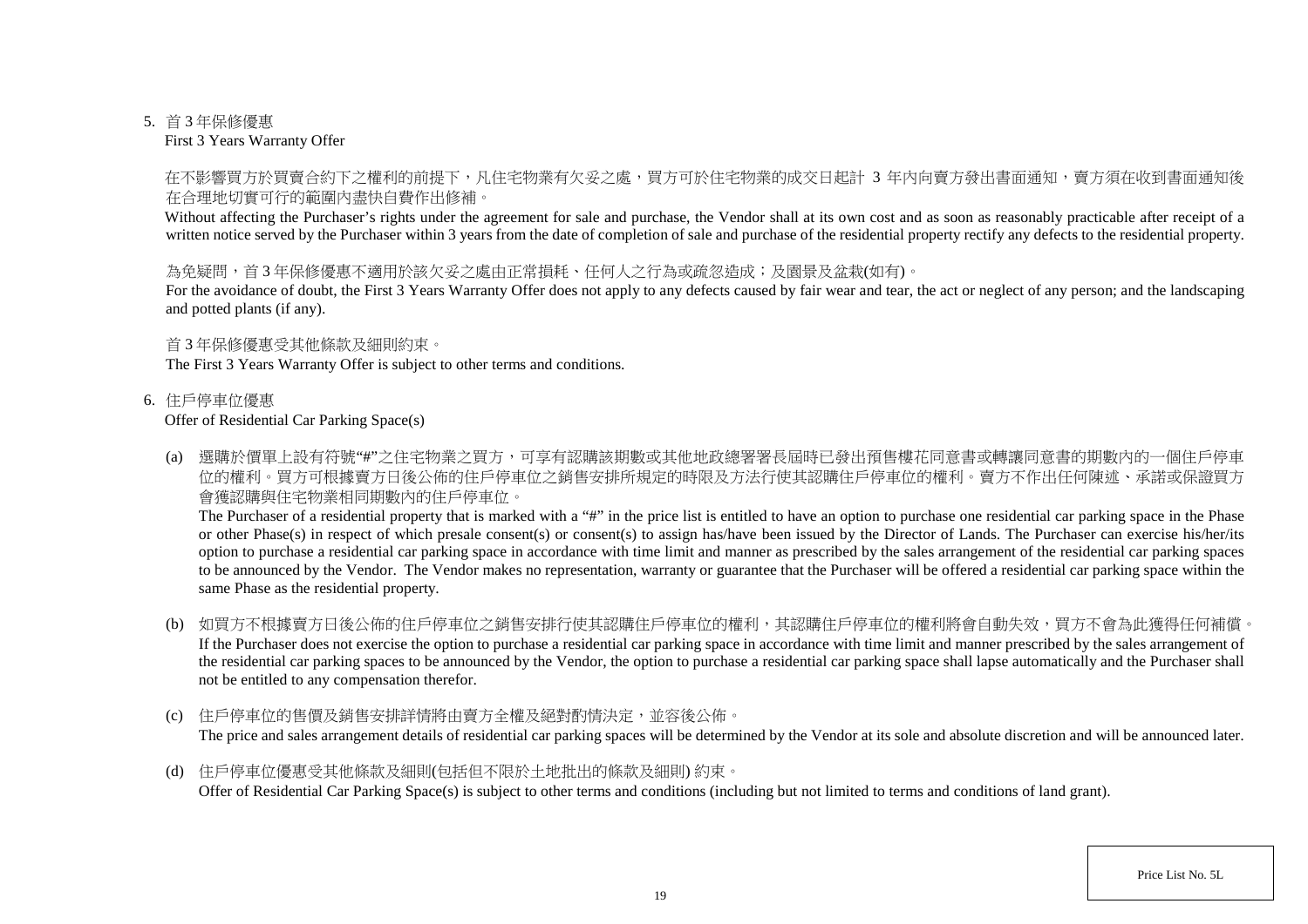5. 首 3 年保修優惠
   First 3 Years Warranty Offer

   在不影響買方於買賣合約下之權利的前提下，凡住宅物業有欠妥之處，買方可於住宅物業的成交日起計 3 年內向賣方發出書面通知，賣方須在收到書面通知後在合理地切實可行的範圍內盡快自費作出修補。
   Without affecting the Purchaser's rights under the agreement for sale and purchase, the Vendor shall at its own cost and as soon as reasonably practicable after receipt of a written notice served by the Purchaser within 3 years from the date of completion of sale and purchase of the residential property rectify any defects to the residential property.

   為免疑問，首 3 年保修優惠不適用於該欠妥之處由正常損耗、任何人之行為或疏忽造成；及園景及盆栽(如有)。
   For the avoidance of doubt, the First 3 Years Warranty Offer does not apply to any defects caused by fair wear and tear, the act or neglect of any person; and the landscaping and potted plants (if any).

   首 3 年保修優惠受其他條款及細則約束。
   The First 3 Years Warranty Offer is subject to other terms and conditions.

6. 住戶停車位優惠
   Offer of Residential Car Parking Space(s)

   (a) 選購於價單上設有符號"#"之住宅物業之買方，可享有認購該期數或其他地政總署署長屆時已發出預售樓花同意書或轉讓同意書的期數內的一個住戶停車位的權利。買方可根據賣方日後公佈的住戶停車位之銷售安排所規定的時限及方法行使其認購住戶停車位的權利。賣方不作出任何陳述、承諾或保證買方會獲認購與住宅物業相同期數內的住戶停車位。
   The Purchaser of a residential property that is marked with a "#" in the price list is entitled to have an option to purchase one residential car parking space in the Phase or other Phase(s) in respect of which presale consent(s) or consent(s) to assign has/have been issued by the Director of Lands. The Purchaser can exercise his/her/its option to purchase a residential car parking space in accordance with time limit and manner as prescribed by the sales arrangement of the residential car parking spaces to be announced by the Vendor. The Vendor makes no representation, warranty or guarantee that the Purchaser will be offered a residential car parking space within the same Phase as the residential property.

   (b) 如買方不根據賣方日後公佈的住戶停車位之銷售安排行使其認購住戶停車位的權利，其認購住戶停車位的權利將會自動失效，買方不會為此獲得任何補償。
   If the Purchaser does not exercise the option to purchase a residential car parking space in accordance with time limit and manner prescribed by the sales arrangement of the residential car parking spaces to be announced by the Vendor, the option to purchase a residential car parking space shall lapse automatically and the Purchaser shall not be entitled to any compensation therefor.

   (c) 住戶停車位的售價及銷售安排詳情將由賣方全權及絕對酌情決定，並容後公佈。
   The price and sales arrangement details of residential car parking spaces will be determined by the Vendor at its sole and absolute discretion and will be announced later.

   (d) 住戶停車位優惠受其他條款及細則(包括但不限於土地批出的條款及細則) 約束。
   Offer of Residential Car Parking Space(s) is subject to other terms and conditions (including but not limited to terms and conditions of land grant).

Price List No. 5L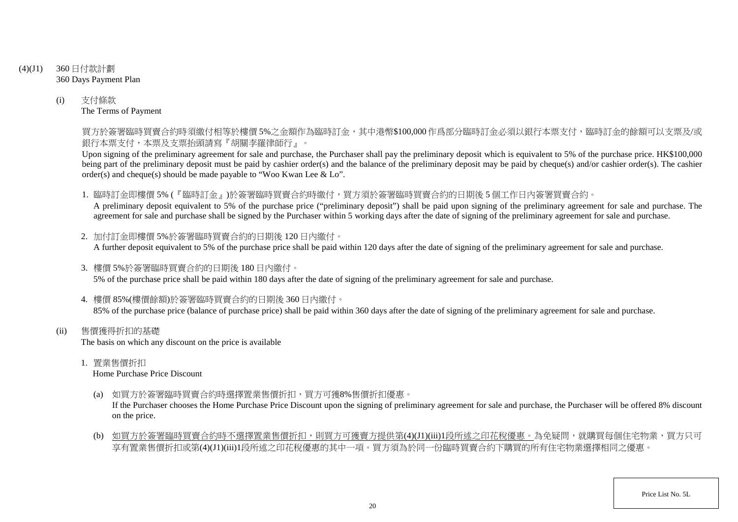(4)(J1) 360 日付款計劃
360 Days Payment Plan

(i) 支付條款
The Terms of Payment

買方於簽署臨時買賣合約時須繳付相等於樓價 5%之金額作為臨時訂金，其中港幣$100,000 作爲部分臨時訂金必須以銀行本票支付，臨時訂金的餘額可以支票及/或銀行本票支付，本票及支票抬頭請寫『胡關李羅律師行』。

Upon signing of the preliminary agreement for sale and purchase, the Purchaser shall pay the preliminary deposit which is equivalent to 5% of the purchase price. HK$100,000 being part of the preliminary deposit must be paid by cashier order(s) and the balance of the preliminary deposit may be paid by cheque(s) and/or cashier order(s). The cashier order(s) and cheque(s) should be made payable to "Woo Kwan Lee & Lo".

1. 臨時訂金即樓價 5% (『臨時訂金』)於簽署臨時買賣合約時繳付，買方須於簽署臨時買賣合約的日期後 5 個工作日內簽署買賣合約。
A preliminary deposit equivalent to 5% of the purchase price ("preliminary deposit") shall be paid upon signing of the preliminary agreement for sale and purchase. The agreement for sale and purchase shall be signed by the Purchaser within 5 working days after the date of signing of the preliminary agreement for sale and purchase.

2. 加付訂金即樓價 5%於簽署臨時買賣合約的日期後 120 日內繳付。
A further deposit equivalent to 5% of the purchase price shall be paid within 120 days after the date of signing of the preliminary agreement for sale and purchase.

3. 樓價 5%於簽署臨時買賣合約的日期後 180 日內繳付。
5% of the purchase price shall be paid within 180 days after the date of signing of the preliminary agreement for sale and purchase.

4. 樓價 85%(樓價餘額)於簽署臨時買賣合約的日期後 360 日內繳付。
85% of the purchase price (balance of purchase price) shall be paid within 360 days after the date of signing of the preliminary agreement for sale and purchase.

(ii) 售價獲得折扣的基礎
The basis on which any discount on the price is available

1. 置業售價折扣
Home Purchase Price Discount

(a) 如買方於簽署臨時買賣合約時選擇置業售價折扣，買方可獲8%售價折扣優惠。
If the Purchaser chooses the Home Purchase Price Discount upon the signing of preliminary agreement for sale and purchase, the Purchaser will be offered 8% discount on the price.

(b) 如買方於簽署臨時買賣合約時不選擇置業售價折扣，則買方可獲賣方提供第(4)(J1)(iii)1段所述之印花稅優惠。為免疑問，就購買每個住宅物業，買方只可享有置業售價折扣或第(4)(J1)(iii)1段所述之印花稅優惠的其中一項。買方須為於同一份臨時買賣合約下購買的所有住宅物業選擇相同之優惠。

Price List No. 5L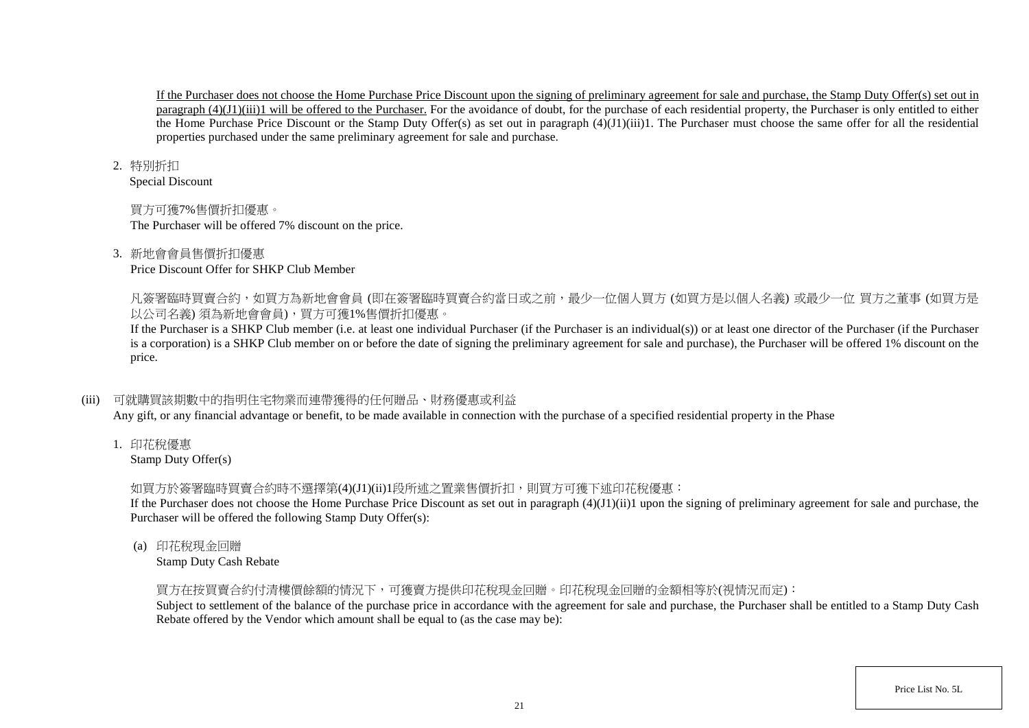If the Purchaser does not choose the Home Purchase Price Discount upon the signing of preliminary agreement for sale and purchase, the Stamp Duty Offer(s) set out in paragraph (4)(J1)(iii)1 will be offered to the Purchaser. For the avoidance of doubt, for the purchase of each residential property, the Purchaser is only entitled to either the Home Purchase Price Discount or the Stamp Duty Offer(s) as set out in paragraph (4)(J1)(iii)1. The Purchaser must choose the same offer for all the residential properties purchased under the same preliminary agreement for sale and purchase.

2. 特別折扣
   Special Discount

   買方可獲7%售價折扣優惠。
   The Purchaser will be offered 7% discount on the price.

3. 新地會會員售價折扣優惠
   Price Discount Offer for SHKP Club Member

   凡簽署臨時買賣合約，如買方為新地會會員 (即在簽署臨時買賣合約當日或之前，最少一位個人買方 (如買方是以個人名義) 或最少一位 買方之董事 (如買方是以公司名義) 須為新地會會員)，買方可獲1%售價折扣優惠。
   If the Purchaser is a SHKP Club member (i.e. at least one individual Purchaser (if the Purchaser is an individual(s)) or at least one director of the Purchaser (if the Purchaser is a corporation) is a SHKP Club member on or before the date of signing the preliminary agreement for sale and purchase), the Purchaser will be offered 1% discount on the price.

(iii) 可就購買該期數中的指明住宅物業而連帶獲得的任何贈品、財務優惠或利益
Any gift, or any financial advantage or benefit, to be made available in connection with the purchase of a specified residential property in the Phase

1. 印花稅優惠
   Stamp Duty Offer(s)

   如買方於簽署臨時買賣合約時不選擇第(4)(J1)(ii)1段所述之置業售價折扣，則買方可獲下述印花稅優惠：
   If the Purchaser does not choose the Home Purchase Price Discount as set out in paragraph (4)(J1)(ii)1 upon the signing of preliminary agreement for sale and purchase, the Purchaser will be offered the following Stamp Duty Offer(s):

   (a) 印花稅現金回贈
       Stamp Duty Cash Rebate

       買方在按買賣合約付清樓價餘額的情況下，可獲賣方提供印花稅現金回贈。印花稅現金回贈的金額相等於(視情況而定)：
       Subject to settlement of the balance of the purchase price in accordance with the agreement for sale and purchase, the Purchaser shall be entitled to a Stamp Duty Cash Rebate offered by the Vendor which amount shall be equal to (as the case may be):

Price List No. 5L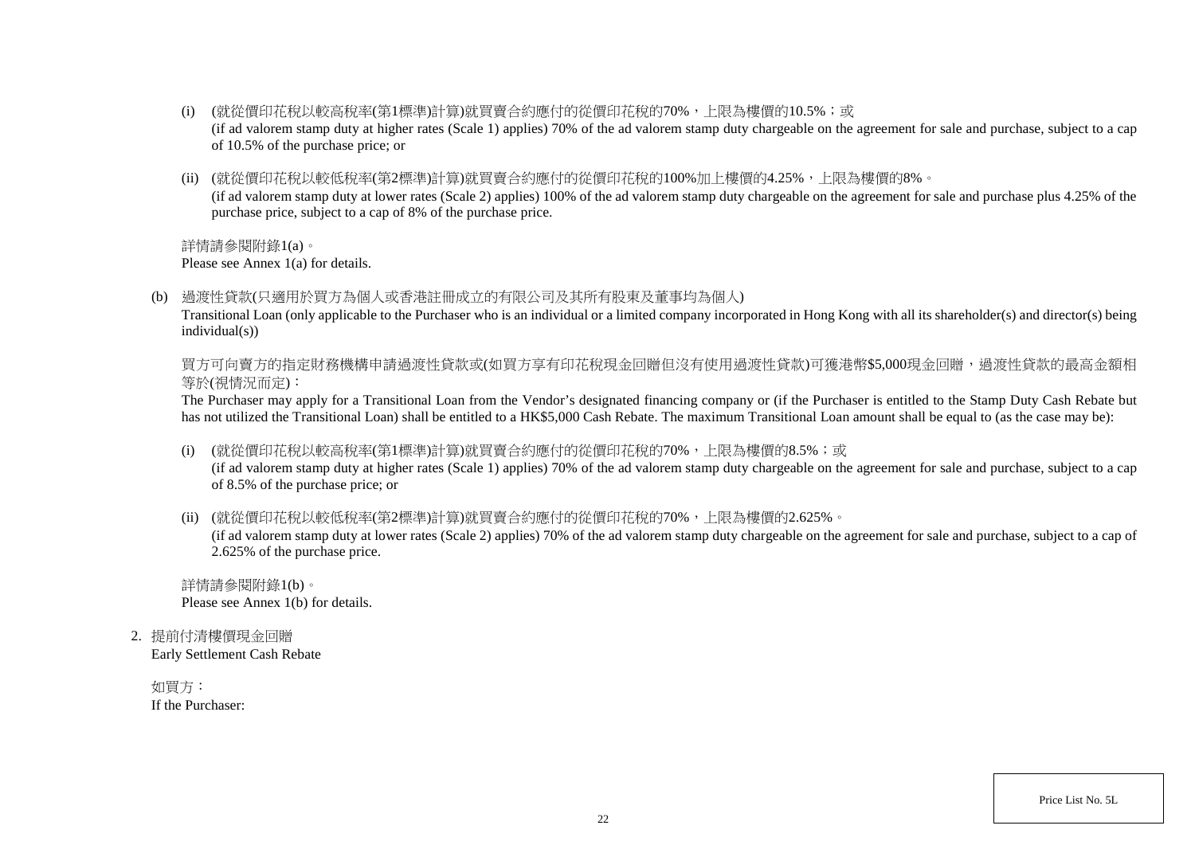(i) (就從價印花稅以較高稅率(第1標準)計算)就買賣合約應付的從價印花稅的70%，上限為樓價的10.5%；或
(if ad valorem stamp duty at higher rates (Scale 1) applies) 70% of the ad valorem stamp duty chargeable on the agreement for sale and purchase, subject to a cap of 10.5% of the purchase price; or

(ii) (就從價印花稅以較低稅率(第2標準)計算)就買賣合約應付的從價印花稅的100%加上樓價的4.25%，上限為樓價的8%。
(if ad valorem stamp duty at lower rates (Scale 2) applies) 100% of the ad valorem stamp duty chargeable on the agreement for sale and purchase plus 4.25% of the purchase price, subject to a cap of 8% of the purchase price.

詳情請參閱附錄1(a)。
Please see Annex 1(a) for details.

(b) 過渡性貸款(只適用於買方為個人或香港註冊成立的有限公司及其所有股東及董事均為個人)
Transitional Loan (only applicable to the Purchaser who is an individual or a limited company incorporated in Hong Kong with all its shareholder(s) and director(s) being individual(s))

買方可向賣方的指定財務機構申請過渡性貸款或(如買方享有印花稅現金回贈但沒有使用過渡性貸款)可獲港幣$5,000現金回贈，過渡性貸款的最高金額相等於(視情況而定)：
The Purchaser may apply for a Transitional Loan from the Vendor's designated financing company or (if the Purchaser is entitled to the Stamp Duty Cash Rebate but has not utilized the Transitional Loan) shall be entitled to a HK$5,000 Cash Rebate. The maximum Transitional Loan amount shall be equal to (as the case may be):

(i) (就從價印花稅以較高稅率(第1標準)計算)就買賣合約應付的從價印花稅的70%，上限為樓價的8.5%；或
(if ad valorem stamp duty at higher rates (Scale 1) applies) 70% of the ad valorem stamp duty chargeable on the agreement for sale and purchase, subject to a cap of 8.5% of the purchase price; or

(ii) (就從價印花稅以較低稅率(第2標準)計算)就買賣合約應付的從價印花稅的70%，上限為樓價的2.625%。
(if ad valorem stamp duty at lower rates (Scale 2) applies) 70% of the ad valorem stamp duty chargeable on the agreement for sale and purchase, subject to a cap of 2.625% of the purchase price.

詳情請參閱附錄1(b)。
Please see Annex 1(b) for details.

2. 提前付清樓價現金回贈
Early Settlement Cash Rebate

如買方：
If the Purchaser:

Price List No. 5L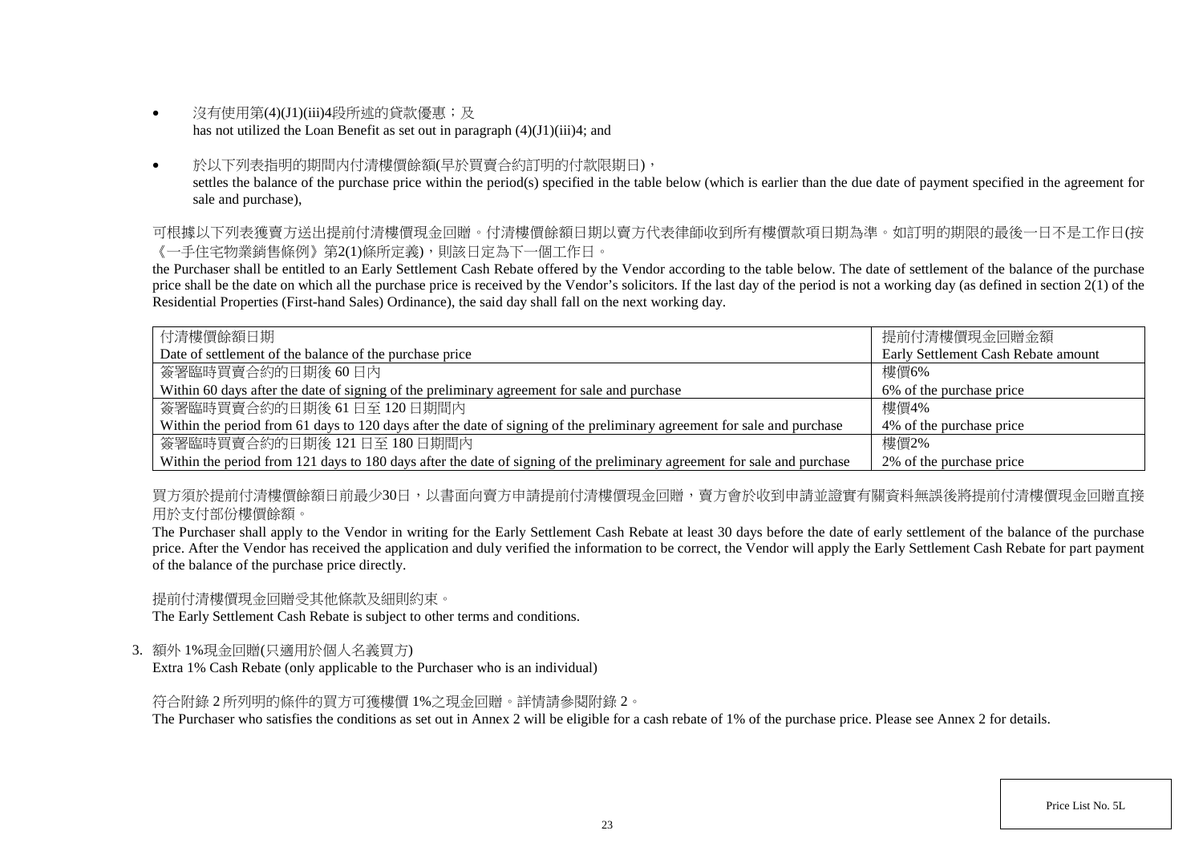- 沒有使用第(4)(J1)(iii)4段所述的貸款優惠；及
  has not utilized the Loan Benefit as set out in paragraph (4)(J1)(iii)4; and

- 於以下列表指明的期間內付清樓價餘額(早於買賣合約訂明的付款限期日)，
  settles the balance of the purchase price within the period(s) specified in the table below (which is earlier than the due date of payment specified in the agreement for sale and purchase),

可根據以下列表獲賣方送出提前付清樓價現金回贈。付清樓價餘額日期以賣方代表律師收到所有樓價款項日期為準。如訂明的期限的最後一日不是工作日(按《一手住宅物業銷售條例》第2(1)條所定義)，則該日定為下一個工作日。
the Purchaser shall be entitled to an Early Settlement Cash Rebate offered by the Vendor according to the table below. The date of settlement of the balance of the purchase price shall be the date on which all the purchase price is received by the Vendor's solicitors. If the last day of the period is not a working day (as defined in section 2(1) of the Residential Properties (First-hand Sales) Ordinance), the said day shall fall on the next working day.

| 付清樓價餘額日期<br>Date of settlement of the balance of the purchase price | 提前付清樓價現金回贈金額<br>Early Settlement Cash Rebate amount |
|---|---|
| 簽署臨時買賣合約的日期後 60 日內<br>Within 60 days after the date of signing of the preliminary agreement for sale and purchase | 樓價6%<br>6% of the purchase price |
| 簽署臨時買賣合約的日期後 61 日至 120 日期間內<br>Within the period from 61 days to 120 days after the date of signing of the preliminary agreement for sale and purchase | 樓價4%<br>4% of the purchase price |
| 簽署臨時買賣合約的日期後 121 日至 180 日期間內<br>Within the period from 121 days to 180 days after the date of signing of the preliminary agreement for sale and purchase | 樓價2%<br>2% of the purchase price |

買方須於提前付清樓價餘額日前最少30日，以書面向賣方申請提前付清樓價現金回贈，賣方會於收到申請並證實有關資料無誤後將提前付清樓價現金回贈直接用於支付部份樓價餘額。
The Purchaser shall apply to the Vendor in writing for the Early Settlement Cash Rebate at least 30 days before the date of early settlement of the balance of the purchase price. After the Vendor has received the application and duly verified the information to be correct, the Vendor will apply the Early Settlement Cash Rebate for part payment of the balance of the purchase price directly.

提前付清樓價現金回贈受其他條款及細則約束。
The Early Settlement Cash Rebate is subject to other terms and conditions.

3. 額外 1%現金回贈(只適用於個人名義買方)
   Extra 1% Cash Rebate (only applicable to the Purchaser who is an individual)

   符合附錄 2 所列明的條件的買方可獲樓價 1%之現金回贈。詳情請參閱附錄 2。
   The Purchaser who satisfies the conditions as set out in Annex 2 will be eligible for a cash rebate of 1% of the purchase price. Please see Annex 2 for details.

Price List No. 5L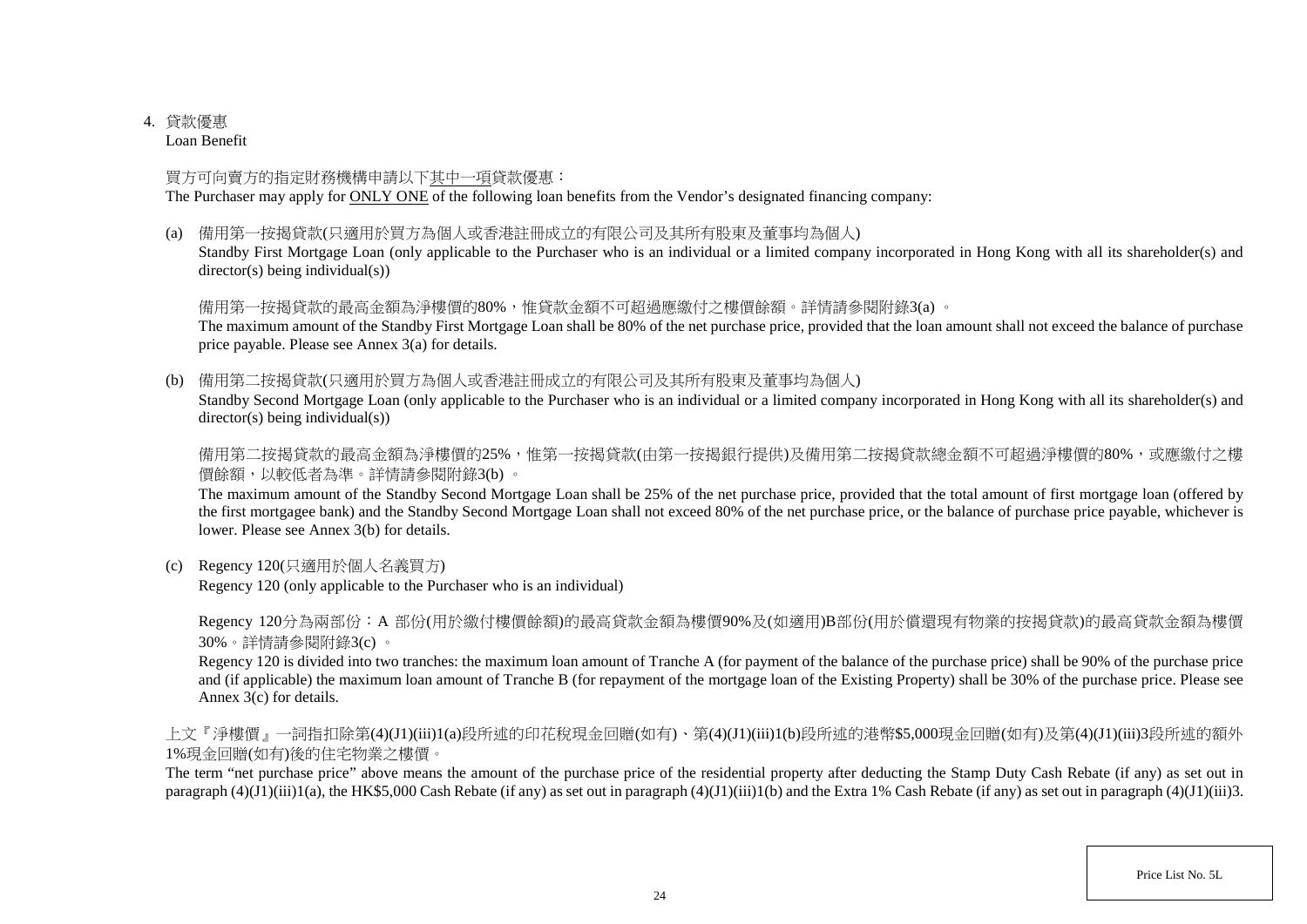4. 貸款優惠

Loan Benefit

買方可向賣方的指定財務機構申請以下其中一項貸款優惠：

The Purchaser may apply for ONLY ONE of the following loan benefits from the Vendor's designated financing company:

(a) 備用第一按揭貸款(只適用於買方為個人或香港註冊成立的有限公司及其所有股東及董事均為個人)

Standby First Mortgage Loan (only applicable to the Purchaser who is an individual or a limited company incorporated in Hong Kong with all its shareholder(s) and director(s) being individual(s))

備用第一按揭貸款的最高金額為淨樓價的80%，惟貸款金額不可超過應繳付之樓價餘額。詳情請參閱附錄3(a) 。

The maximum amount of the Standby First Mortgage Loan shall be 80% of the net purchase price, provided that the loan amount shall not exceed the balance of purchase price payable. Please see Annex 3(a) for details.

(b) 備用第二按揭貸款(只適用於買方為個人或香港註冊成立的有限公司及其所有股東及董事均為個人)

Standby Second Mortgage Loan (only applicable to the Purchaser who is an individual or a limited company incorporated in Hong Kong with all its shareholder(s) and director(s) being individual(s))

備用第二按揭貸款的最高金額為淨樓價的25%，惟第一按揭貸款(由第一按揭銀行提供)及備用第二按揭貸款總金額不可超過淨樓價的80%，或應繳付之樓價餘額，以較低者為準。詳情請參閱附錄3(b) 。

The maximum amount of the Standby Second Mortgage Loan shall be 25% of the net purchase price, provided that the total amount of first mortgage loan (offered by the first mortgagee bank) and the Standby Second Mortgage Loan shall not exceed 80% of the net purchase price, or the balance of purchase price payable, whichever is lower. Please see Annex 3(b) for details.

(c) Regency 120(只適用於個人名義買方)

Regency 120 (only applicable to the Purchaser who is an individual)

Regency 120分為兩部份：A 部份(用於繳付樓價餘額)的最高貸款金額為樓價90%及(如適用)B部份(用於償還現有物業的按揭貸款)的最高貸款金額為樓價30%。詳情請參閱附錄3(c) 。

Regency 120 is divided into two tranches: the maximum loan amount of Tranche A (for payment of the balance of the purchase price) shall be 90% of the purchase price and (if applicable) the maximum loan amount of Tranche B (for repayment of the mortgage loan of the Existing Property) shall be 30% of the purchase price. Please see Annex 3(c) for details.

上文『淨樓價』一詞指扣除第(4)(J1)(iii)1(a)段所述的印花稅現金回贈(如有)、第(4)(J1)(iii)1(b)段所述的港幣$5,000現金回贈(如有)及第(4)(J1)(iii)3段所述的額外1%現金回贈(如有)後的住宅物業之樓價。

The term "net purchase price" above means the amount of the purchase price of the residential property after deducting the Stamp Duty Cash Rebate (if any) as set out in paragraph (4)(J1)(iii)1(a), the HK$5,000 Cash Rebate (if any) as set out in paragraph (4)(J1)(iii)1(b) and the Extra 1% Cash Rebate (if any) as set out in paragraph (4)(J1)(iii)3.

Price List No. 5L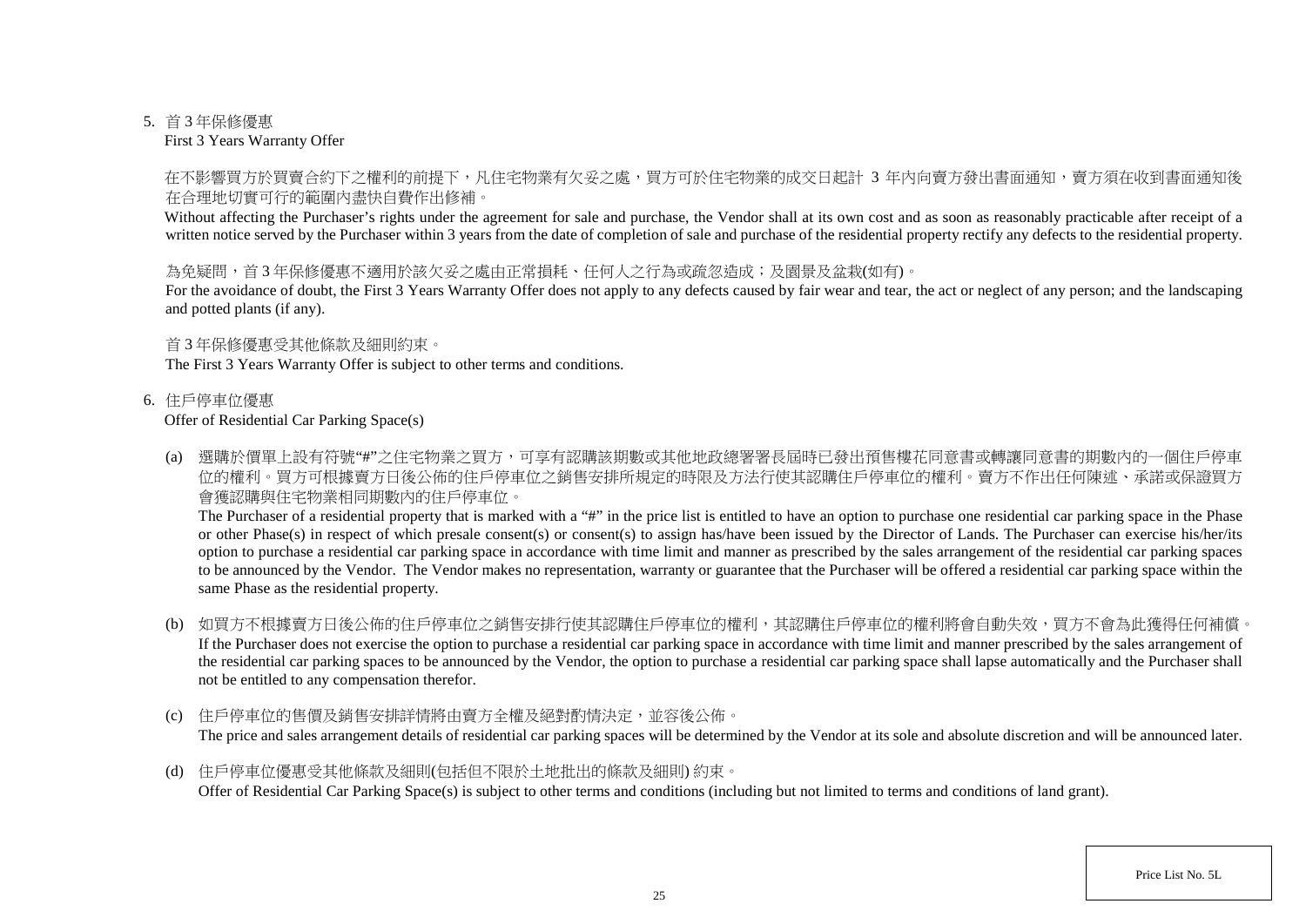5. 首 3 年保修優惠
   First 3 Years Warranty Offer

   在不影響買方於買賣合約下之權利的前提下，凡住宅物業有欠妥之處，買方可於住宅物業的成交日起計 3 年內向賣方發出書面通知，賣方須在收到書面通知後在合理地切實可行的範圍內盡快自費作出修補。
   Without affecting the Purchaser's rights under the agreement for sale and purchase, the Vendor shall at its own cost and as soon as reasonably practicable after receipt of a written notice served by the Purchaser within 3 years from the date of completion of sale and purchase of the residential property rectify any defects to the residential property.

   為免疑問，首 3 年保修優惠不適用於該欠妥之處由正常損耗、任何人之行為或疏忽造成；及園景及盆栽(如有)。
   For the avoidance of doubt, the First 3 Years Warranty Offer does not apply to any defects caused by fair wear and tear, the act or neglect of any person; and the landscaping and potted plants (if any).

   首 3 年保修優惠受其他條款及細則約束。
   The First 3 Years Warranty Offer is subject to other terms and conditions.

6. 住戶停車位優惠
   Offer of Residential Car Parking Space(s)

   (a) 選購於價單上設有符號"#"之住宅物業之買方，可享有認購該期數或其他地政總署署長屆時已發出預售樓花同意書或轉讓同意書的期數內的一個住戶停車位的權利。買方可根據賣方日後公佈的住戶停車位之銷售安排所規定的時限及方法行使其認購住戶停車位的權利。賣方不作出任何陳述、承諾或保證買方會獲認購與住宅物業相同期數內的住戶停車位。
   The Purchaser of a residential property that is marked with a "#" in the price list is entitled to have an option to purchase one residential car parking space in the Phase or other Phase(s) in respect of which presale consent(s) or consent(s) to assign has/have been issued by the Director of Lands. The Purchaser can exercise his/her/its option to purchase a residential car parking space in accordance with time limit and manner as prescribed by the sales arrangement of the residential car parking spaces to be announced by the Vendor. The Vendor makes no representation, warranty or guarantee that the Purchaser will be offered a residential car parking space within the same Phase as the residential property.

   (b) 如買方不根據賣方日後公佈的住戶停車位之銷售安排行使其認購住戶停車位的權利，其認購住戶停車位的權利將會自動失效，買方不會為此獲得任何補償。
   If the Purchaser does not exercise the option to purchase a residential car parking space in accordance with time limit and manner prescribed by the sales arrangement of the residential car parking spaces to be announced by the Vendor, the option to purchase a residential car parking space shall lapse automatically and the Purchaser shall not be entitled to any compensation therefor.

   (c) 住戶停車位的售價及銷售安排詳情將由賣方全權及絕對酌情決定，並容後公佈。
   The price and sales arrangement details of residential car parking spaces will be determined by the Vendor at its sole and absolute discretion and will be announced later.

   (d) 住戶停車位優惠受其他條款及細則(包括但不限於土地批出的條款及細則) 約束。
   Offer of Residential Car Parking Space(s) is subject to other terms and conditions (including but not limited to terms and conditions of land grant).

Price List No. 5L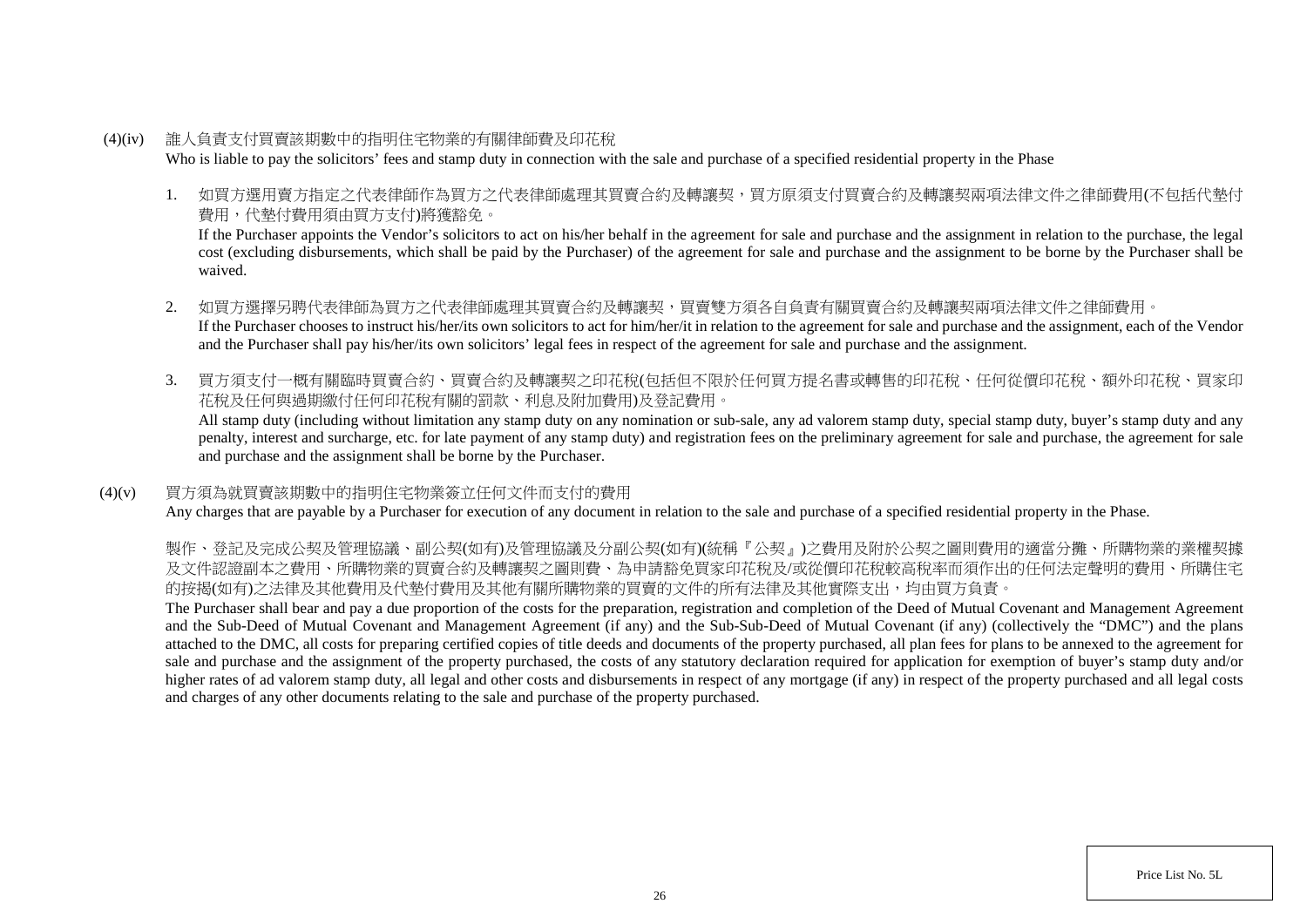(4)(iv) 誰人負責支付買賣該期數中的指明住宅物業的有關律師費及印花稅

Who is liable to pay the solicitors' fees and stamp duty in connection with the sale and purchase of a specified residential property in the Phase

1. 如買方選用賣方指定之代表律師作為買方之代表律師處理其買賣合約及轉讓契，買方原須支付買賣合約及轉讓契兩項法律文件之律師費用(不包括代墊付費用，代墊付費用須由買方支付)將獲豁免。

   If the Purchaser appoints the Vendor's solicitors to act on his/her behalf in the agreement for sale and purchase and the assignment in relation to the purchase, the legal cost (excluding disbursements, which shall be paid by the Purchaser) of the agreement for sale and purchase and the assignment to be borne by the Purchaser shall be waived.

2. 如買方選擇另聘代表律師為買方之代表律師處理其買賣合約及轉讓契，買賣雙方須各自負責有關買賣合約及轉讓契兩項法律文件之律師費用。

   If the Purchaser chooses to instruct his/her/its own solicitors to act for him/her/it in relation to the agreement for sale and purchase and the assignment, each of the Vendor and the Purchaser shall pay his/her/its own solicitors' legal fees in respect of the agreement for sale and purchase and the assignment.

3. 買方須支付一概有關臨時買賣合約、買賣合約及轉讓契之印花稅(包括但不限於任何買方提名書或轉售的印花稅、任何從價印花稅、額外印花稅、買家印花稅及任何與過期繳付任何印花稅有關的罰款、利息及附加費用)及登記費用。

   All stamp duty (including without limitation any stamp duty on any nomination or sub-sale, any ad valorem stamp duty, special stamp duty, buyer's stamp duty and any penalty, interest and surcharge, etc. for late payment of any stamp duty) and registration fees on the preliminary agreement for sale and purchase, the agreement for sale and purchase and the assignment shall be borne by the Purchaser.

(4)(v) 買方須為就買賣該期數中的指明住宅物業簽立任何文件而支付的費用

Any charges that are payable by a Purchaser for execution of any document in relation to the sale and purchase of a specified residential property in the Phase.

製作、登記及完成公契及管理協議、副公契(如有)及管理協議及分副公契(如有)(統稱『公契』)之費用及附於公契之圖則費用的適當分攤、所購物業的業權契據及文件認證副本之費用、所購物業的買賣合約及轉讓契之圖則費、為申請豁免買家印花稅及/或從價印花稅較高稅率而須作出的任何法定聲明的費用、所購住宅的按揭(如有)之法律及其他費用及代墊付費用及其他有關所購物業的買賣的文件的所有法律及其他實際支出，均由買方負責。

The Purchaser shall bear and pay a due proportion of the costs for the preparation, registration and completion of the Deed of Mutual Covenant and Management Agreement and the Sub-Deed of Mutual Covenant and Management Agreement (if any) and the Sub-Sub-Deed of Mutual Covenant (if any) (collectively the "DMC") and the plans attached to the DMC, all costs for preparing certified copies of title deeds and documents of the property purchased, all plan fees for plans to be annexed to the agreement for sale and purchase and the assignment of the property purchased, the costs of any statutory declaration required for application for exemption of buyer's stamp duty and/or higher rates of ad valorem stamp duty, all legal and other costs and disbursements in respect of any mortgage (if any) in respect of the property purchased and all legal costs and charges of any other documents relating to the sale and purchase of the property purchased.

Price List No. 5L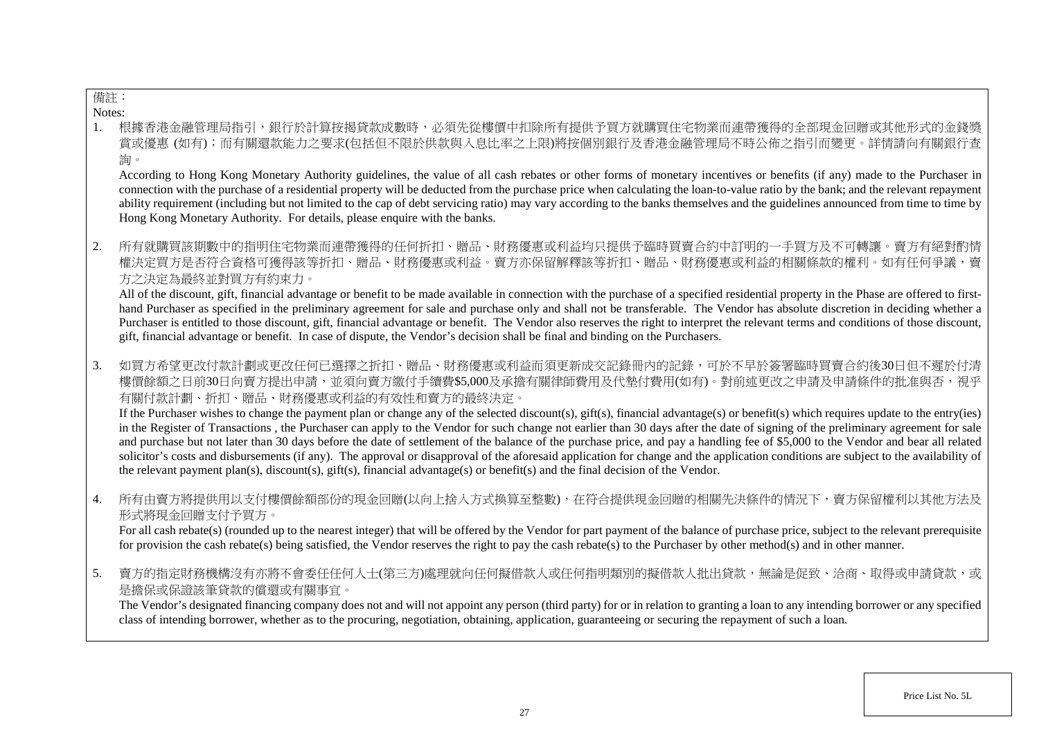備註：

Notes:

1. 根據香港金融管理局指引，銀行於計算按揭貸款成數時，必須先從樓價中扣除所有提供予買方就購買住宅物業而連帶獲得的全部現金回贈或其他形式的金錢獎賞或優惠 (如有)；而有關還款能力之要求(包括但不限於供款與入息比率之上限)將按個別銀行及香港金融管理局不時公佈之指引而變更。詳情請向有關銀行查詢。

   According to Hong Kong Monetary Authority guidelines, the value of all cash rebates or other forms of monetary incentives or benefits (if any) made to the Purchaser in connection with the purchase of a residential property will be deducted from the purchase price when calculating the loan-to-value ratio by the bank; and the relevant repayment ability requirement (including but not limited to the cap of debt servicing ratio) may vary according to the banks themselves and the guidelines announced from time to time by Hong Kong Monetary Authority. For details, please enquire with the banks.

2. 所有就購買該期數中的指明住宅物業而連帶獲得的任何折扣、贈品、財務優惠或利益均只提供予臨時買賣合約中訂明的一手買方及不可轉讓。賣方有絕對酌情權決定買方是否符合資格可獲得該等折扣、贈品、財務優惠或利益。賣方亦保留解釋該等折扣、贈品、財務優惠或利益的相關條款的權利。如有任何爭議，賣方之決定為最終並對買方有約束力。

   All of the discount, gift, financial advantage or benefit to be made available in connection with the purchase of a specified residential property in the Phase are offered to first-hand Purchaser as specified in the preliminary agreement for sale and purchase only and shall not be transferable. The Vendor has absolute discretion in deciding whether a Purchaser is entitled to those discount, gift, financial advantage or benefit. The Vendor also reserves the right to interpret the relevant terms and conditions of those discount, gift, financial advantage or benefit. In case of dispute, the Vendor's decision shall be final and binding on the Purchasers.

3. 如買方希望更改付款計劃或更改任何已選擇之折扣、贈品、財務優惠或利益而須更新成交記錄冊內的記錄，可於不早於簽署臨時買賣合約後30日但不遲於付清樓價餘額之日前30日向賣方提出申請，並須向賣方繳付手續費$5,000及承擔有關律師費用及代墊付費用(如有)。對前述更改之申請及申請條件的批准與否，視乎有關付款計劃、折扣、贈品、財務優惠或利益的有效性和賣方的最終決定。

   If the Purchaser wishes to change the payment plan or change any of the selected discount(s), gift(s), financial advantage(s) or benefit(s) which requires update to the entry(ies) in the Register of Transactions , the Purchaser can apply to the Vendor for such change not earlier than 30 days after the date of signing of the preliminary agreement for sale and purchase but not later than 30 days before the date of settlement of the balance of the purchase price, and pay a handling fee of $5,000 to the Vendor and bear all related solicitor's costs and disbursements (if any). The approval or disapproval of the aforesaid application for change and the application conditions are subject to the availability of the relevant payment plan(s), discount(s), gift(s), financial advantage(s) or benefit(s) and the final decision of the Vendor.

4. 所有由賣方將提供用以支付樓價餘額部份的現金回贈(以向上捨入方式換算至整數)，在符合提供現金回贈的相關先決條件的情況下，賣方保留權利以其他方法及形式將現金回贈支付予買方。

   For all cash rebate(s) (rounded up to the nearest integer) that will be offered by the Vendor for part payment of the balance of purchase price, subject to the relevant prerequisite for provision the cash rebate(s) being satisfied, the Vendor reserves the right to pay the cash rebate(s) to the Purchaser by other method(s) and in other manner.

5. 賣方的指定財務機構沒有亦將不會委任任何人士(第三方)處理就向任何擬借款人或任何指明類別的擬借款人批出貸款，無論是促致、洽商、取得或申請貸款，或是擔保或保證該筆貸款的償還或有關事宜。

   The Vendor's designated financing company does not and will not appoint any person (third party) for or in relation to granting a loan to any intending borrower or any specified class of intending borrower, whether as to the procuring, negotiation, obtaining, application, guaranteeing or securing the repayment of such a loan.

Price List No. 5L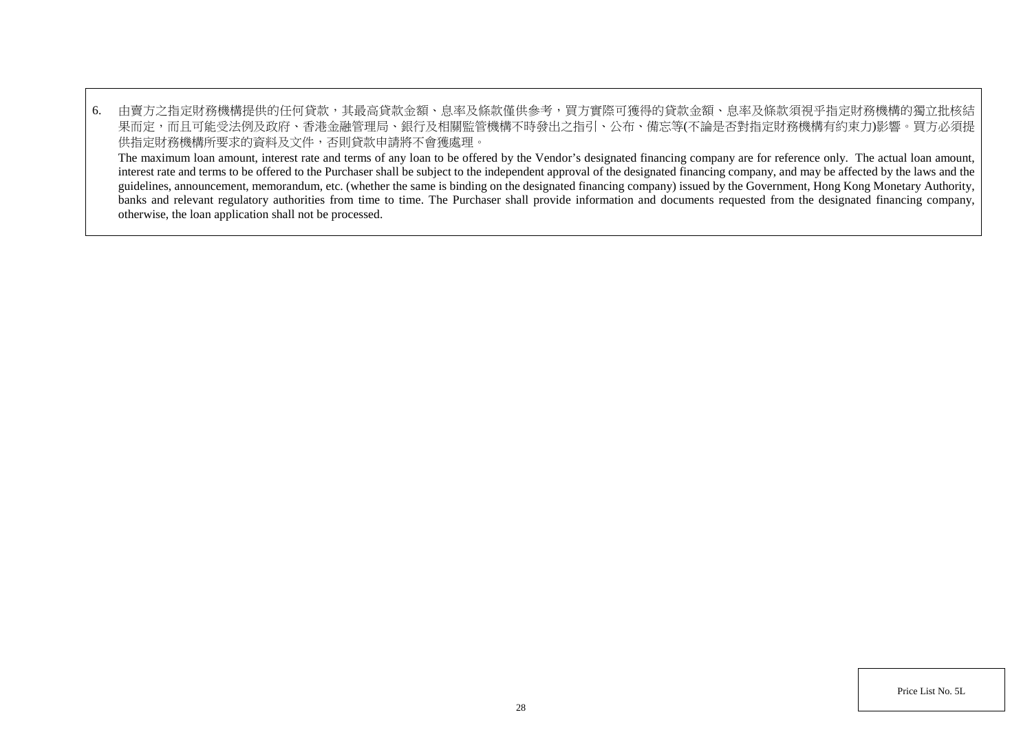6. 由賣方之指定財務機構提供的任何貸款，其最高貸款金額、息率及條款僅供參考，買方實際可獲得的貸款金額、息率及條款須視乎指定財務機構的獨立批核結果而定，而且可能受法例及政府、香港金融管理局、銀行及相關監管機構不時發出之指引、公布、備忘等(不論是否對指定財務機構有約束力)影響。買方必須提供指定財務機構所要求的資料及文件，否則貸款申請將不會獲處理。

   The maximum loan amount, interest rate and terms of any loan to be offered by the Vendor's designated financing company are for reference only. The actual loan amount, interest rate and terms to be offered to the Purchaser shall be subject to the independent approval of the designated financing company, and may be affected by the laws and the guidelines, announcement, memorandum, etc. (whether the same is binding on the designated financing company) issued by the Government, Hong Kong Monetary Authority, banks and relevant regulatory authorities from time to time. The Purchaser shall provide information and documents requested from the designated financing company, otherwise, the loan application shall not be processed.

Price List No. 5L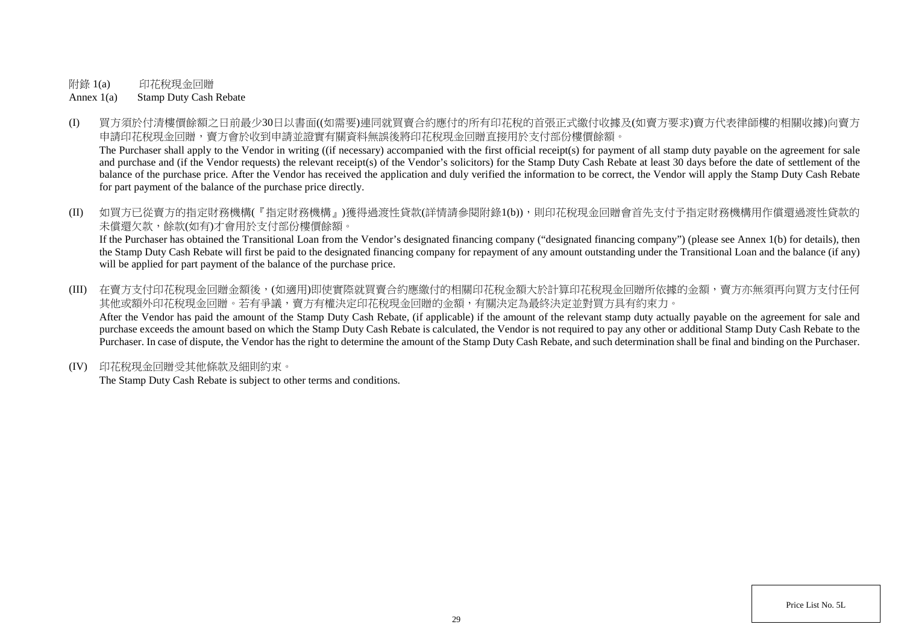附錄 1(a)　　印花稅現金回贈

Annex 1(a)　　Stamp Duty Cash Rebate

(I) 買方須於付清樓價餘額之日前最少30日以書面((如需要)連同就買賣合約應付的所有印花稅的首張正式繳付收據及(如賣方要求)賣方代表律師樓的相關收據)向賣方申請印花稅現金回贈，賣方會於收到申請並證實有關資料無誤後將印花稅現金回贈直接用於支付部份樓價餘額。

The Purchaser shall apply to the Vendor in writing ((if necessary) accompanied with the first official receipt(s) for payment of all stamp duty payable on the agreement for sale and purchase and (if the Vendor requests) the relevant receipt(s) of the Vendor's solicitors) for the Stamp Duty Cash Rebate at least 30 days before the date of settlement of the balance of the purchase price. After the Vendor has received the application and duly verified the information to be correct, the Vendor will apply the Stamp Duty Cash Rebate for part payment of the balance of the purchase price directly.

(II) 如買方已從賣方的指定財務機構(『指定財務機構』)獲得過渡性貸款(詳情請參閱附錄1(b))，則印花稅現金回贈會首先支付予指定財務機構用作償還過渡性貸款的未償還欠款，餘款(如有)才會用於支付部份樓價餘額。

If the Purchaser has obtained the Transitional Loan from the Vendor's designated financing company ("designated financing company") (please see Annex 1(b) for details), then the Stamp Duty Cash Rebate will first be paid to the designated financing company for repayment of any amount outstanding under the Transitional Loan and the balance (if any) will be applied for part payment of the balance of the purchase price.

(III) 在賣方支付印花稅現金回贈金額後，(如適用)即使實際就買賣合約應繳付的相關印花稅金額大於計算印花稅現金回贈所依據的金額，賣方亦無須再向買方支付任何其他或額外印花稅現金回贈。若有爭議，賣方有權決定印花稅現金回贈的金額，有關決定為最終決定並對買方具有約束力。

After the Vendor has paid the amount of the Stamp Duty Cash Rebate, (if applicable) if the amount of the relevant stamp duty actually payable on the agreement for sale and purchase exceeds the amount based on which the Stamp Duty Cash Rebate is calculated, the Vendor is not required to pay any other or additional Stamp Duty Cash Rebate to the Purchaser. In case of dispute, the Vendor has the right to determine the amount of the Stamp Duty Cash Rebate, and such determination shall be final and binding on the Purchaser.

(IV) 印花稅現金回贈受其他條款及細則約束。

The Stamp Duty Cash Rebate is subject to other terms and conditions.

Price List No. 5L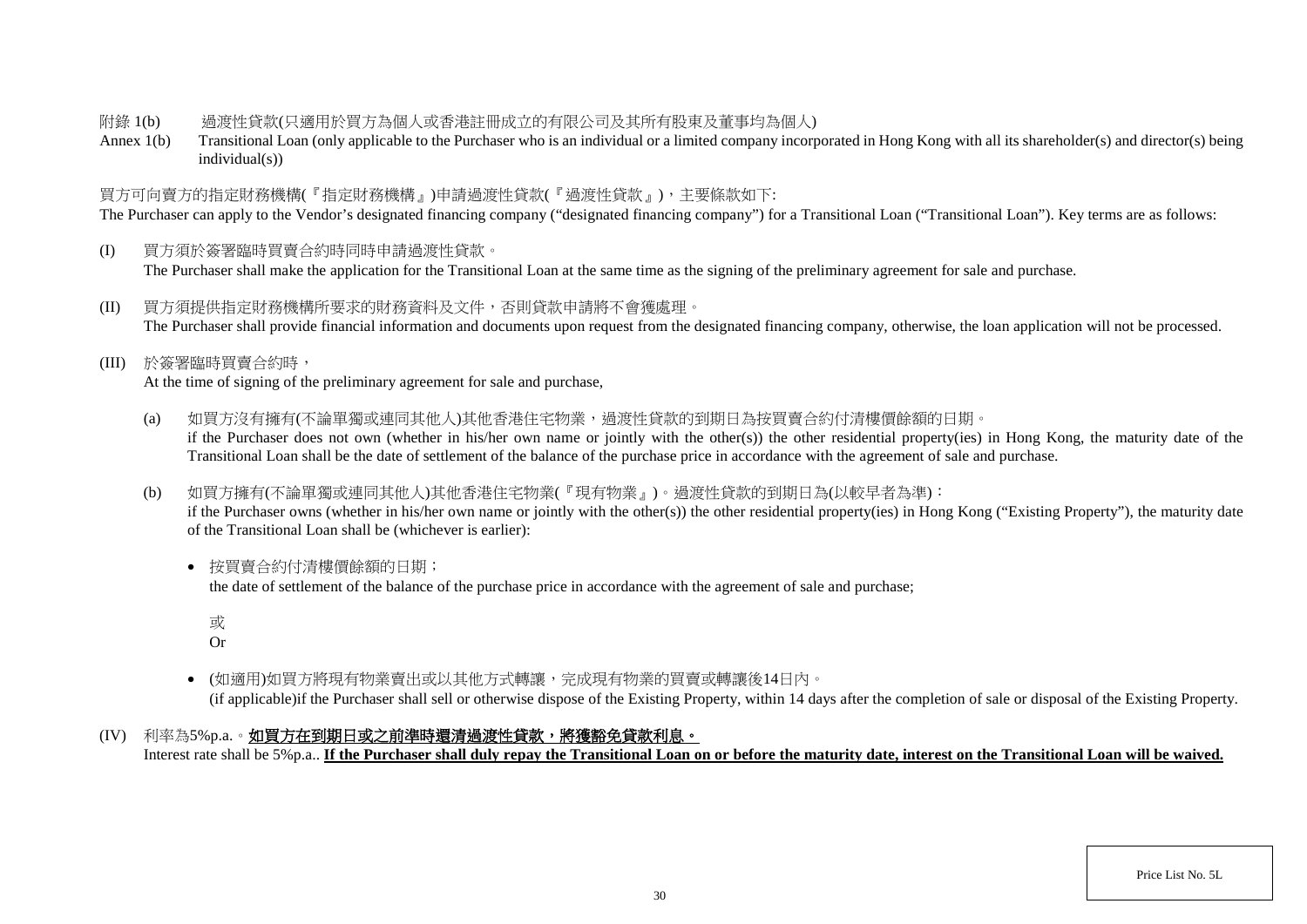附錄 1(b)　　過渡性貸款(只適用於買方為個人或香港註冊成立的有限公司及其所有股東及董事均為個人)

Annex 1(b)　　Transitional Loan (only applicable to the Purchaser who is an individual or a limited company incorporated in Hong Kong with all its shareholder(s) and director(s) being individual(s))

買方可向賣方的指定財務機構(『指定財務機構』)申請過渡性貸款(『過渡性貸款』)，主要條款如下:

The Purchaser can apply to the Vendor's designated financing company ("designated financing company") for a Transitional Loan ("Transitional Loan"). Key terms are as follows:

(I) 買方須於簽署臨時買賣合約時同時申請過渡性貸款。
The Purchaser shall make the application for the Transitional Loan at the same time as the signing of the preliminary agreement for sale and purchase.

(II) 買方須提供指定財務機構所要求的財務資料及文件，否則貸款申請將不會獲處理。
The Purchaser shall provide financial information and documents upon request from the designated financing company, otherwise, the loan application will not be processed.

(III) 於簽署臨時買賣合約時，
At the time of signing of the preliminary agreement for sale and purchase,

(a) 如買方沒有擁有(不論單獨或連同其他人)其他香港住宅物業，過渡性貸款的到期日為按買賣合約付清樓價餘額的日期。
if the Purchaser does not own (whether in his/her own name or jointly with the other(s)) the other residential property(ies) in Hong Kong, the maturity date of the Transitional Loan shall be the date of settlement of the balance of the purchase price in accordance with the agreement of sale and purchase.

(b) 如買方擁有(不論單獨或連同其他人)其他香港住宅物業(『現有物業』)。過渡性貸款的到期日為(以較早者為準)：
if the Purchaser owns (whether in his/her own name or jointly with the other(s)) the other residential property(ies) in Hong Kong ("Existing Property"), the maturity date of the Transitional Loan shall be (whichever is earlier):

- 按買賣合約付清樓價餘額的日期；
the date of settlement of the balance of the purchase price in accordance with the agreement of sale and purchase;

或
Or

- (如適用)如買方將現有物業賣出或以其他方式轉讓，完成現有物業的買賣或轉讓後14日內。
(if applicable)if the Purchaser shall sell or otherwise dispose of the Existing Property, within 14 days after the completion of sale or disposal of the Existing Property.

(IV) 利率為5%p.a.。**<u>如買方在到期日或之前準時還清過渡性貸款，將獲豁免貸款利息。</u>**
Interest rate shall be 5%p.a.. **<u>If the Purchaser shall duly repay the Transitional Loan on or before the maturity date, interest on the Transitional Loan will be waived.</u>**

Price List No. 5L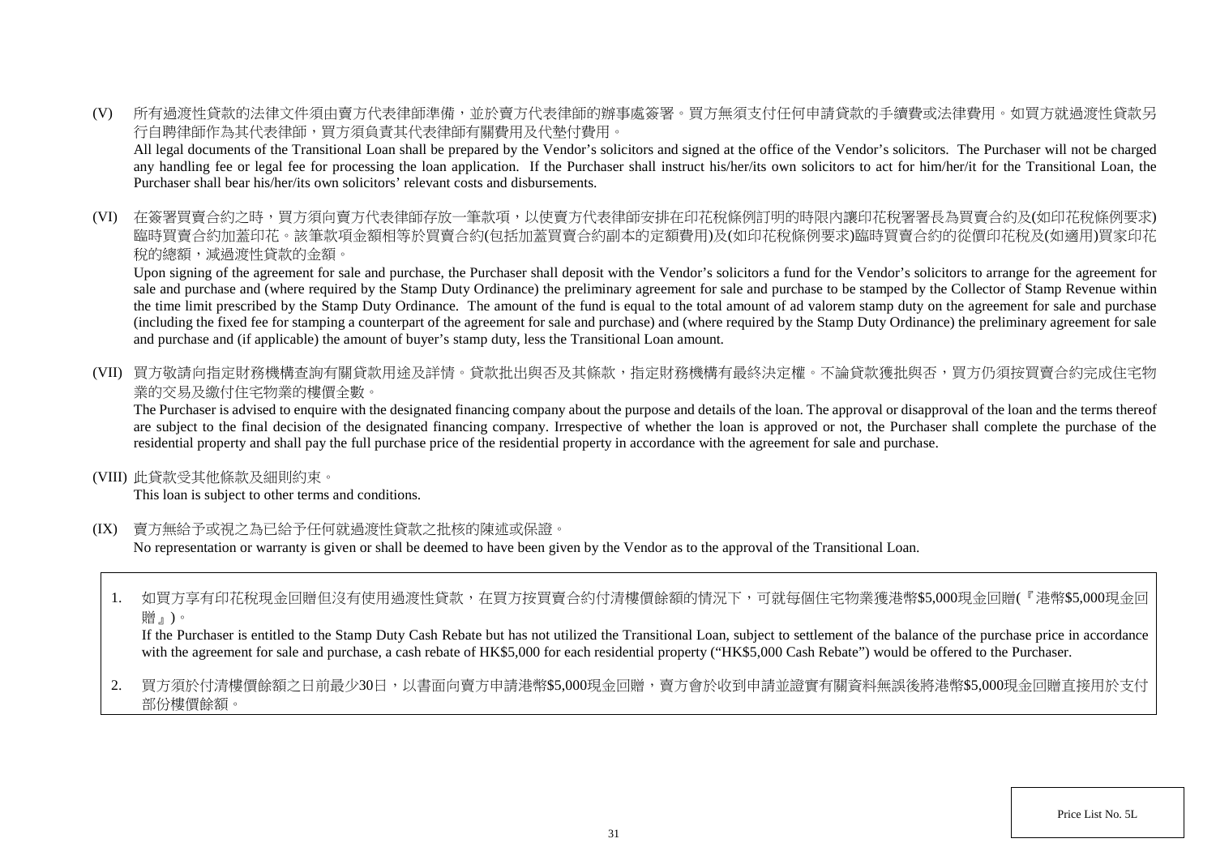(V) 所有過渡性貸款的法律文件須由賣方代表律師準備，並於賣方代表律師的辦事處簽署。買方無須支付任何申請貸款的手續費或法律費用。如買方就過渡性貸款另行自聘律師作為其代表律師，買方須負責其代表律師有關費用及代墊付費用。
All legal documents of the Transitional Loan shall be prepared by the Vendor's solicitors and signed at the office of the Vendor's solicitors. The Purchaser will not be charged any handling fee or legal fee for processing the loan application. If the Purchaser shall instruct his/her/its own solicitors to act for him/her/it for the Transitional Loan, the Purchaser shall bear his/her/its own solicitors' relevant costs and disbursements.

(VI) 在簽署買賣合約之時，買方須向賣方代表律師存放一筆款項，以使賣方代表律師安排在印花稅條例訂明的時限內讓印花稅署署長為買賣合約及(如印花稅條例要求)臨時買賣合約加蓋印花。該筆款項金額相等於買賣合約(包括加蓋買賣合約副本的定額費用)及(如印花稅條例要求)臨時買賣合約的從價印花稅及(如適用)買家印花稅的總額，減過渡性貸款的金額。
Upon signing of the agreement for sale and purchase, the Purchaser shall deposit with the Vendor's solicitors a fund for the Vendor's solicitors to arrange for the agreement for sale and purchase and (where required by the Stamp Duty Ordinance) the preliminary agreement for sale and purchase to be stamped by the Collector of Stamp Revenue within the time limit prescribed by the Stamp Duty Ordinance. The amount of the fund is equal to the total amount of ad valorem stamp duty on the agreement for sale and purchase (including the fixed fee for stamping a counterpart of the agreement for sale and purchase) and (where required by the Stamp Duty Ordinance) the preliminary agreement for sale and purchase and (if applicable) the amount of buyer's stamp duty, less the Transitional Loan amount.

(VII) 買方敬請向指定財務機構查詢有關貸款用途及詳情。貸款批出與否及其條款，指定財務機構有最終決定權。不論貸款獲批與否，買方仍須按買賣合約完成住宅物業的交易及繳付住宅物業的樓價全數。
The Purchaser is advised to enquire with the designated financing company about the purpose and details of the loan. The approval or disapproval of the loan and the terms thereof are subject to the final decision of the designated financing company. Irrespective of whether the loan is approved or not, the Purchaser shall complete the purchase of the residential property and shall pay the full purchase price of the residential property in accordance with the agreement for sale and purchase.

(VIII) 此貸款受其他條款及細則約束。
This loan is subject to other terms and conditions.

(IX) 賣方無給予或視之為已給予任何就過渡性貸款之批核的陳述或保證。
No representation or warranty is given or shall be deemed to have been given by the Vendor as to the approval of the Transitional Loan.

1. 如買方享有印花稅現金回贈但沒有使用過渡性貸款，在買方按買賣合約付清樓價餘額的情況下，可就每個住宅物業獲港幣$5,000現金回贈(『港幣$5,000現金回贈』)。
If the Purchaser is entitled to the Stamp Duty Cash Rebate but has not utilized the Transitional Loan, subject to settlement of the balance of the purchase price in accordance with the agreement for sale and purchase, a cash rebate of HK$5,000 for each residential property ("HK$5,000 Cash Rebate") would be offered to the Purchaser.

2. 買方須於付清樓價餘額之日前最少30日，以書面向賣方申請港幣$5,000現金回贈，賣方會於收到申請並證實有關資料無誤後將港幣$5,000現金回贈直接用於支付部份樓價餘額。

Price List No. 5L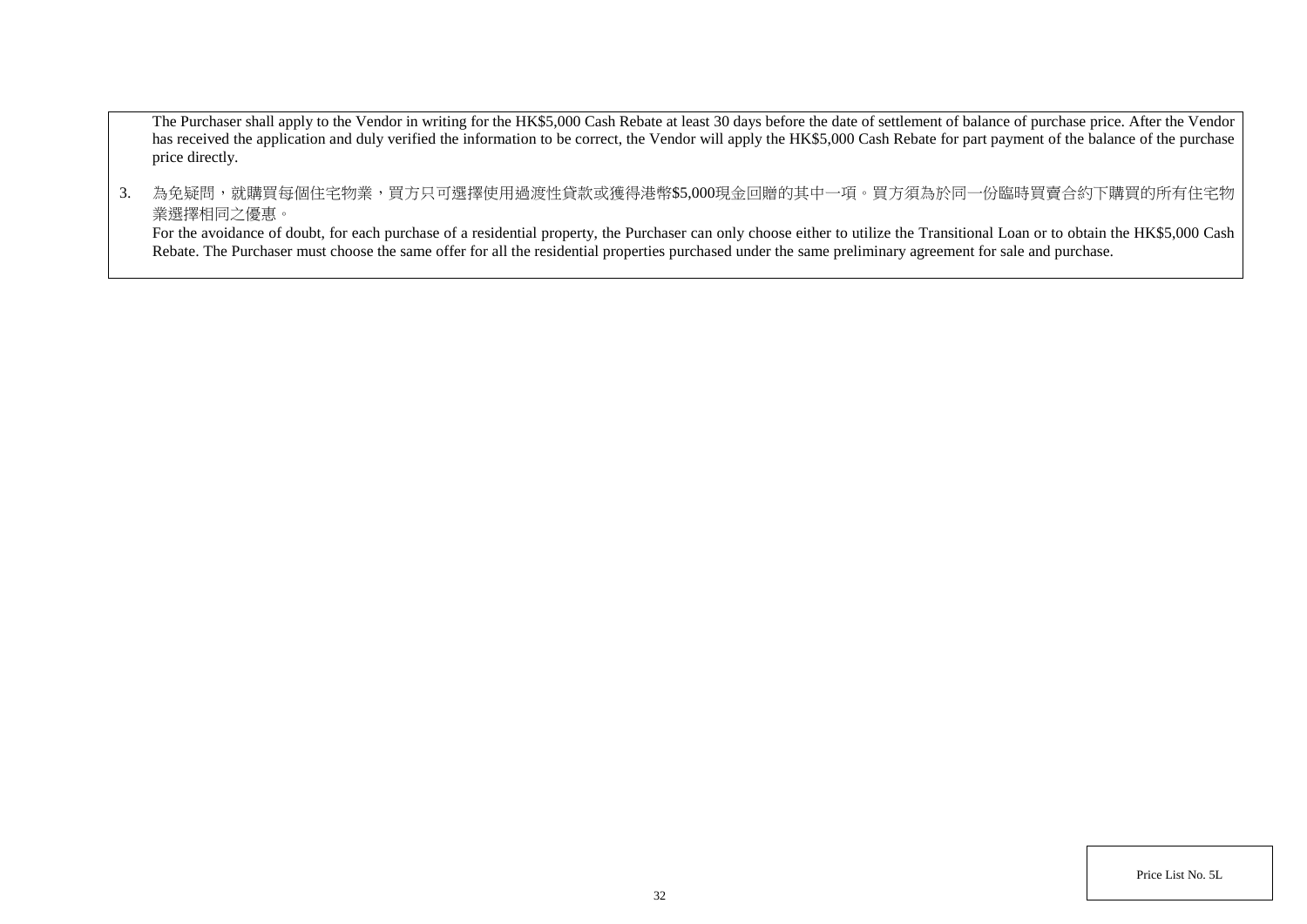The Purchaser shall apply to the Vendor in writing for the HK$5,000 Cash Rebate at least 30 days before the date of settlement of balance of purchase price. After the Vendor has received the application and duly verified the information to be correct, the Vendor will apply the HK$5,000 Cash Rebate for part payment of the balance of the purchase price directly.

3. 為免疑問，就購買每個住宅物業，買方只可選擇使用過渡性貸款或獲得港幣$5,000現金回贈的其中一項。買方須為於同一份臨時買賣合約下購買的所有住宅物業選擇相同之優惠。
   For the avoidance of doubt, for each purchase of a residential property, the Purchaser can only choose either to utilize the Transitional Loan or to obtain the HK$5,000 Cash Rebate. The Purchaser must choose the same offer for all the residential properties purchased under the same preliminary agreement for sale and purchase.

Price List No. 5L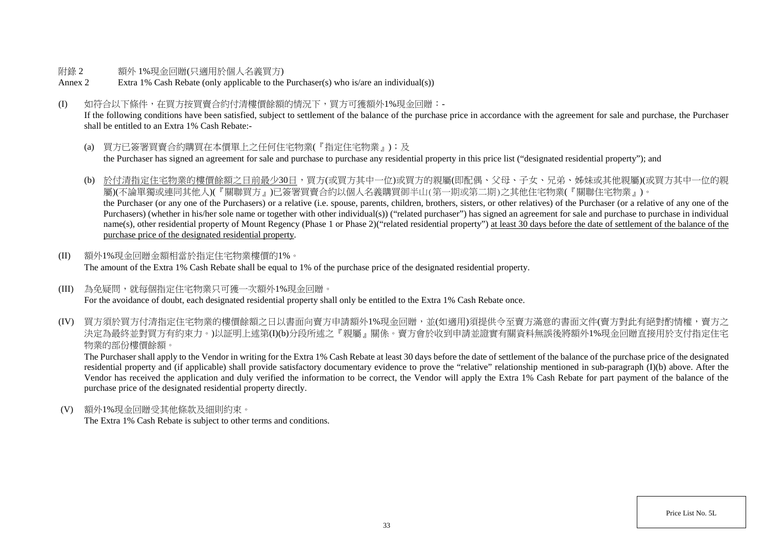附錄 2　　額外 1%現金回贈(只適用於個人名義買方)

Annex 2　　Extra 1% Cash Rebate (only applicable to the Purchaser(s) who is/are an individual(s))

(I) 如符合以下條件，在買方按買賣合約付清樓價餘額的情況下，買方可獲額外1%現金回贈：-
If the following conditions have been satisfied, subject to settlement of the balance of the purchase price in accordance with the agreement for sale and purchase, the Purchaser shall be entitled to an Extra 1% Cash Rebate:-

(a) 買方已簽署買賣合約購買在本價單上之任何住宅物業(『指定住宅物業』)；及
the Purchaser has signed an agreement for sale and purchase to purchase any residential property in this price list ("designated residential property"); and

(b) <u>於付清指定住宅物業的樓價餘額之日前最少30日</u>，買方(或買方其中一位)或買方的親屬(即配偶、父母、子女、兄弟、姊妹或其他親屬)(或買方其中一位的親屬)(不論單獨或連同其他人)(『關聯買方』)已簽署買賣合約以個人名義購買御半山(第一期或第二期)之其他住宅物業(『關聯住宅物業』)。
the Purchaser (or any one of the Purchasers) or a relative (i.e. spouse, parents, children, brothers, sisters, or other relatives) of the Purchaser (or a relative of any one of the Purchasers) (whether in his/her sole name or together with other individual(s)) ("related purchaser") has signed an agreement for sale and purchase to purchase in individual name(s), other residential property of Mount Regency (Phase 1 or Phase 2)("related residential property") <u>at least 30 days before the date of settlement of the balance of the purchase price of the designated residential property</u>.

(II) 額外1%現金回贈金額相當於指定住宅物業樓價的1%。
The amount of the Extra 1% Cash Rebate shall be equal to 1% of the purchase price of the designated residential property.

(III) 為免疑問，就每個指定住宅物業只可獲一次額外1%現金回贈。
For the avoidance of doubt, each designated residential property shall only be entitled to the Extra 1% Cash Rebate once.

(IV) 買方須於買方付清指定住宅物業的樓價餘額之日以書面向賣方申請額外1%現金回贈，並(如適用)須提供令至賣方滿意的書面文件(賣方對此有絕對酌情權，賣方之決定為最終並對買方有約束力。)以証明上述第(I)(b)分段所述之『親屬』關係。賣方會於收到申請並證實有關資料無誤後將額外1%現金回贈直接用於支付指定住宅物業的部份樓價餘額。
The Purchaser shall apply to the Vendor in writing for the Extra 1% Cash Rebate at least 30 days before the date of settlement of the balance of the purchase price of the designated residential property and (if applicable) shall provide satisfactory documentary evidence to prove the "relative" relationship mentioned in sub-paragraph (I)(b) above. After the Vendor has received the application and duly verified the information to be correct, the Vendor will apply the Extra 1% Cash Rebate for part payment of the balance of the purchase price of the designated residential property directly.

(V) 額外1%現金回贈受其他條款及細則約束。
The Extra 1% Cash Rebate is subject to other terms and conditions.

Price List No. 5L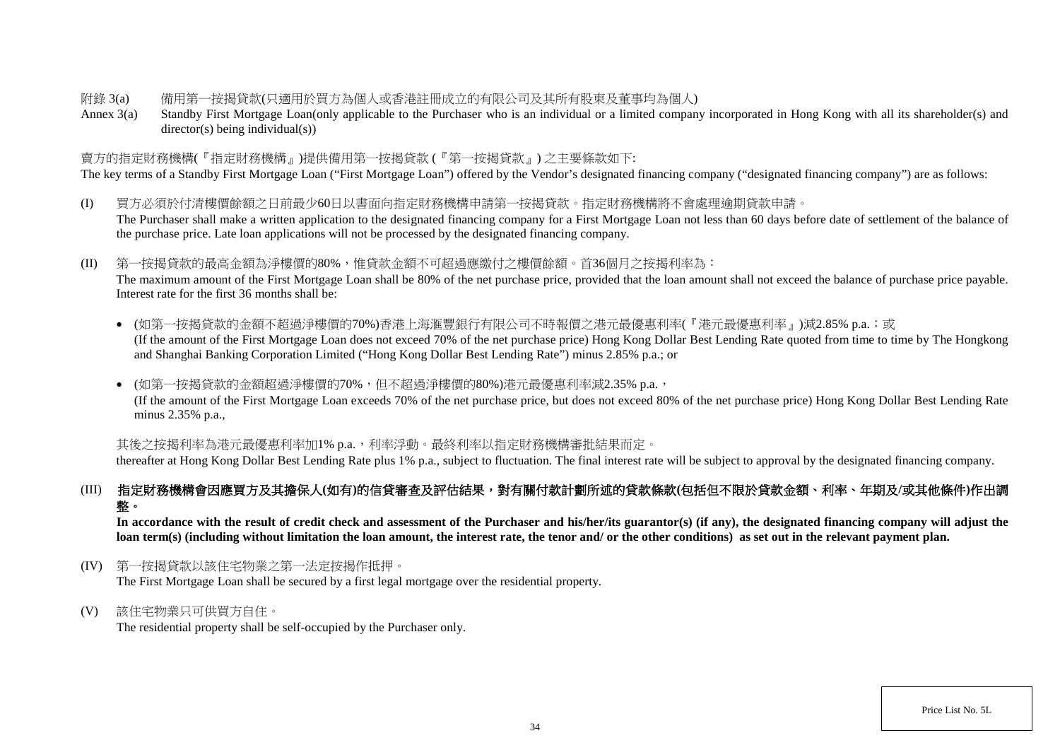附錄 3(a)　備用第一按揭貸款(只適用於買方為個人或香港註冊成立的有限公司及其所有股東及董事均為個人)

Annex 3(a)　Standby First Mortgage Loan(only applicable to the Purchaser who is an individual or a limited company incorporated in Hong Kong with all its shareholder(s) and director(s) being individual(s))

賣方的指定財務機構(『指定財務機構』)提供備用第一按揭貸款 (『第一按揭貸款』) 之主要條款如下:

The key terms of a Standby First Mortgage Loan ("First Mortgage Loan") offered by the Vendor's designated financing company ("designated financing company") are as follows:

(I) 買方必須於付清樓價餘額之日前最少60日以書面向指定財務機構申請第一按揭貸款。指定財務機構將不會處理逾期貸款申請。
The Purchaser shall make a written application to the designated financing company for a First Mortgage Loan not less than 60 days before date of settlement of the balance of the purchase price. Late loan applications will not be processed by the designated financing company.

(II) 第一按揭貸款的最高金額為淨樓價的80%，惟貸款金額不可超過應繳付之樓價餘額。首36個月之按揭利率為：
The maximum amount of the First Mortgage Loan shall be 80% of the net purchase price, provided that the loan amount shall not exceed the balance of purchase price payable. Interest rate for the first 36 months shall be:

- (如第一按揭貸款的金額不超過淨樓價的70%)香港上海滙豐銀行有限公司不時報價之港元最優惠利率(『港元最優惠利率』)減2.85% p.a.；或
(If the amount of the First Mortgage Loan does not exceed 70% of the net purchase price) Hong Kong Dollar Best Lending Rate quoted from time to time by The Hongkong and Shanghai Banking Corporation Limited ("Hong Kong Dollar Best Lending Rate") minus 2.85% p.a.; or

- (如第一按揭貸款的金額超過淨樓價的70%，但不超過淨樓價的80%)港元最優惠利率減2.35% p.a.，
(If the amount of the First Mortgage Loan exceeds 70% of the net purchase price, but does not exceed 80% of the net purchase price) Hong Kong Dollar Best Lending Rate minus 2.35% p.a.,

其後之按揭利率為港元最優惠利率加1% p.a.，利率浮動。最終利率以指定財務機構審批結果而定。
thereafter at Hong Kong Dollar Best Lending Rate plus 1% p.a., subject to fluctuation. The final interest rate will be subject to approval by the designated financing company.

(III) **指定財務機構會因應買方及其擔保人(如有)的信貸審查及評估結果，對有關付款計劃所述的貸款條款(包括但不限於貸款金額、利率、年期及/或其他條件)作出調整。**
**In accordance with the result of credit check and assessment of the Purchaser and his/her/its guarantor(s) (if any), the designated financing company will adjust the loan term(s) (including without limitation the loan amount, the interest rate, the tenor and/ or the other conditions) as set out in the relevant payment plan.**

(IV) 第一按揭貸款以該住宅物業之第一法定按揭作抵押。
The First Mortgage Loan shall be secured by a first legal mortgage over the residential property.

(V) 該住宅物業只可供買方自住。
The residential property shall be self-occupied by the Purchaser only.

Price List No. 5L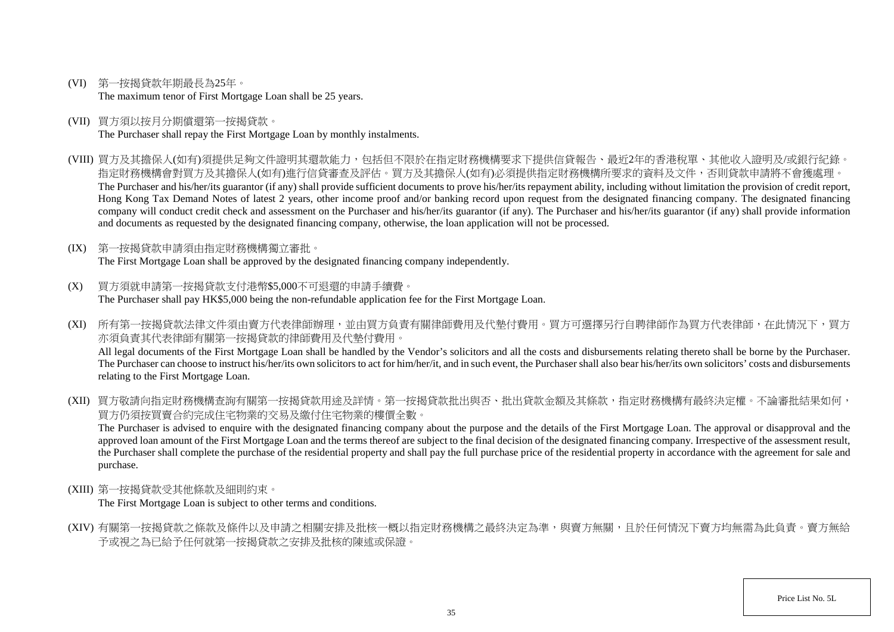(VI) 第一按揭貸款年期最長為25年。
The maximum tenor of First Mortgage Loan shall be 25 years.

(VII) 買方須以按月分期償還第一按揭貸款。
The Purchaser shall repay the First Mortgage Loan by monthly instalments.

(VIII) 買方及其擔保人(如有)須提供足夠文件證明其還款能力，包括但不限於在指定財務機構要求下提供信貸報告、最近2年的香港稅單、其他收入證明及/或銀行紀錄。指定財務機構會對買方及其擔保人(如有)進行信貸審查及評估。買方及其擔保人(如有)必須提供指定財務機構所要求的資料及文件，否則貸款申請將不會獲處理。
The Purchaser and his/her/its guarantor (if any) shall provide sufficient documents to prove his/her/its repayment ability, including without limitation the provision of credit report, Hong Kong Tax Demand Notes of latest 2 years, other income proof and/or banking record upon request from the designated financing company. The designated financing company will conduct credit check and assessment on the Purchaser and his/her/its guarantor (if any). The Purchaser and his/her/its guarantor (if any) shall provide information and documents as requested by the designated financing company, otherwise, the loan application will not be processed.

(IX) 第一按揭貸款申請須由指定財務機構獨立審批。
The First Mortgage Loan shall be approved by the designated financing company independently.

(X) 買方須就申請第一按揭貸款支付港幣$5,000不可退還的申請手續費。
The Purchaser shall pay HK$5,000 being the non-refundable application fee for the First Mortgage Loan.

(XI) 所有第一按揭貸款法律文件須由賣方代表律師辦理，並由買方負責有關律師費用及代墊付費用。買方可選擇另行自聘律師作為買方代表律師，在此情況下，買方亦須負責其代表律師有關第一按揭貸款的律師費用及代墊付費用。
All legal documents of the First Mortgage Loan shall be handled by the Vendor's solicitors and all the costs and disbursements relating thereto shall be borne by the Purchaser. The Purchaser can choose to instruct his/her/its own solicitors to act for him/her/it, and in such event, the Purchaser shall also bear his/her/its own solicitors' costs and disbursements relating to the First Mortgage Loan.

(XII) 買方敬請向指定財務機構查詢有關第一按揭貸款用途及詳情。第一按揭貸款批出與否、批出貸款金額及其條款，指定財務機構有最終決定權。不論審批結果如何，買方仍須按買賣合約完成住宅物業的交易及繳付住宅物業的樓價全數。
The Purchaser is advised to enquire with the designated financing company about the purpose and the details of the First Mortgage Loan. The approval or disapproval and the approved loan amount of the First Mortgage Loan and the terms thereof are subject to the final decision of the designated financing company. Irrespective of the assessment result, the Purchaser shall complete the purchase of the residential property and shall pay the full purchase price of the residential property in accordance with the agreement for sale and purchase.

(XIII) 第一按揭貸款受其他條款及細則約束。
The First Mortgage Loan is subject to other terms and conditions.

(XIV) 有關第一按揭貸款之條款及條件以及申請之相關安排及批核一概以指定財務機構之最終決定為準，與賣方無關，且於任何情況下賣方均無需為此負責。賣方無給予或視之為已給予任何就第一按揭貸款之安排及批核的陳述或保證。

Price List No. 5L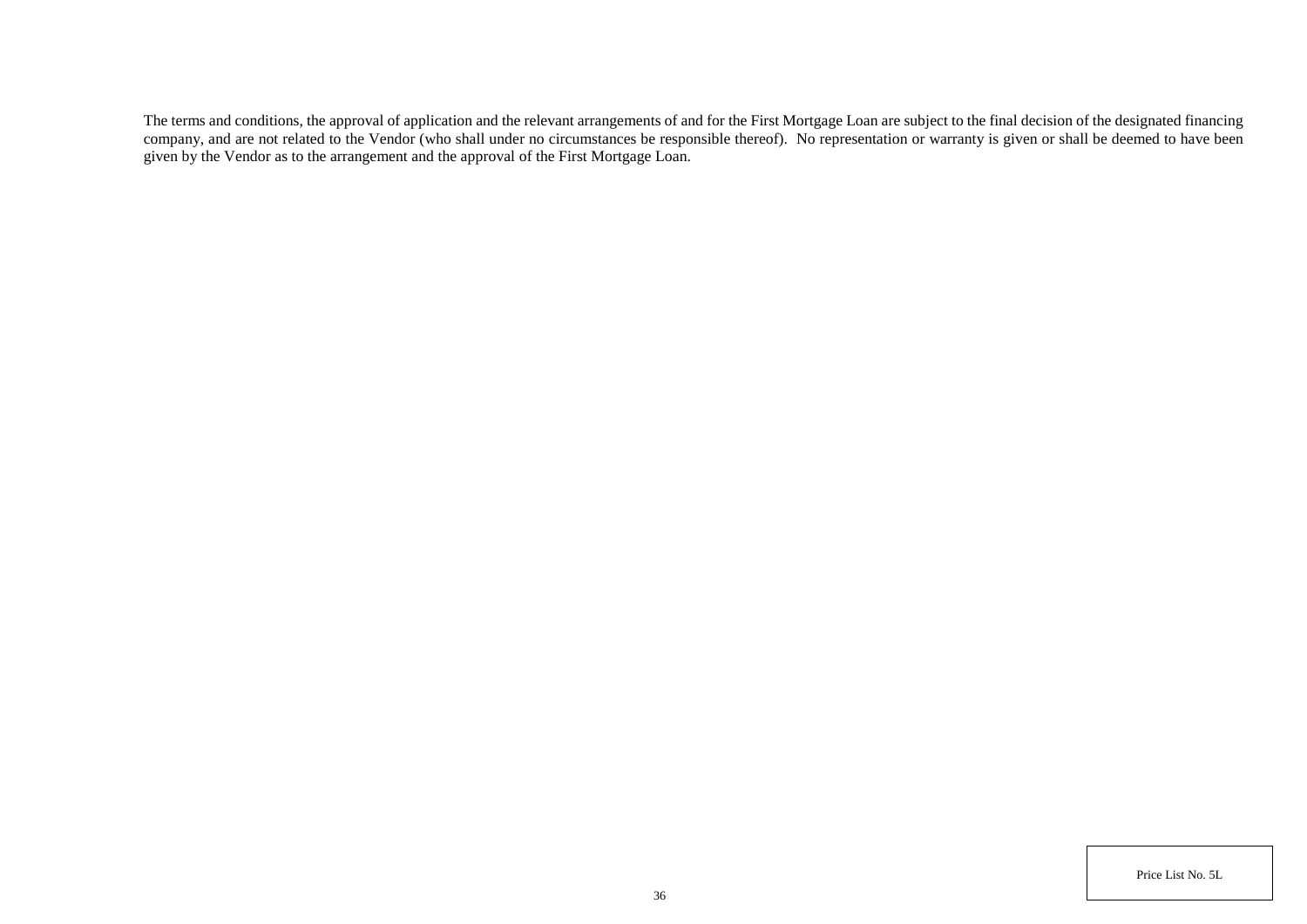The terms and conditions, the approval of application and the relevant arrangements of and for the First Mortgage Loan are subject to the final decision of the designated financing company, and are not related to the Vendor (who shall under no circumstances be responsible thereof). No representation or warranty is given or shall be deemed to have been given by the Vendor as to the arrangement and the approval of the First Mortgage Loan.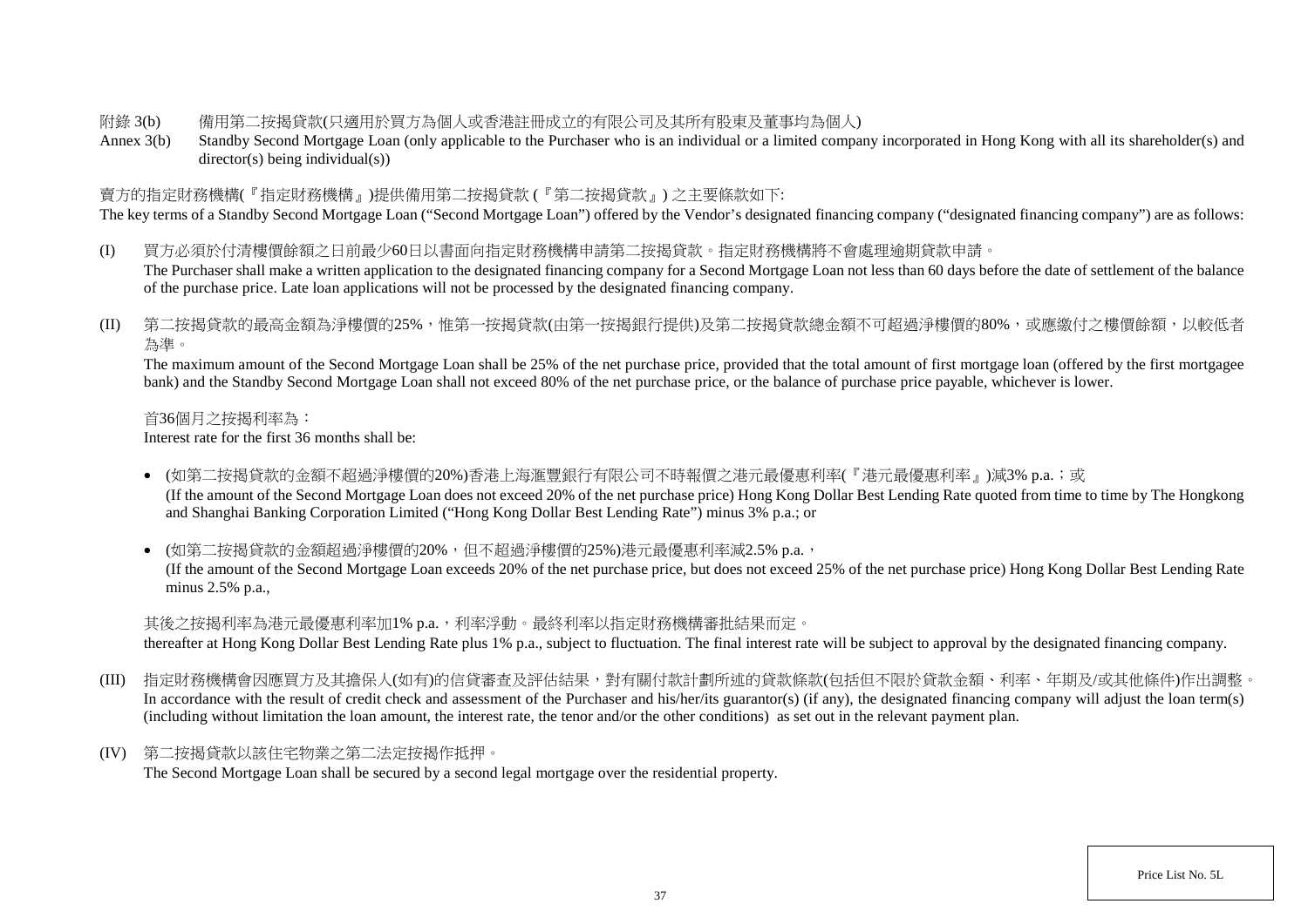附錄 3(b)　備用第二按揭貸款(只適用於買方為個人或香港註冊成立的有限公司及其所有股東及董事均為個人)

Annex 3(b)　Standby Second Mortgage Loan (only applicable to the Purchaser who is an individual or a limited company incorporated in Hong Kong with all its shareholder(s) and director(s) being individual(s))

賣方的指定財務機構(『指定財務機構』)提供備用第二按揭貸款 (『第二按揭貸款』) 之主要條款如下:

The key terms of a Standby Second Mortgage Loan ("Second Mortgage Loan") offered by the Vendor's designated financing company ("designated financing company") are as follows:

(I) 買方必須於付清樓價餘額之日前最少60日以書面向指定財務機構申請第二按揭貸款。指定財務機構將不會處理逾期貸款申請。
The Purchaser shall make a written application to the designated financing company for a Second Mortgage Loan not less than 60 days before the date of settlement of the balance of the purchase price. Late loan applications will not be processed by the designated financing company.

(II) 第二按揭貸款的最高金額為淨樓價的25%，惟第一按揭貸款(由第一按揭銀行提供)及第二按揭貸款總金額不可超過淨樓價的80%，或應繳付之樓價餘額，以較低者為準。
The maximum amount of the Second Mortgage Loan shall be 25% of the net purchase price, provided that the total amount of first mortgage loan (offered by the first mortgagee bank) and the Standby Second Mortgage Loan shall not exceed 80% of the net purchase price, or the balance of purchase price payable, whichever is lower.

首36個月之按揭利率為：
Interest rate for the first 36 months shall be:

- (如第二按揭貸款的金額不超過淨樓價的20%)香港上海滙豐銀行有限公司不時報價之港元最優惠利率(『港元最優惠利率』)減3% p.a.；或
(If the amount of the Second Mortgage Loan does not exceed 20% of the net purchase price) Hong Kong Dollar Best Lending Rate quoted from time to time by The Hongkong and Shanghai Banking Corporation Limited ("Hong Kong Dollar Best Lending Rate") minus 3% p.a.; or

- (如第二按揭貸款的金額超過淨樓價的20%，但不超過淨樓價的25%)港元最優惠利率減2.5% p.a.，
(If the amount of the Second Mortgage Loan exceeds 20% of the net purchase price, but does not exceed 25% of the net purchase price) Hong Kong Dollar Best Lending Rate minus 2.5% p.a.,

其後之按揭利率為港元最優惠利率加1% p.a.，利率浮動。最終利率以指定財務機構審批結果而定。
thereafter at Hong Kong Dollar Best Lending Rate plus 1% p.a., subject to fluctuation. The final interest rate will be subject to approval by the designated financing company.

(III) 指定財務機構會因應買方及其擔保人(如有)的信貸審查及評估結果，對有關付款計劃所述的貸款條款(包括但不限於貸款金額、利率、年期及/或其他條件)作出調整。
In accordance with the result of credit check and assessment of the Purchaser and his/her/its guarantor(s) (if any), the designated financing company will adjust the loan term(s) (including without limitation the loan amount, the interest rate, the tenor and/or the other conditions) as set out in the relevant payment plan.

(IV) 第二按揭貸款以該住宅物業之第二法定按揭作抵押。
The Second Mortgage Loan shall be secured by a second legal mortgage over the residential property.

Price List No. 5L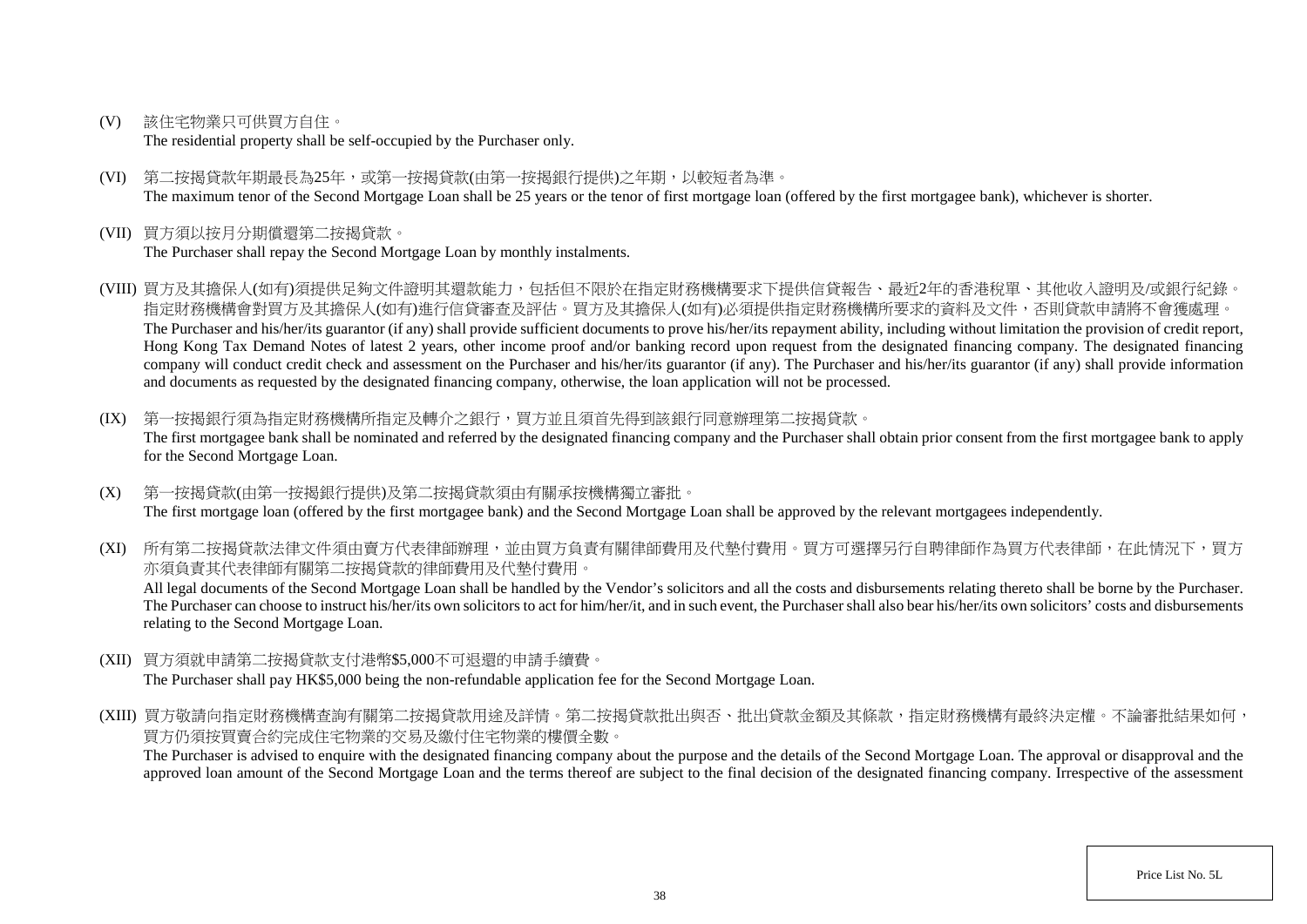(V) 該住宅物業只可供買方自住。
The residential property shall be self-occupied by the Purchaser only.

(VI) 第二按揭貸款年期最長為25年，或第一按揭貸款(由第一按揭銀行提供)之年期，以較短者為準。
The maximum tenor of the Second Mortgage Loan shall be 25 years or the tenor of first mortgage loan (offered by the first mortgagee bank), whichever is shorter.

(VII) 買方須以按月分期償還第二按揭貸款。
The Purchaser shall repay the Second Mortgage Loan by monthly instalments.

(VIII) 買方及其擔保人(如有)須提供足夠文件證明其還款能力，包括但不限於在指定財務機構要求下提供信貸報告、最近2年的香港稅單、其他收入證明及/或銀行紀錄。指定財務機構會對買方及其擔保人(如有)進行信貸審查及評估。買方及其擔保人(如有)必須提供指定財務機構所要求的資料及文件，否則貸款申請將不會獲處理。
The Purchaser and his/her/its guarantor (if any) shall provide sufficient documents to prove his/her/its repayment ability, including without limitation the provision of credit report, Hong Kong Tax Demand Notes of latest 2 years, other income proof and/or banking record upon request from the designated financing company. The designated financing company will conduct credit check and assessment on the Purchaser and his/her/its guarantor (if any). The Purchaser and his/her/its guarantor (if any) shall provide information and documents as requested by the designated financing company, otherwise, the loan application will not be processed.

(IX) 第一按揭銀行須為指定財務機構所指定及轉介之銀行，買方並且須首先得到該銀行同意辦理第二按揭貸款。
The first mortgagee bank shall be nominated and referred by the designated financing company and the Purchaser shall obtain prior consent from the first mortgagee bank to apply for the Second Mortgage Loan.

(X) 第一按揭貸款(由第一按揭銀行提供)及第二按揭貸款須由有關承按機構獨立審批。
The first mortgage loan (offered by the first mortgagee bank) and the Second Mortgage Loan shall be approved by the relevant mortgagees independently.

(XI) 所有第二按揭貸款法律文件須由賣方代表律師辦理，並由買方負責有關律師費用及代墊付費用。買方可選擇另行自聘律師作為買方代表律師，在此情況下，買方亦須負責其代表律師有關第二按揭貸款的律師費用及代墊付費用。
All legal documents of the Second Mortgage Loan shall be handled by the Vendor's solicitors and all the costs and disbursements relating thereto shall be borne by the Purchaser. The Purchaser can choose to instruct his/her/its own solicitors to act for him/her/it, and in such event, the Purchaser shall also bear his/her/its own solicitors' costs and disbursements relating to the Second Mortgage Loan.

(XII) 買方須就申請第二按揭貸款支付港幣$5,000不可退還的申請手續費。
The Purchaser shall pay HK$5,000 being the non-refundable application fee for the Second Mortgage Loan.

(XIII) 買方敬請向指定財務機構查詢有關第二按揭貸款用途及詳情。第二按揭貸款批出與否、批出貸款金額及其條款，指定財務機構有最終決定權。不論審批結果如何，買方仍須按買賣合約完成住宅物業的交易及繳付住宅物業的樓價全數。
The Purchaser is advised to enquire with the designated financing company about the purpose and the details of the Second Mortgage Loan. The approval or disapproval and the approved loan amount of the Second Mortgage Loan and the terms thereof are subject to the final decision of the designated financing company. Irrespective of the assessment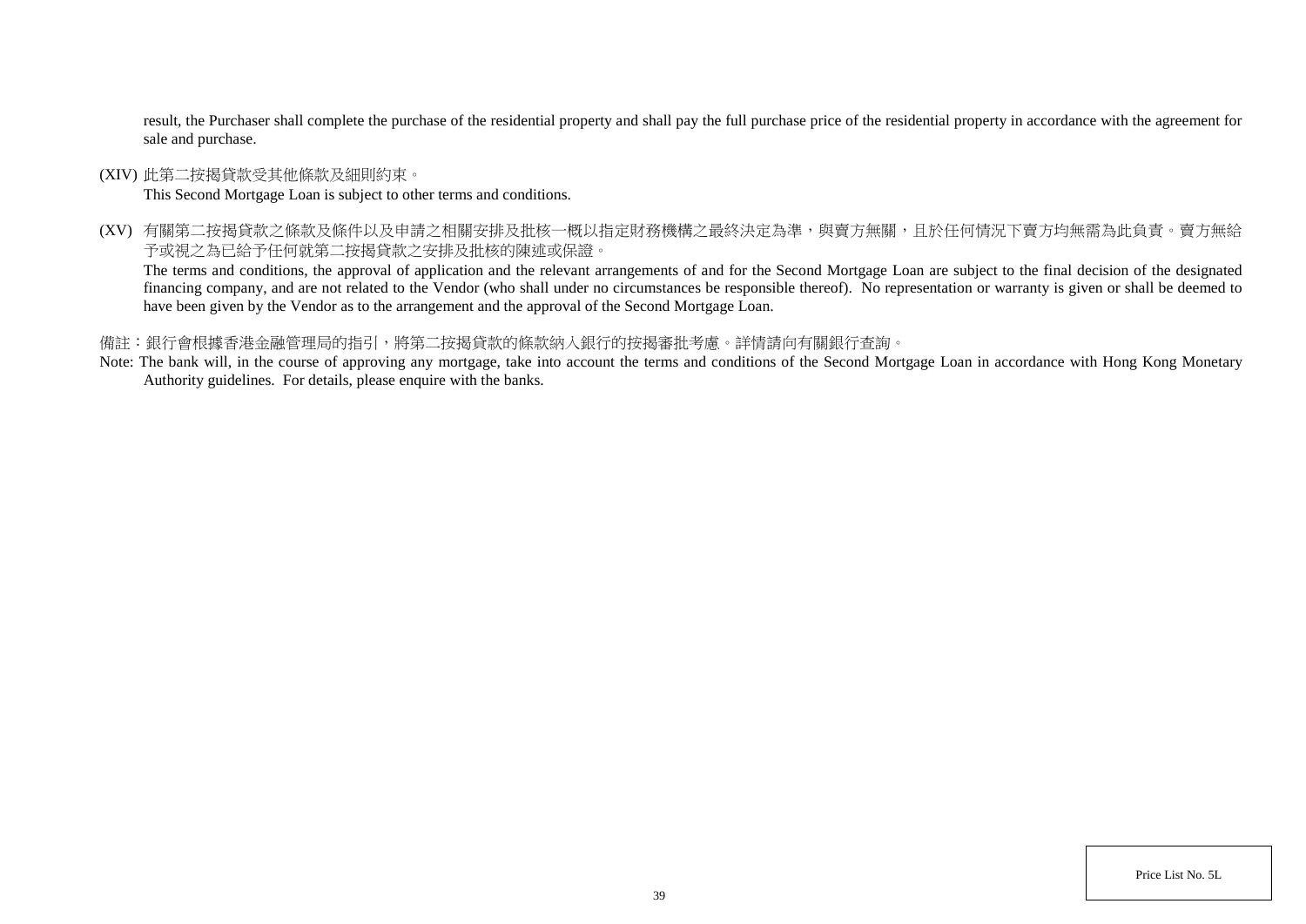result, the Purchaser shall complete the purchase of the residential property and shall pay the full purchase price of the residential property in accordance with the agreement for sale and purchase.

(XIV) 此第二按揭貸款受其他條款及細則約束。

This Second Mortgage Loan is subject to other terms and conditions.

(XV) 有關第二按揭貸款之條款及條件以及申請之相關安排及批核一概以指定財務機構之最終決定為準，與賣方無關，且於任何情況下賣方均無需為此負責。賣方無給予或視之為已給予任何就第二按揭貸款之安排及批核的陳述或保證。

The terms and conditions, the approval of application and the relevant arrangements of and for the Second Mortgage Loan are subject to the final decision of the designated financing company, and are not related to the Vendor (who shall under no circumstances be responsible thereof). No representation or warranty is given or shall be deemed to have been given by the Vendor as to the arrangement and the approval of the Second Mortgage Loan.

備註：銀行會根據香港金融管理局的指引，將第二按揭貸款的條款納入銀行的按揭審批考慮。詳情請向有關銀行查詢。

Note: The bank will, in the course of approving any mortgage, take into account the terms and conditions of the Second Mortgage Loan in accordance with Hong Kong Monetary Authority guidelines. For details, please enquire with the banks.

Price List No. 5L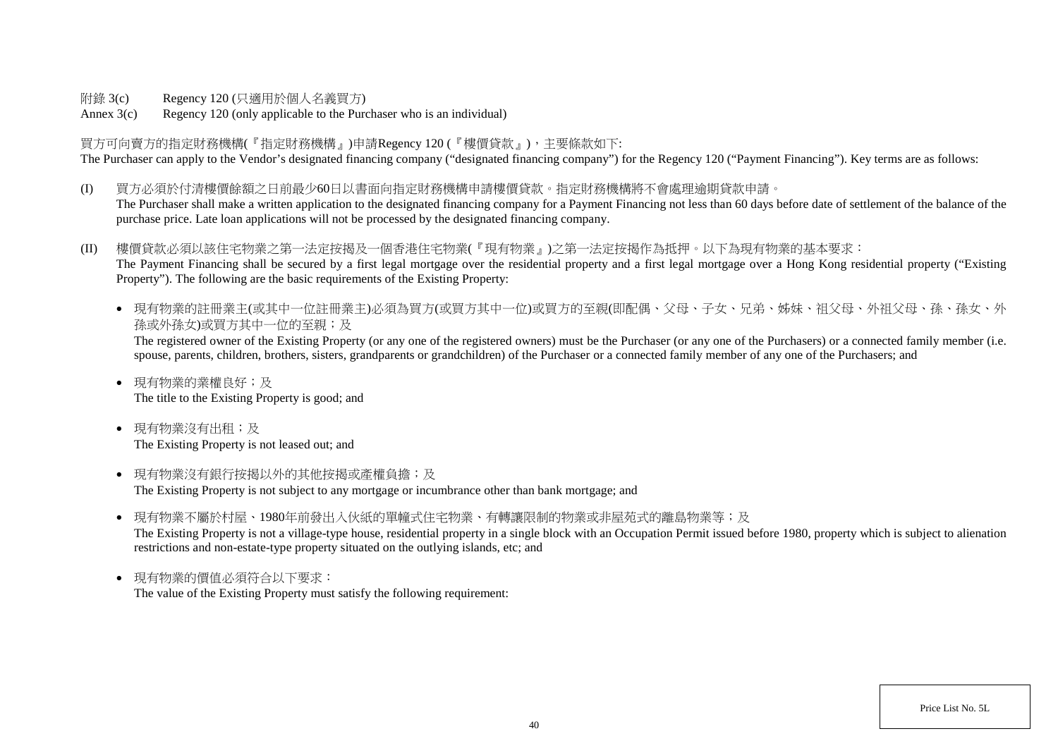附錄 3(c)　　Regency 120 (只適用於個人名義買方)

Annex 3(c)　　Regency 120 (only applicable to the Purchaser who is an individual)

買方可向賣方的指定財務機構(『指定財務機構』)申請Regency 120 (『樓價貸款』)，主要條款如下:

The Purchaser can apply to the Vendor's designated financing company ("designated financing company") for the Regency 120 ("Payment Financing"). Key terms are as follows:

(I) 買方必須於付清樓價餘額之日前最少60日以書面向指定財務機構申請樓價貸款。指定財務機構將不會處理逾期貸款申請。
The Purchaser shall make a written application to the designated financing company for a Payment Financing not less than 60 days before date of settlement of the balance of the purchase price. Late loan applications will not be processed by the designated financing company.

(II) 樓價貸款必須以該住宅物業之第一法定按揭及一個香港住宅物業(『現有物業』)之第一法定按揭作為抵押。以下為現有物業的基本要求：
The Payment Financing shall be secured by a first legal mortgage over the residential property and a first legal mortgage over a Hong Kong residential property ("Existing Property"). The following are the basic requirements of the Existing Property:

- 現有物業的註冊業主(或其中一位註冊業主)必須為買方(或買方其中一位)或買方的至親(即配偶、父母、子女、兄弟、姊妹、祖父母、外祖父母、孫、孫女、外孫或外孫女)或買方其中一位的至親；及
  The registered owner of the Existing Property (or any one of the registered owners) must be the Purchaser (or any one of the Purchasers) or a connected family member (i.e. spouse, parents, children, brothers, sisters, grandparents or grandchildren) of the Purchaser or a connected family member of any one of the Purchasers; and
- 現有物業的業權良好；及
  The title to the Existing Property is good; and
- 現有物業沒有出租；及
  The Existing Property is not leased out; and
- 現有物業沒有銀行按揭以外的其他按揭或產權負擔；及
  The Existing Property is not subject to any mortgage or incumbrance other than bank mortgage; and
- 現有物業不屬於村屋、1980年前發出入伙紙的單幢式住宅物業、有轉讓限制的物業或非屋苑式的離島物業等；及
  The Existing Property is not a village-type house, residential property in a single block with an Occupation Permit issued before 1980, property which is subject to alienation restrictions and non-estate-type property situated on the outlying islands, etc; and
- 現有物業的價值必須符合以下要求：
  The value of the Existing Property must satisfy the following requirement:

Price List No. 5L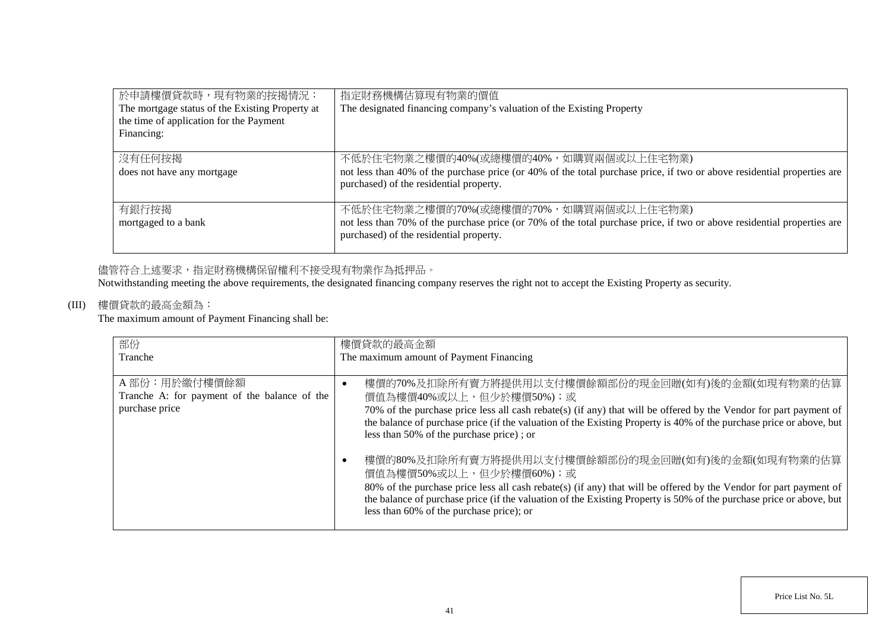| 於申請樓價貸款時，現有物業的按揭情況：<br>The mortgage status of the Existing Property at the time of application for the Payment Financing: | 指定財務機構估算現有物業的價值<br>The designated financing company's valuation of the Existing Property |
| --- | --- |
| 沒有任何按揭<br>does not have any mortgage | 不低於住宅物業之樓價的40%(或總樓價的40%，如購買兩個或以上住宅物業)<br>not less than 40% of the purchase price (or 40% of the total purchase price, if two or above residential properties are purchased) of the residential property. |
| 有銀行按揭<br>mortgaged to a bank | 不低於住宅物業之樓價的70%(或總樓價的70%，如購買兩個或以上住宅物業)<br>not less than 70% of the purchase price (or 70% of the total purchase price, if two or above residential properties are purchased) of the residential property. |

儘管符合上述要求，指定財務機構保留權利不接受現有物業作為抵押品。
Notwithstanding meeting the above requirements, the designated financing company reserves the right not to accept the Existing Property as security.

(III) 樓價貸款的最高金額為：
The maximum amount of Payment Financing shall be:

| 部份<br>Tranche | 樓價貸款的最高金額<br>The maximum amount of Payment Financing |
| --- | --- |
| A 部份：用於繳付樓價餘額<br>Tranche A: for payment of the balance of the purchase price | • 樓價的70%及扣除所有賣方將提供用以支付樓價餘額部份的現金回贈(如有)後的金額(如現有物業的估算價值為樓價40%或以上，但少於樓價50%)；或<br>70% of the purchase price less all cash rebate(s) (if any) that will be offered by the Vendor for part payment of the balance of purchase price (if the valuation of the Existing Property is 40% of the purchase price or above, but less than 50% of the purchase price) ; or<br><br>• 樓價的80%及扣除所有賣方將提供用以支付樓價餘額部份的現金回贈(如有)後的金額(如現有物業的估算價值為樓價50%或以上，但少於樓價60%)；或<br>80% of the purchase price less all cash rebate(s) (if any) that will be offered by the Vendor for part payment of the balance of purchase price (if the valuation of the Existing Property is 50% of the purchase price or above, but less than 60% of the purchase price); or |

Price List No. 5L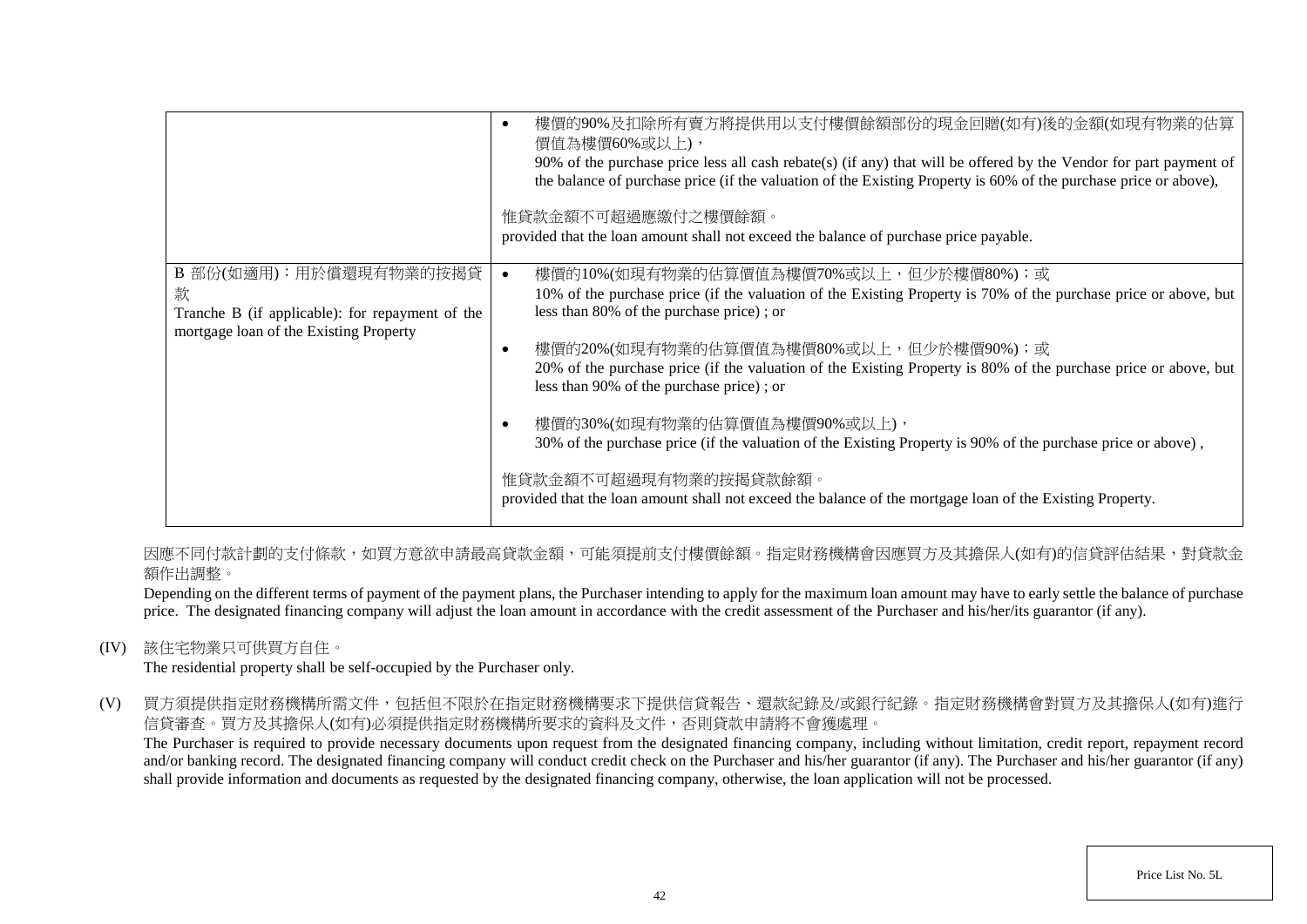| | |
|---|---|
| | • 樓價的90%及扣除所有賣方將提供用以支付樓價餘額部份的現金回贈(如有)後的金額(如現有物業的估算價值為樓價60%或以上)，<br>90% of the purchase price less all cash rebate(s) (if any) that will be offered by the Vendor for part payment of the balance of purchase price (if the valuation of the Existing Property is 60% of the purchase price or above),<br><br>惟貸款金額不可超過應繳付之樓價餘額。<br>provided that the loan amount shall not exceed the balance of purchase price payable. |
| B 部份(如適用)：用於償還現有物業的按揭貸款<br>Tranche B (if applicable): for repayment of the mortgage loan of the Existing Property | • 樓價的10%(如現有物業的估算價值為樓價70%或以上，但少於樓價80%)；或<br>10% of the purchase price (if the valuation of the Existing Property is 70% of the purchase price or above, but less than 80% of the purchase price) ; or<br><br>• 樓價的20%(如現有物業的估算價值為樓價80%或以上，但少於樓價90%)；或<br>20% of the purchase price (if the valuation of the Existing Property is 80% of the purchase price or above, but less than 90% of the purchase price) ; or<br><br>• 樓價的30%(如現有物業的估算價值為樓價90%或以上)，<br>30% of the purchase price (if the valuation of the Existing Property is 90% of the purchase price or above) ,<br><br>惟貸款金額不可超過現有物業的按揭貸款餘額。<br>provided that the loan amount shall not exceed the balance of the mortgage loan of the Existing Property. |

因應不同付款計劃的支付條款，如買方意欲申請最高貸款金額，可能須提前支付樓價餘額。指定財務機構會因應買方及其擔保人(如有)的信貸評估結果，對貸款金額作出調整。

Depending on the different terms of payment of the payment plans, the Purchaser intending to apply for the maximum loan amount may have to early settle the balance of purchase price. The designated financing company will adjust the loan amount in accordance with the credit assessment of the Purchaser and his/her/its guarantor (if any).

(IV) 該住宅物業只可供買方自住。
The residential property shall be self-occupied by the Purchaser only.

(V) 買方須提供指定財務機構所需文件，包括但不限於在指定財務機構要求下提供信貸報告、還款紀錄及/或銀行紀錄。指定財務機構會對買方及其擔保人(如有)進行信貸審查。買方及其擔保人(如有)必須提供指定財務機構所要求的資料及文件，否則貸款申請將不會獲處理。
The Purchaser is required to provide necessary documents upon request from the designated financing company, including without limitation, credit report, repayment record and/or banking record. The designated financing company will conduct credit check on the Purchaser and his/her guarantor (if any). The Purchaser and his/her guarantor (if any) shall provide information and documents as requested by the designated financing company, otherwise, the loan application will not be processed.

Price List No. 5L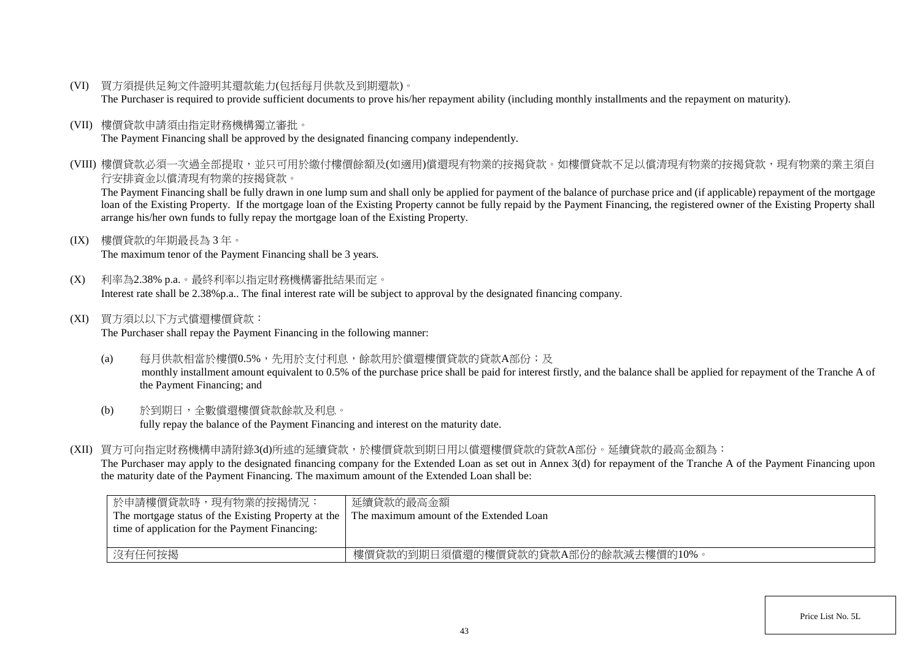(VI) 買方須提供足夠文件證明其還款能力(包括每月供款及到期還款)。
The Purchaser is required to provide sufficient documents to prove his/her repayment ability (including monthly installments and the repayment on maturity).

(VII) 樓價貸款申請須由指定財務機構獨立審批。
The Payment Financing shall be approved by the designated financing company independently.

(VIII) 樓價貸款必須一次過全部提取，並只可用於繳付樓價餘額及(如適用)償還現有物業的按揭貸款。如樓價貸款不足以償清現有物業的按揭貸款，現有物業的業主須自行安排資金以償清現有物業的按揭貸款。
The Payment Financing shall be fully drawn in one lump sum and shall only be applied for payment of the balance of purchase price and (if applicable) repayment of the mortgage loan of the Existing Property. If the mortgage loan of the Existing Property cannot be fully repaid by the Payment Financing, the registered owner of the Existing Property shall arrange his/her own funds to fully repay the mortgage loan of the Existing Property.

(IX) 樓價貸款的年期最長為 3 年。
The maximum tenor of the Payment Financing shall be 3 years.

(X) 利率為2.38% p.a.。最終利率以指定財務機構審批結果而定。
Interest rate shall be 2.38%p.a.. The final interest rate will be subject to approval by the designated financing company.

(XI) 買方須以以下方式償還樓價貸款：
The Purchaser shall repay the Payment Financing in the following manner:

(a) 每月供款相當於樓價0.5%，先用於支付利息，餘款用於償還樓價貸款的貸款A部份；及
monthly installment amount equivalent to 0.5% of the purchase price shall be paid for interest firstly, and the balance shall be applied for repayment of the Tranche A of the Payment Financing; and

(b) 於到期日，全數償還樓價貸款餘款及利息。
fully repay the balance of the Payment Financing and interest on the maturity date.

(XII) 買方可向指定財務機構申請附錄3(d)所述的延續貸款，於樓價貸款到期日用以償還樓價貸款的貸款A部份。延續貸款的最高金額為：
The Purchaser may apply to the designated financing company for the Extended Loan as set out in Annex 3(d) for repayment of the Tranche A of the Payment Financing upon the maturity date of the Payment Financing. The maximum amount of the Extended Loan shall be:

| 於申請樓價貸款時，現有物業的按揭情況：<br>The mortgage status of the Existing Property at the time of application for the Payment Financing: | 延續貸款的最高金額<br>The maximum amount of the Extended Loan |
|---|---|
| 沒有任何按揭 | 樓價貸款的到期日須償還的樓價貸款的貸款A部份的餘款減去樓價的10%。 |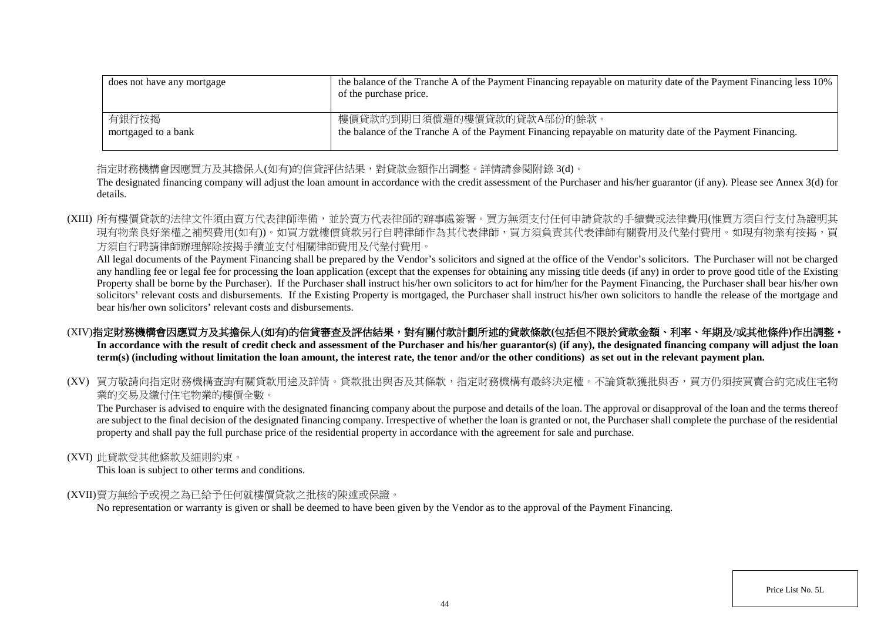| does not have any mortgage | the balance of the Tranche A of the Payment Financing repayable on maturity date of the Payment Financing less 10% of the purchase price. |
| --- | --- |
| 有銀行按揭<br>mortgaged to a bank | 樓價貸款的到期日須償還的樓價貸款的貸款A部份的餘款。<br>the balance of the Tranche A of the Payment Financing repayable on maturity date of the Payment Financing. |

指定財務機構會因應買方及其擔保人(如有)的信貸評估結果，對貸款金額作出調整。詳情請參閱附錄 3(d)。

The designated financing company will adjust the loan amount in accordance with the credit assessment of the Purchaser and his/her guarantor (if any). Please see Annex 3(d) for details.

(XIII) 所有樓價貸款的法律文件須由賣方代表律師準備，並於賣方代表律師的辦事處簽署。買方無須支付任何申請貸款的手續費或法律費用(惟買方須自行支付為證明其現有物業良好業權之補契費用(如有))。如買方就樓價貸款另行自聘律師作為其代表律師，買方須負責其代表律師有關費用及代墊付費用。如現有物業有按揭，買方須自行聘請律師辦理解除按揭手續並支付相關律師費用及代墊付費用。

All legal documents of the Payment Financing shall be prepared by the Vendor's solicitors and signed at the office of the Vendor's solicitors. The Purchaser will not be charged any handling fee or legal fee for processing the loan application (except that the expenses for obtaining any missing title deeds (if any) in order to prove good title of the Existing Property shall be borne by the Purchaser). If the Purchaser shall instruct his/her own solicitors to act for him/her for the Payment Financing, the Purchaser shall bear his/her own solicitors' relevant costs and disbursements. If the Existing Property is mortgaged, the Purchaser shall instruct his/her own solicitors to handle the release of the mortgage and bear his/her own solicitors' relevant costs and disbursements.

(XIV) **指定財務機構會因應買方及其擔保人(如有)的信貸審查及評估結果，對有關付款計劃所述的貸款條款(包括但不限於貸款金額、利率、年期及/或其他條件)作出調整。**
**In accordance with the result of credit check and assessment of the Purchaser and his/her guarantor(s) (if any), the designated financing company will adjust the loan term(s) (including without limitation the loan amount, the interest rate, the tenor and/or the other conditions) as set out in the relevant payment plan.**

(XV) 買方敬請向指定財務機構查詢有關貸款用途及詳情。貸款批出與否及其條款，指定財務機構有最終決定權。不論貸款獲批與否，買方仍須按買賣合約完成住宅物業的交易及繳付住宅物業的樓價全數。

The Purchaser is advised to enquire with the designated financing company about the purpose and details of the loan. The approval or disapproval of the loan and the terms thereof are subject to the final decision of the designated financing company. Irrespective of whether the loan is granted or not, the Purchaser shall complete the purchase of the residential property and shall pay the full purchase price of the residential property in accordance with the agreement for sale and purchase.

(XVI) 此貸款受其他條款及細則約束。
This loan is subject to other terms and conditions.

(XVII) 賣方無給予或視之為已給予任何就樓價貸款之批核的陳述或保證。
No representation or warranty is given or shall be deemed to have been given by the Vendor as to the approval of the Payment Financing.

Price List No. 5L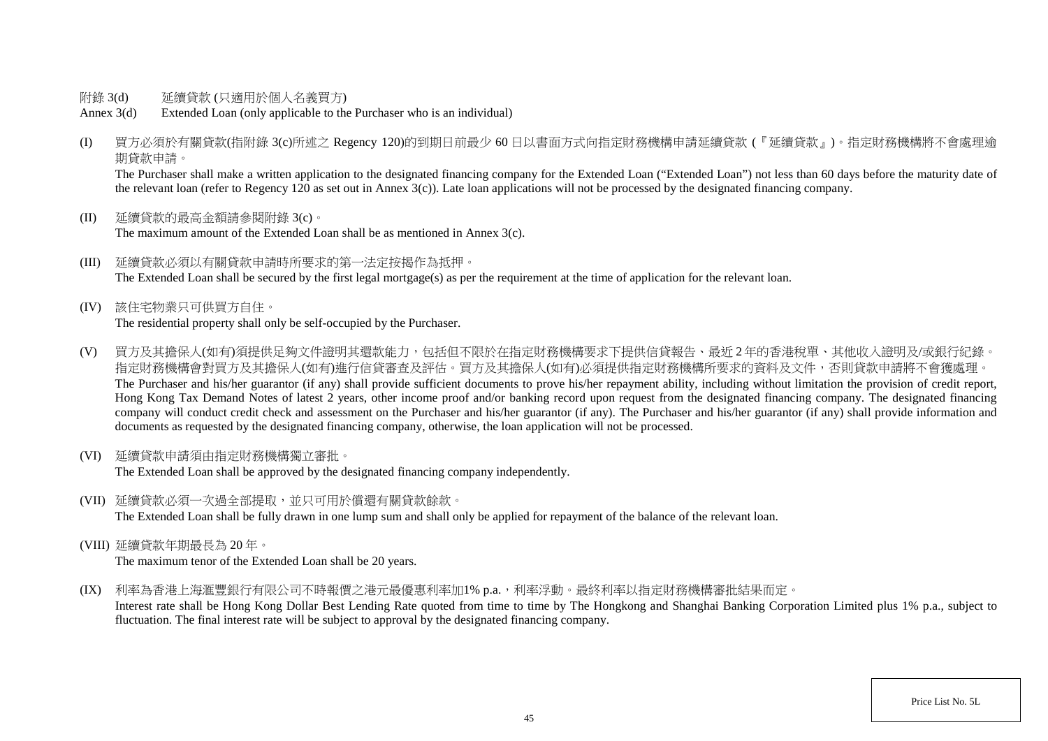附錄 3(d) 延續貸款 (只適用於個人名義買方)

Annex 3(d) Extended Loan (only applicable to the Purchaser who is an individual)

(I) 買方必須於有關貸款(指附錄 3(c)所述之 Regency 120)的到期日前最少 60 日以書面方式向指定財務機構申請延續貸款 (『延續貸款』)。指定財務機構將不會處理逾期貸款申請。

The Purchaser shall make a written application to the designated financing company for the Extended Loan ("Extended Loan") not less than 60 days before the maturity date of the relevant loan (refer to Regency 120 as set out in Annex 3(c)). Late loan applications will not be processed by the designated financing company.

(II) 延續貸款的最高金額請參閱附錄 3(c)。

The maximum amount of the Extended Loan shall be as mentioned in Annex 3(c).

(III) 延續貸款必須以有關貸款申請時所要求的第一法定按揭作為抵押。

The Extended Loan shall be secured by the first legal mortgage(s) as per the requirement at the time of application for the relevant loan.

(IV) 該住宅物業只可供買方自住。

The residential property shall only be self-occupied by the Purchaser.

(V) 買方及其擔保人(如有)須提供足夠文件證明其還款能力，包括但不限於在指定財務機構要求下提供信貸報告、最近 2 年的香港稅單、其他收入證明及/或銀行紀錄。指定財務機構會對買方及其擔保人(如有)進行信貸審查及評估。買方及其擔保人(如有)必須提供指定財務機構所要求的資料及文件，否則貸款申請將不會獲處理。

The Purchaser and his/her guarantor (if any) shall provide sufficient documents to prove his/her repayment ability, including without limitation the provision of credit report, Hong Kong Tax Demand Notes of latest 2 years, other income proof and/or banking record upon request from the designated financing company. The designated financing company will conduct credit check and assessment on the Purchaser and his/her guarantor (if any). The Purchaser and his/her guarantor (if any) shall provide information and documents as requested by the designated financing company, otherwise, the loan application will not be processed.

(VI) 延續貸款申請須由指定財務機構獨立審批。

The Extended Loan shall be approved by the designated financing company independently.

(VII) 延續貸款必須一次過全部提取，並只可用於償還有關貸款餘款。

The Extended Loan shall be fully drawn in one lump sum and shall only be applied for repayment of the balance of the relevant loan.

(VIII) 延續貸款年期最長為 20 年。

The maximum tenor of the Extended Loan shall be 20 years.

(IX) 利率為香港上海滙豐銀行有限公司不時報價之港元最優惠利率加1% p.a.，利率浮動。最終利率以指定財務機構審批結果而定。

Interest rate shall be Hong Kong Dollar Best Lending Rate quoted from time to time by The Hongkong and Shanghai Banking Corporation Limited plus 1% p.a., subject to fluctuation. The final interest rate will be subject to approval by the designated financing company.

Price List No. 5L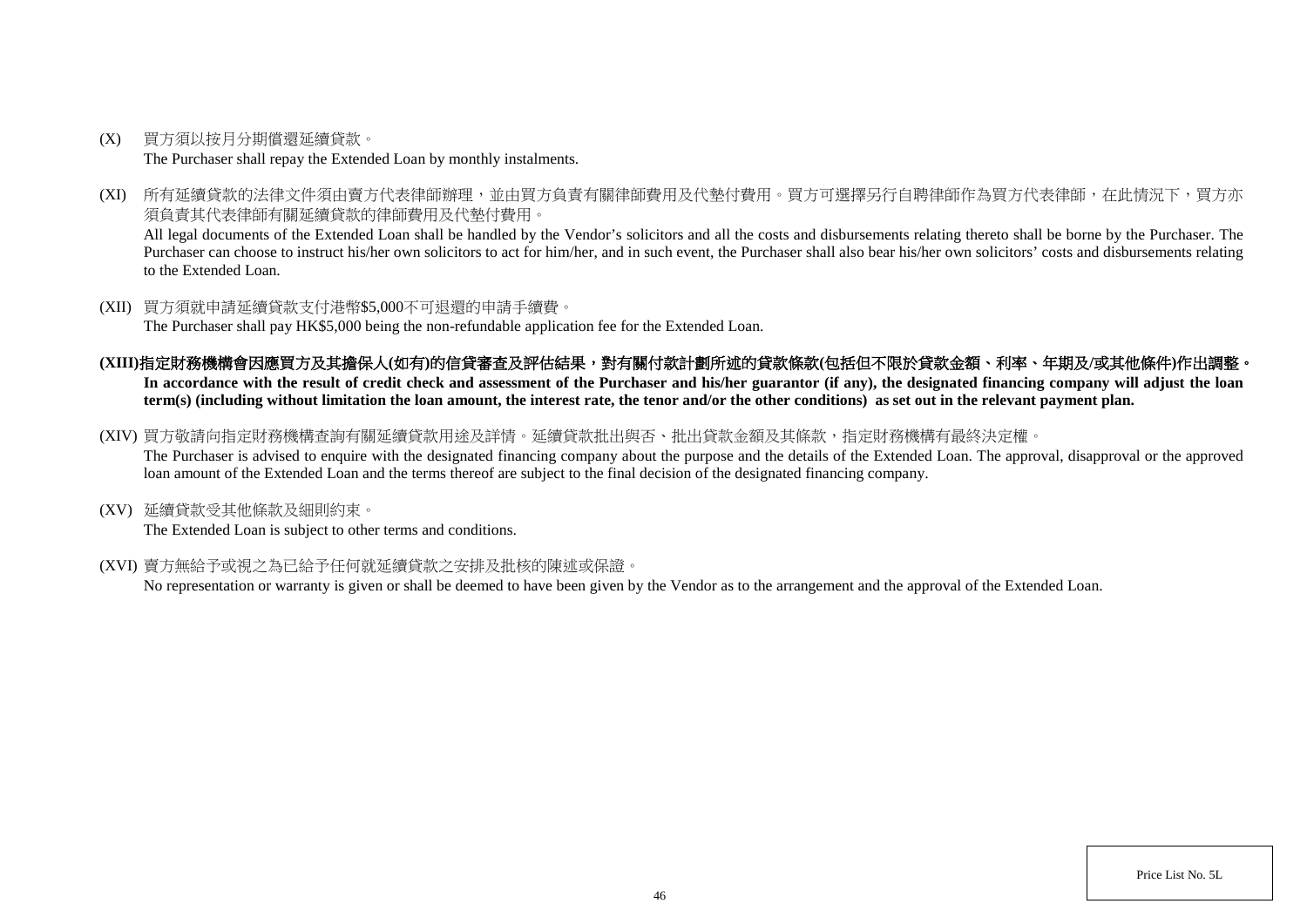(X) 買方須以按月分期償還延續貸款。
The Purchaser shall repay the Extended Loan by monthly instalments.

(XI) 所有延續貸款的法律文件須由賣方代表律師辦理，並由買方負責有關律師費用及代墊付費用。買方可選擇另行自聘律師作為買方代表律師，在此情況下，買方亦須負責其代表律師有關延續貸款的律師費用及代墊付費用。
All legal documents of the Extended Loan shall be handled by the Vendor's solicitors and all the costs and disbursements relating thereto shall be borne by the Purchaser. The Purchaser can choose to instruct his/her own solicitors to act for him/her, and in such event, the Purchaser shall also bear his/her own solicitors' costs and disbursements relating to the Extended Loan.

(XII) 買方須就申請延續貸款支付港幣$5,000不可退還的申請手續費。
The Purchaser shall pay HK$5,000 being the non-refundable application fee for the Extended Loan.

**(XIII)指定財務機構會因應買方及其擔保人(如有)的信貸審查及評估結果，對有關付款計劃所述的貸款條款(包括但不限於貸款金額、利率、年期及/或其他條件)作出調整。**
**In accordance with the result of credit check and assessment of the Purchaser and his/her guarantor (if any), the designated financing company will adjust the loan term(s) (including without limitation the loan amount, the interest rate, the tenor and/or the other conditions) as set out in the relevant payment plan.**

(XIV) 買方敬請向指定財務機構查詢有關延續貸款用途及詳情。延續貸款批出與否、批出貸款金額及其條款，指定財務機構有最終決定權。
The Purchaser is advised to enquire with the designated financing company about the purpose and the details of the Extended Loan. The approval, disapproval or the approved loan amount of the Extended Loan and the terms thereof are subject to the final decision of the designated financing company.

(XV) 延續貸款受其他條款及細則約束。
The Extended Loan is subject to other terms and conditions.

(XVI) 賣方無給予或視之為已給予任何就延續貸款之安排及批核的陳述或保證。
No representation or warranty is given or shall be deemed to have been given by the Vendor as to the arrangement and the approval of the Extended Loan.

Price List No. 5L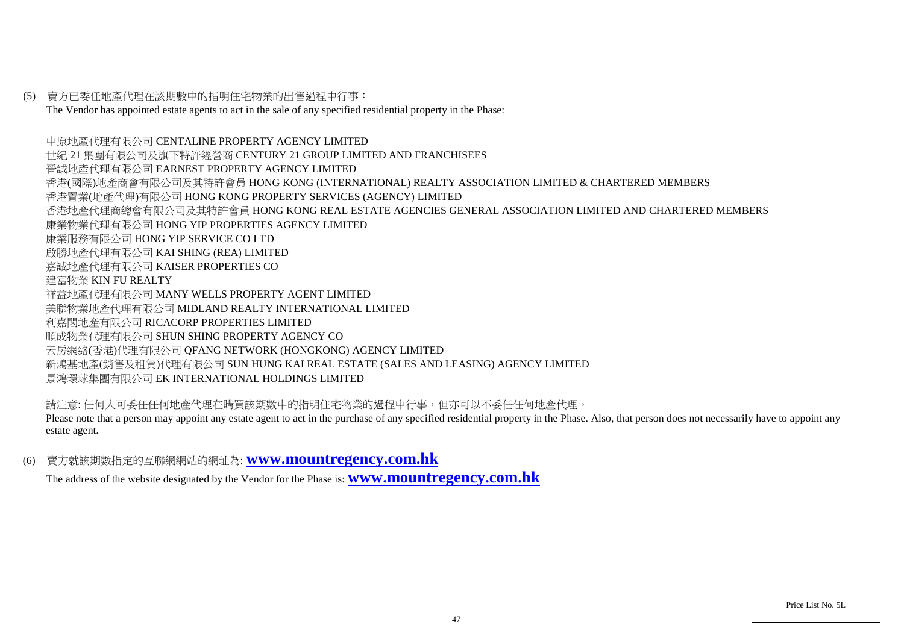(5) 賣方已委任地產代理在該期數中的指明住宅物業的出售過程中行事：
The Vendor has appointed estate agents to act in the sale of any specified residential property in the Phase:

中原地產代理有限公司 CENTALINE PROPERTY AGENCY LIMITED
世紀 21 集團有限公司及旗下特許經營商 CENTURY 21 GROUP LIMITED AND FRANCHISEES
晉誠地產代理有限公司 EARNEST PROPERTY AGENCY LIMITED
香港(國際)地產商會有限公司及其特許會員 HONG KONG (INTERNATIONAL) REALTY ASSOCIATION LIMITED & CHARTERED MEMBERS
香港置業(地產代理)有限公司 HONG KONG PROPERTY SERVICES (AGENCY) LIMITED
香港地產代理商總會有限公司及其特許會員 HONG KONG REAL ESTATE AGENCIES GENERAL ASSOCIATION LIMITED AND CHARTERED MEMBERS
康業物業代理有限公司 HONG YIP PROPERTIES AGENCY LIMITED
康業服務有限公司 HONG YIP SERVICE CO LTD
啟勝地產代理有限公司 KAI SHING (REA) LIMITED
嘉誠地產代理有限公司 KAISER PROPERTIES CO
建富物業 KIN FU REALTY
祥益地產代理有限公司 MANY WELLS PROPERTY AGENT LIMITED
美聯物業地產代理有限公司 MIDLAND REALTY INTERNATIONAL LIMITED
利嘉閣地產有限公司 RICACORP PROPERTIES LIMITED
順成物業代理有限公司 SHUN SHING PROPERTY AGENCY CO
云房網絡(香港)代理有限公司 QFANG NETWORK (HONGKONG) AGENCY LIMITED
新鴻基地產(銷售及租賃)代理有限公司 SUN HUNG KAI REAL ESTATE (SALES AND LEASING) AGENCY LIMITED
景鴻環球集團有限公司 EK INTERNATIONAL HOLDINGS LIMITED

請注意: 任何人可委任任何地產代理在購買該期數中的指明住宅物業的過程中行事，但亦可以不委任任何地產代理。
Please note that a person may appoint any estate agent to act in the purchase of any specified residential property in the Phase. Also, that person does not necessarily have to appoint any estate agent.

(6) 賣方就該期數指定的互聯網網站的網址為: **www.mountregency.com.hk**
The address of the website designated by the Vendor for the Phase is: **www.mountregency.com.hk**

Price List No. 5L